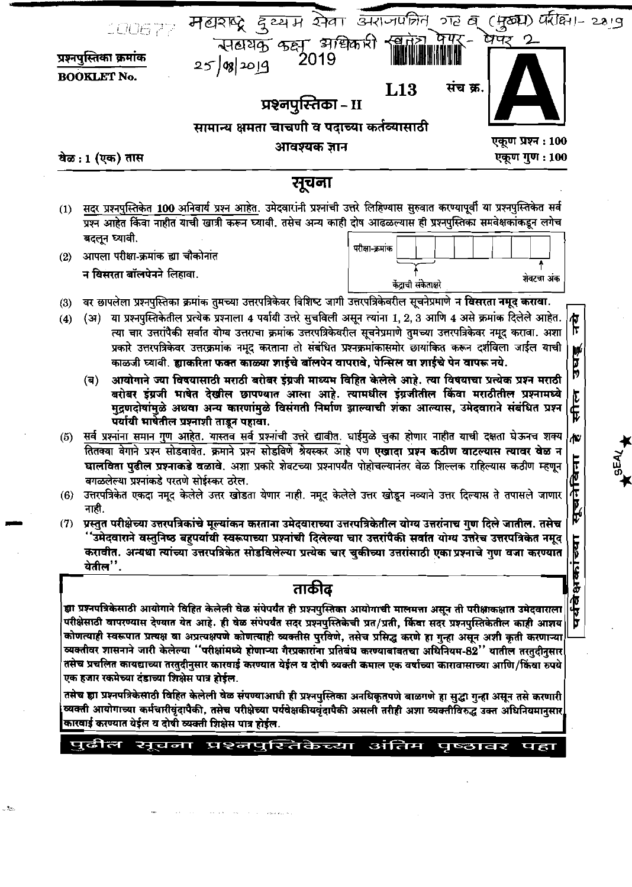महाराष्ट्र दुय्यम सेवा अराजपत्रित गट ब (मुख्य) परीक्षा - 2019

सहायक कक्ष अधिकारी स्वतंत्र पेपर - पेपर 2

25/08/2019

2019

**प्रश्नपुस्तिका क्रमांक**
**BOOKLET No.**

**L13**

संच क्र. **A**

## प्रश्नपुस्तिका – II

### सामान्य क्षमता चाचणी व पदाच्या कर्तव्यासाठी आवश्यक ज्ञान

वेळ : 1 (एक) तास

एकूण प्रश्न : 100
एकूण गुण : 100

## सूचना

(1) सदर प्रश्नपुस्तिकेत **100** अनिवार्य प्रश्न आहेत. उमेदवारांनी प्रश्नांची उत्तरे लिहिण्यास सुरुवात करण्यापूर्वी या प्रश्नपुस्तिकेत सर्व प्रश्न आहेत किंवा नाहीत याची खात्री करून घ्यावी. तसेच अन्य काही दोष आढळल्यास ही प्रश्नपुस्तिका समवेक्षकांकडून लगेच बदलून घ्यावी.

(2) आपला परीक्षा-क्रमांक ह्या चौकोनांत न विसरता बॉलपेनने लिहावा.

परीक्षा-क्रमांक | केंद्राची संकेताक्षरे | शेवटचा अंक

(3) वर छापलेला प्रश्नपुस्तिका क्रमांक तुमच्या उत्तरपत्रिकेवर विशिष्ट जागी उत्तरपत्रिकेवरील सूचनेप्रमाणे **न विसरता नमूद करावा.**

(4) (अ) या प्रश्नपुस्तिकेतील प्रत्येक प्रश्नाला 4 पर्यायी उत्तरे सुचविली असून त्यांना 1, 2, 3 आणि 4 असे क्रमांक दिलेले आहेत. त्या चार उत्तरांपैकी सर्वात योग्य उत्तराचा क्रमांक उत्तरपत्रिकेवरील सूचनेप्रमाणे तुमच्या उत्तरपत्रिकेवर नमूद करावा. अशा प्रकारे उत्तरपत्रिकेवर उत्तरक्रमांक नमूद करताना तो संबंधित प्रश्नक्रमांकासमोर छायांकित करून दर्शविला जाईल याची काळजी घ्यावी. **ह्याकरिता फक्त काळ्या शाईचे बॉलपेन वापरावे, पेन्सिल वा शाईचे पेन वापरू नये.**

(ब) **आयोगाने ज्या विषयासाठी मराठी बरोबर इंग्रजी माध्यम विहित केलेले आहे. त्या विषयाचा प्रत्येक प्रश्न मराठी बरोबर इंग्रजी भाषेत देखील छापण्यात आला आहे. त्यामधील इंग्रजीतील किंवा मराठीतील प्रश्नामध्ये मुद्रणदोषांमुळे अथवा अन्य कारणांमुळे विसंगती निर्माण झाल्याची शंका आल्यास, उमेदवाराने संबंधित प्रश्न पर्यायी भाषेतील प्रश्नाशी ताडून पहावा.**

(5) सर्व प्रश्नांना समान गुण आहेत. यास्तव सर्व प्रश्नांची उत्तरे द्यावीत. घाईमुळे चुका होणार नाहीत याची दक्षता घेऊनच शक्य तितक्या वेगाने प्रश्न सोडवावेत. क्रमाने प्रश्न सोडविणे श्रेयस्कर आहे पण **एखादा प्रश्न कठीण वाटल्यास त्यावर वेळ न घालविता पुढील प्रश्नाकडे वळावे.** अशा प्रकारे शेवटच्या प्रश्नापर्यंत पोहोचल्यानंतर वेळ शिल्लक राहिल्यास कठीण म्हणून वगळलेल्या प्रश्नांकडे परतणे सोईस्कर ठरेल.

(6) उत्तरपत्रिकेत एकदा नमूद केलेले उत्तर खोडता येणार नाही. नमूद केलेले उत्तर खोडून नव्याने उत्तर दिल्यास ते तपासले जाणार नाही.

(7) **प्रस्तुत परीक्षेच्या उत्तरपत्रिकांचे मूल्यांकन करताना उमेदवाराच्या उत्तरपत्रिकेतील योग्य उत्तरांनाच गुण दिले जातील. तसेच "उमेदवाराने वस्तुनिष्ठ बहुपर्यायी स्वरूपाच्या प्रश्नांची दिलेल्या चार उत्तरांपैकी सर्वात योग्य उत्तरेच उत्तरपत्रिकेत नमूद करावीत. अन्यथा त्यांच्या उत्तरपत्रिकेत सोडविलेल्या प्रत्येक चार चुकीच्या उत्तरांसाठी एका प्रश्नाचे गुण वजा करण्यात येतील".**

## ताकीद

**ह्या प्रश्नपत्रिकेसाठी आयोगाने विहित केलेली वेळ संपेपर्यंत ही प्रश्नपुस्तिका आयोगाची मालमत्ता असून ती परीक्षाकक्षात उमेदवाराला परीक्षेसाठी वापरण्यास देण्यात येत आहे. ही वेळ संपेपर्यंत सदर प्रश्नपुस्तिकेची प्रत/प्रती, किंवा सदर प्रश्नपुस्तिकेतील काही आशय कोणत्याही स्वरूपात प्रत्यक्ष वा अप्रत्यक्षपणे कोणत्याही व्यक्तीस पुरविणे, तसेच प्रसिद्ध करणे हा गुन्हा असून अशी कृती करणाऱ्या व्यक्तीवर शासनाने जारी केलेल्या "परीक्षांमध्ये होणाऱ्या गैरप्रकारांना प्रतिबंध करण्याबाबतचा अधिनियम-82" यातील तरतुदीनुसार तसेच प्रचलित कायद्याच्या तरतुदीनुसार कारवाई करण्यात येईल व दोषी व्यक्ती कमाल एक वर्षाच्या कारावासाच्या आणि/किंवा रुपये एक हजार रकमेच्या दंडाच्या शिक्षेस पात्र होईल.**

**तसेच ह्या प्रश्नपत्रिकेसाठी विहित केलेली वेळ संपण्याआधी ही प्रश्नपुस्तिका अनधिकृतपणे बाळगणे हा सुद्धा गुन्हा असून तसे करणारी व्यक्ती आयोगाच्या कर्मचारीवृंदापैकी, तसेच परीक्षेच्या पर्यवेक्षकीयवृंदापैकी असली तरीही अशा व्यक्तीविरुद्ध उक्त अधिनियमानुसार कारवाई करण्यात येईल व दोषी व्यक्ती शिक्षेस पात्र होईल.**

**पुढील सूचना प्रश्नपुस्तिकेच्या अंतिम पृष्ठावर पहा**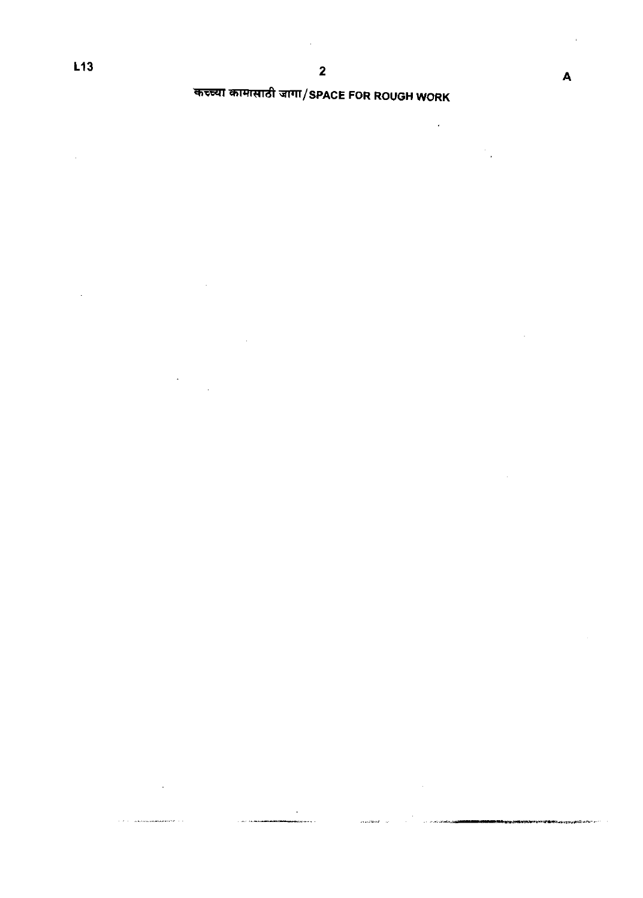कच्च्या कामासाठी जागा/SPACE FOR ROUGH WORK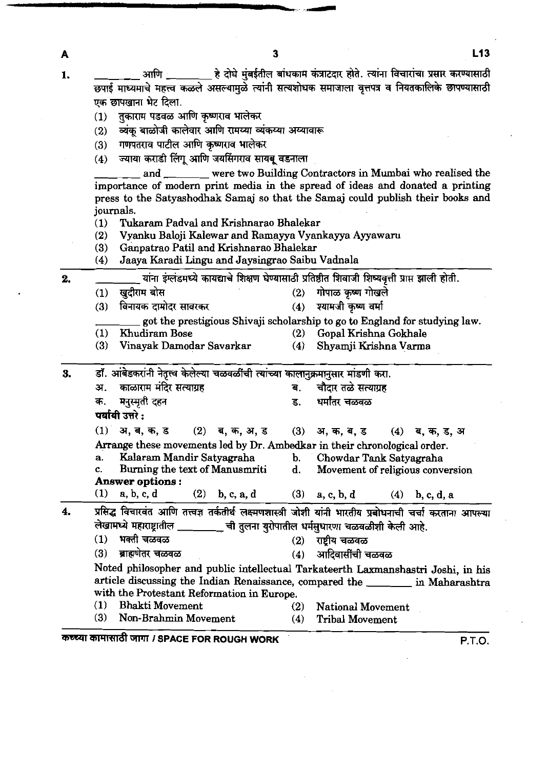1. ________ आणि ________ हे दोघे मुंबईतील बांधकाम कंत्राटदार होते. त्यांना विचारांचा प्रसार करण्यासाठी छपाई माध्यमाचे महत्त्व कळले असल्यामुळे त्यांनी सत्यशोधक समाजाला वृत्तपत्र व नियतकालिके छापण्यासाठी एक छापखाना भेट दिला.
   (1) तुकाराम पडवळ आणि कृष्णराव भालेकर
   (2) व्यंकू बाळोजी कालेवार आणि रामय्या व्यंकय्या अय्यावारू
   (3) गणपतराव पाटील आणि कृष्णराव भालेकर
   (4) ज्याया कराडी लिंगू आणि जयसिंगराव सायबू वडनाला

   ________ and ________ were two Building Contractors in Mumbai who realised the importance of modern print media in the spread of ideas and donated a printing press to the Satyashodhak Samaj so that the Samaj could publish their books and journals.
   (1) Tukaram Padval and Krishnarao Bhalekar
   (2) Vyanku Baloji Kalewar and Ramayya Vyankayya Ayyawaru
   (3) Ganpatrao Patil and Krishnarao Bhalekar
   (4) Jaaya Karadi Lingu and Jaysingrao Saibu Vadnala

2. ________ यांना इंग्लंडमध्ये कायद्याचे शिक्षण घेण्यासाठी प्रतिष्ठीत शिवाजी शिष्यवृत्ती प्राप्त झाली होती.
   (1) खुदीराम बोस
   (2) गोपाळ कृष्ण गोखले
   (3) विनायक दामोदर सावरकर
   (4) श्यामजी कृष्ण वर्मा

   ________ got the prestigious Shivaji scholarship to go to England for studying law.
   (1) Khudiram Bose
   (2) Gopal Krishna Gokhale
   (3) Vinayak Damodar Savarkar
   (4) Shyamji Krishna Varma

3. डॉ. आंबेडकरांनी नेतृत्व केलेल्या चळवळींची त्यांच्या कालानुक्रमानुसार मांडणी करा.
   अ. काळाराम मंदिर सत्याग्रह
   ब. चौदार तळे सत्याग्रह
   क. मनुस्मृती दहन
   ड. धर्मांतर चळवळ

   **पर्यायी उत्तरे :**
   (1) अ, ब, क, ड  (2) ब, क, अ, ड  (3) अ, क, ब, ड  (4) ब, क, ड, अ

   Arrange these movements led by Dr. Ambedkar in their chronological order.
   a. Kalaram Mandir Satyagraha
   b. Chowdar Tank Satyagraha
   c. Burning the text of Manusmriti
   d. Movement of religious conversion

   **Answer options :**
   (1) a, b, c, d  (2) b, c, a, d  (3) a, c, b, d  (4) b, c, d, a

4. प्रसिद्ध विचारवंत आणि तत्त्वज्ञ तर्कतीर्थ लक्ष्मणशास्त्री जोशी यांनी भारतीय प्रबोधनाची चर्चा करताना आपल्या लेखामध्ये महाराष्ट्रातील ________ ची तुलना युरोपातील धर्मसुधारणा चळवळीशी केली आहे.
   (1) भक्ती चळवळ
   (2) राष्ट्रीय चळवळ
   (3) ब्राह्मणेतर चळवळ
   (4) आदिवासींची चळवळ

   Noted philosopher and public intellectual Tarkateerth Laxmanshastri Joshi, in his article discussing the Indian Renaissance, compared the ________ in Maharashtra with the Protestant Reformation in Europe.
   (1) Bhakti Movement
   (2) National Movement
   (3) Non-Brahmin Movement
   (4) Tribal Movement

कच्च्या कामासाठी जागा / SPACE FOR ROUGH WORK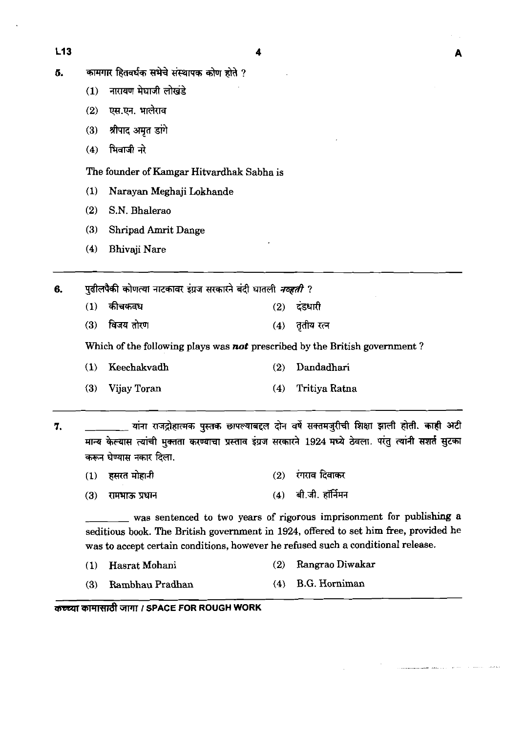5. कामगार हितवर्धक सभेचे संस्थापक कोण होते ?

   (1) नारायण मेघाजी लोखंडे

   (2) एस.एन. भालेराव

   (3) श्रीपाद अमृत डांगे

   (4) भिवाजी नरे

   The founder of Kamgar Hitvardhak Sabha is

   (1) Narayan Meghaji Lokhande

   (2) S.N. Bhalerao

   (3) Shripad Amrit Dange

   (4) Bhivaji Nare

---

6. पुढीलपैकी कोणत्या नाटकावर इंग्रज सरकारने बंदी घातली *नव्हती* ?

   (1) कीचकवध　　　(2) दंडधारी

   (3) विजय तोरण　　　(4) तृतीय रत्न

   Which of the following plays was ***not*** prescribed by the British government ?

   (1) Keechakvadh　　　(2) Dandadhari

   (3) Vijay Toran　　　(4) Tritiya Ratna

---

7. ________ यांना राजद्रोहात्मक पुस्तक छापल्याबद्दल दोन वर्षे सक्तमजुरीची शिक्षा झाली होती. काही अटी मान्य केल्यास त्यांची मुक्तता करण्याचा प्रस्ताव इंग्रज सरकारने 1924 मध्ये ठेवला. परंतु त्यांनी सशर्त सुटका करून घेण्यास नकार दिला.

   (1) हसरत मोहानी　　　(2) रंगराव दिवाकर

   (3) रामभाऊ प्रधान　　　(4) बी.जी. हॉर्निमन

   ________ was sentenced to two years of rigorous imprisonment for publishing a seditious book. The British government in 1924, offered to set him free, provided he was to accept certain conditions, however he refused such a conditional release.

   (1) Hasrat Mohani　　　(2) Rangrao Diwakar

   (3) Rambhau Pradhan　　　(4) B.G. Horniman

कच्च्या कामासाठी जागा / SPACE FOR ROUGH WORK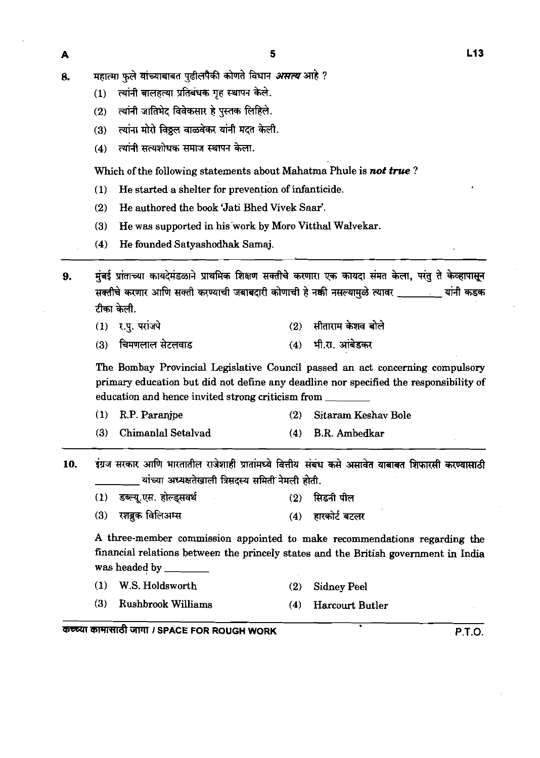8. महात्मा फुले यांच्याबाबत पुढीलपैकी कोणते विधान ***असत्य*** आहे ?

   (1) त्यांनी बालहत्या प्रतिबंधक गृह स्थापन केले.

   (2) त्यांनी जातिभेद विवेकसार हे पुस्तक लिहिले.

   (3) त्यांना मोरो विठ्ठल वाळवेकर यांनी मदत केली.

   (4) त्यांनी सत्यशोधक समाज स्थापन केला.

   Which of the following statements about Mahatma Phule is ***not true*** ?

   (1) He started a shelter for prevention of infanticide.

   (2) He authored the book 'Jati Bhed Vivek Saar'.

   (3) He was supported in his work by Moro Vitthal Walvekar.

   (4) He founded Satyashodhak Samaj.

---

9. मुंबई प्रांताच्या कायदेमंडळाने प्राथमिक शिक्षण सक्तीचे करणारा एक कायदा संमत केला, परंतु ते केव्हापासून सक्तीचे करणार आणि सक्ती करण्याची जबाबदारी कोणाची हे नक्की नसल्यामुळे त्यावर ________ यांनी कडक टीका केली.

   (1) र.पु. परांजपे
   (2) सीताराम केशव बोले
   (3) चिमणलाल सेटलवाड
   (4) भी.रा. आंबेडकर

   The Bombay Provincial Legislative Council passed an act concerning compulsory primary education but did not define any deadline nor specified the responsibility of education and hence invited strong criticism from ________

   (1) R.P. Paranjpe
   (2) Sitaram Keshav Bole
   (3) Chimanlal Setalvad
   (4) B.R. Ambedkar

---

10. इंग्रज सरकार आणि भारतातील राजेशाही प्रांतांमध्ये वित्तीय संबंध कसे असावेत याबाबत शिफारसी करण्यासाठी ________ यांच्या अध्यक्षतेखाली त्रिसदस्य समिती नेमली होती.

   (1) डब्ल्यू.एस. होल्ड्सवर्थ
   (2) सिडनी पील
   (3) रशब्रुक विलिअम्स
   (4) हारकोर्ट बटलर

   A three-member commission appointed to make recommendations regarding the financial relations between the princely states and the British government in India was headed by ________

   (1) W.S. Holdsworth
   (2) Sidney Peel
   (3) Rushbrook Williams
   (4) Harcourt Butler

कच्च्या कामासाठी जागा / SPACE FOR ROUGH WORK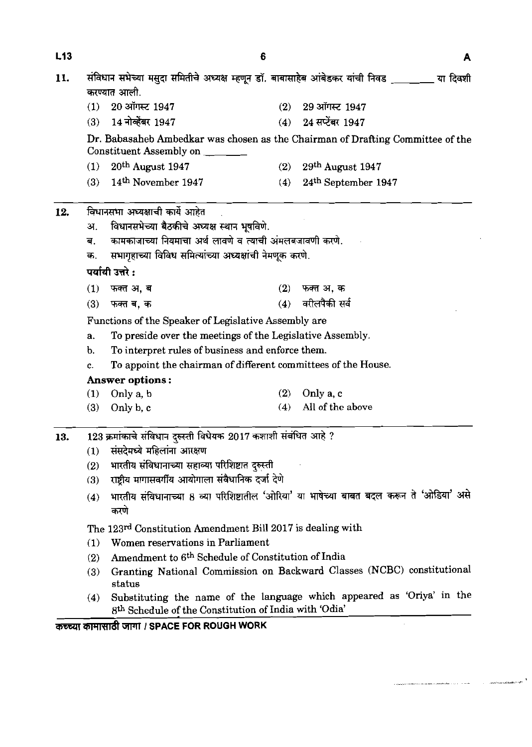11. संविधान सभेच्या मसुदा समितीचे अध्यक्ष म्हणून डॉ. बाबासाहेब आंबेडकर यांची निवड ________ या दिवशी करण्यात आली.

    (1) 20 ऑगस्ट 1947  (2) 29 ऑगस्ट 1947
    (3) 14 नोव्हेंबर 1947  (4) 24 सप्टेंबर 1947

    Dr. Babasaheb Ambedkar was chosen as the Chairman of Drafting Committee of the Constituent Assembly on ________

    (1) 20th August 1947  (2) 29th August 1947
    (3) 14th November 1947  (4) 24th September 1947

---

12. विधानसभा अध्यक्षाची कार्ये आहेत

    अ. विधानसभेच्या बैठकीचे अध्यक्ष स्थान भूषविणे.
    ब. कामकाजाच्या नियमाचा अर्थ लावणे व त्याची अंमलबजावणी करणे.
    क. सभागृहाच्या विविध समित्यांच्या अध्यक्षांची नेमणूक करणे.

    **पर्यायी उत्तरे :**

    (1) फक्त अ, ब  (2) फक्त अ, क
    (3) फक्त ब, क  (4) वरीलपैकी सर्व

    Functions of the Speaker of Legislative Assembly are

    a. To preside over the meetings of the Legislative Assembly.
    b. To interpret rules of business and enforce them.
    c. To appoint the chairman of different committees of the House.

    **Answer options :**

    (1) Only a, b  (2) Only a, c
    (3) Only b, c  (4) All of the above

---

13. 123 क्रमांकाचे संविधान दुरुस्ती विधेयक 2017 कशाशी संबंधित आहे ?

    (1) संसदेमध्ये महिलांना आरक्षण
    (2) भारतीय संविधानाच्या सहाव्या परिशिष्टात दुरुस्ती
    (3) राष्ट्रीय मागासवर्गीय आयोगाला संवैधानिक दर्जा देणे
    (4) भारतीय संविधानाच्या 8 व्या परिशिष्टातील 'ओरिया' या भाषेच्या बाबत बदल करून ते 'ओडिया' असे करणे

    The 123rd Constitution Amendment Bill 2017 is dealing with

    (1) Women reservations in Parliament
    (2) Amendment to 6th Schedule of Constitution of India
    (3) Granting National Commission on Backward Classes (NCBC) constitutional status
    (4) Substituting the name of the language which appeared as 'Oriya' in the 8th Schedule of the Constitution of India with 'Odia'

**कच्च्या कामासाठी जागा / SPACE FOR ROUGH WORK**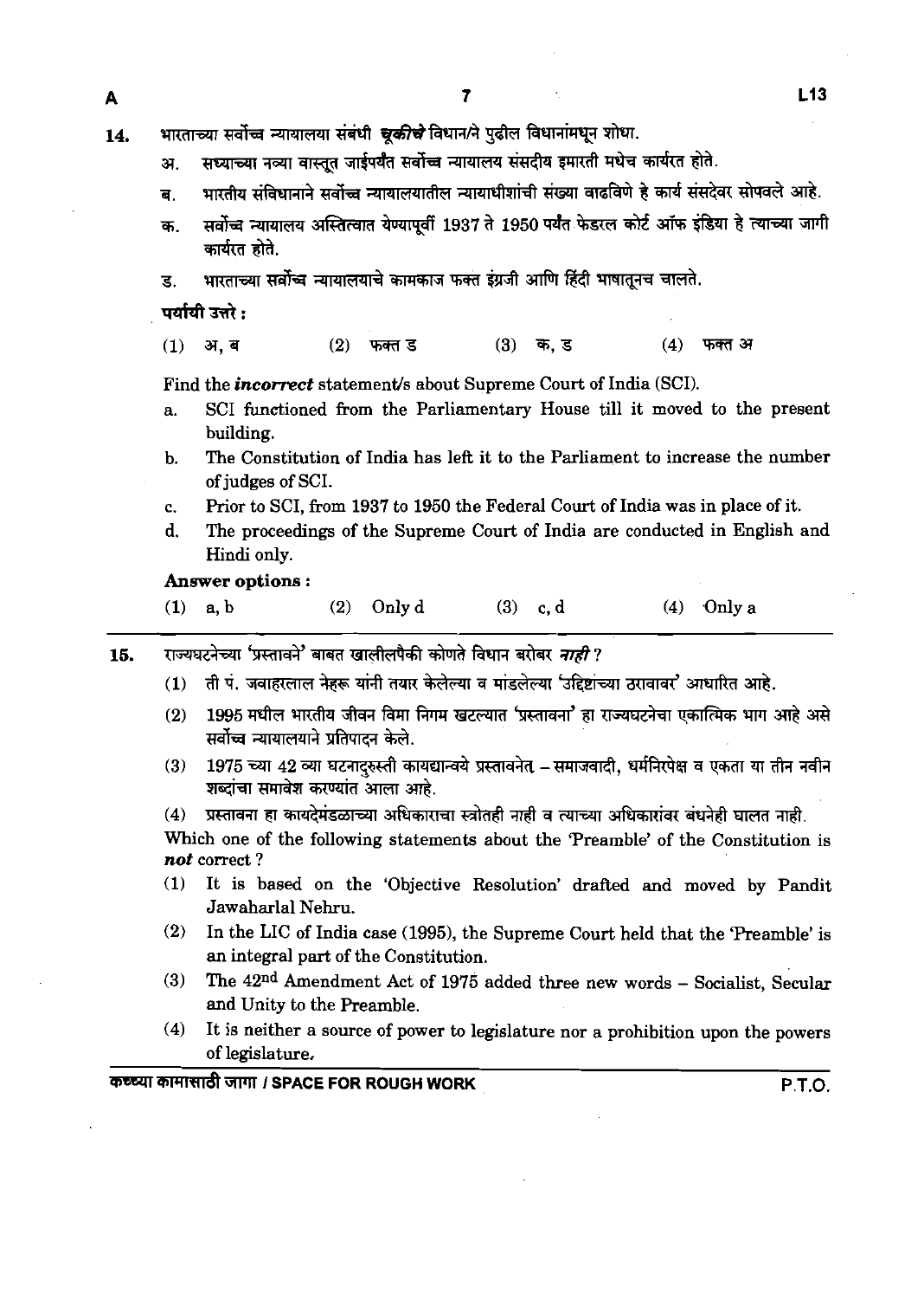14. भारताच्या सर्वोच्च न्यायालया संबंधी ***चूकीचे*** विधान/ने पुढील विधानांमधून शोधा.

अ. सध्याच्या नव्या वास्तूत जाईपर्यंत सर्वोच्च न्यायालय संसदीय इमारती मधेच कार्यरत होते.

ब. भारतीय संविधानाने सर्वोच्च न्यायालयातील न्यायाधीशांची संख्या वाढविणे हे कार्य संसदेवर सोपवले आहे.

क. सर्वोच्च न्यायालय अस्तित्वात येण्यापूर्वी 1937 ते 1950 पर्यंत फेडरल कोर्ट ऑफ इंडिया हे त्याच्या जागी कार्यरत होते.

ड. भारताच्या सर्वोच्च न्यायालयाचे कामकाज फक्त इंग्रजी आणि हिंदी भाषातूनच चालते.

**पर्यायी उत्तरे :**

(1) अ, ब (2) फक्त ड (3) क, ड (4) फक्त अ

Find the ***incorrect*** statement/s about Supreme Court of India (SCI).

a. SCI functioned from the Parliamentary House till it moved to the present building.

b. The Constitution of India has left it to the Parliament to increase the number of judges of SCI.

c. Prior to SCI, from 1937 to 1950 the Federal Court of India was in place of it.

d. The proceedings of the Supreme Court of India are conducted in English and Hindi only.

**Answer options :**

(1) a, b (2) Only d (3) c, d (4) Only a

---

15. राज्यघटनेच्या 'प्रस्तावने' बाबत खालीलपैकी कोणते विधान बरोबर ***नाही*** ?

(1) ती पं. जवाहरलाल नेहरू यांनी तयार केलेल्या व मांडलेल्या 'उद्दिष्टांच्या ठरावावर' आधारित आहे.

(2) 1995 मधील भारतीय जीवन विमा निगम खटल्यात 'प्रस्तावना' हा राज्यघटनेचा एकात्मिक भाग आहे असे सर्वोच्च न्यायालयाने प्रतिपादन केले.

(3) 1975 च्या 42 व्या घटनादुरुस्ती कायद्यान्वये प्रस्तावनेत – समाजवादी, धर्मनिरपेक्ष व एकता या तीन नवीन शब्दांचा समावेश करण्यात आला आहे.

(4) प्रस्तावना हा कायदेमंडळाच्या अधिकाराचा स्त्रोतही नाही व त्याच्या अधिकारांवर बंधनेही घालत नाही.

Which one of the following statements about the 'Preamble' of the Constitution is ***not*** correct ?

(1) It is based on the 'Objective Resolution' drafted and moved by Pandit Jawaharlal Nehru.

(2) In the LIC of India case (1995), the Supreme Court held that the 'Preamble' is an integral part of the Constitution.

(3) The 42nd Amendment Act of 1975 added three new words – Socialist, Secular and Unity to the Preamble.

(4) It is neither a source of power to legislature nor a prohibition upon the powers of legislature.

कच्च्या कामासाठी जागा / SPACE FOR ROUGH WORK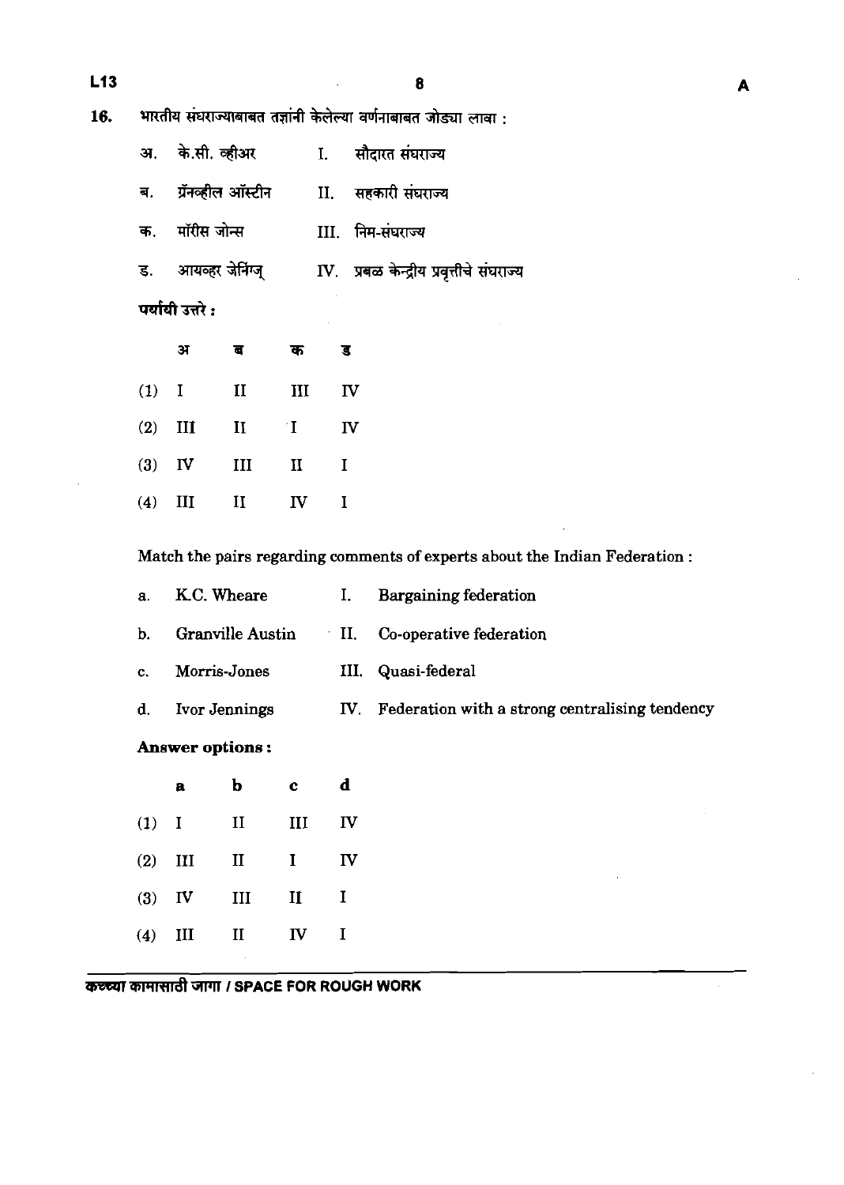16. भारतीय संघराज्याबाबत तज्ञांनी केलेल्या वर्णनाबाबत जोड्या लावा :

| | | | |
|---|---|---|---|
| अ. | के.सी. व्हीअर | I. | सौदारत संघराज्य |
| ब. | ग्रॅनव्हील ऑस्टीन | II. | सहकारी संघराज्य |
| क. | मॉरीस जोन्स | III. | निम-संघराज्य |
| ड. | आयव्हर जेनिंग्ज् | IV. | प्रबळ केन्द्रीय प्रवृत्तीचे संघराज्य |

**पर्यायी उत्तरे :**

| | अ | ब | क | ड |
|---|---|---|---|---|
| (1) | I | II | III | IV |
| (2) | III | II | I | IV |
| (3) | IV | III | II | I |
| (4) | III | II | IV | I |

Match the pairs regarding comments of experts about the Indian Federation :

| | | | |
|---|---|---|---|
| a. | K.C. Wheare | I. | Bargaining federation |
| b. | Granville Austin | II. | Co-operative federation |
| c. | Morris-Jones | III. | Quasi-federal |
| d. | Ivor Jennings | IV. | Federation with a strong centralising tendency |

**Answer options :**

| | a | b | c | d |
|---|---|---|---|---|
| (1) | I | II | III | IV |
| (2) | III | II | I | IV |
| (3) | IV | III | II | I |
| (4) | III | II | IV | I |

कच्च्या कामासाठी जागा / SPACE FOR ROUGH WORK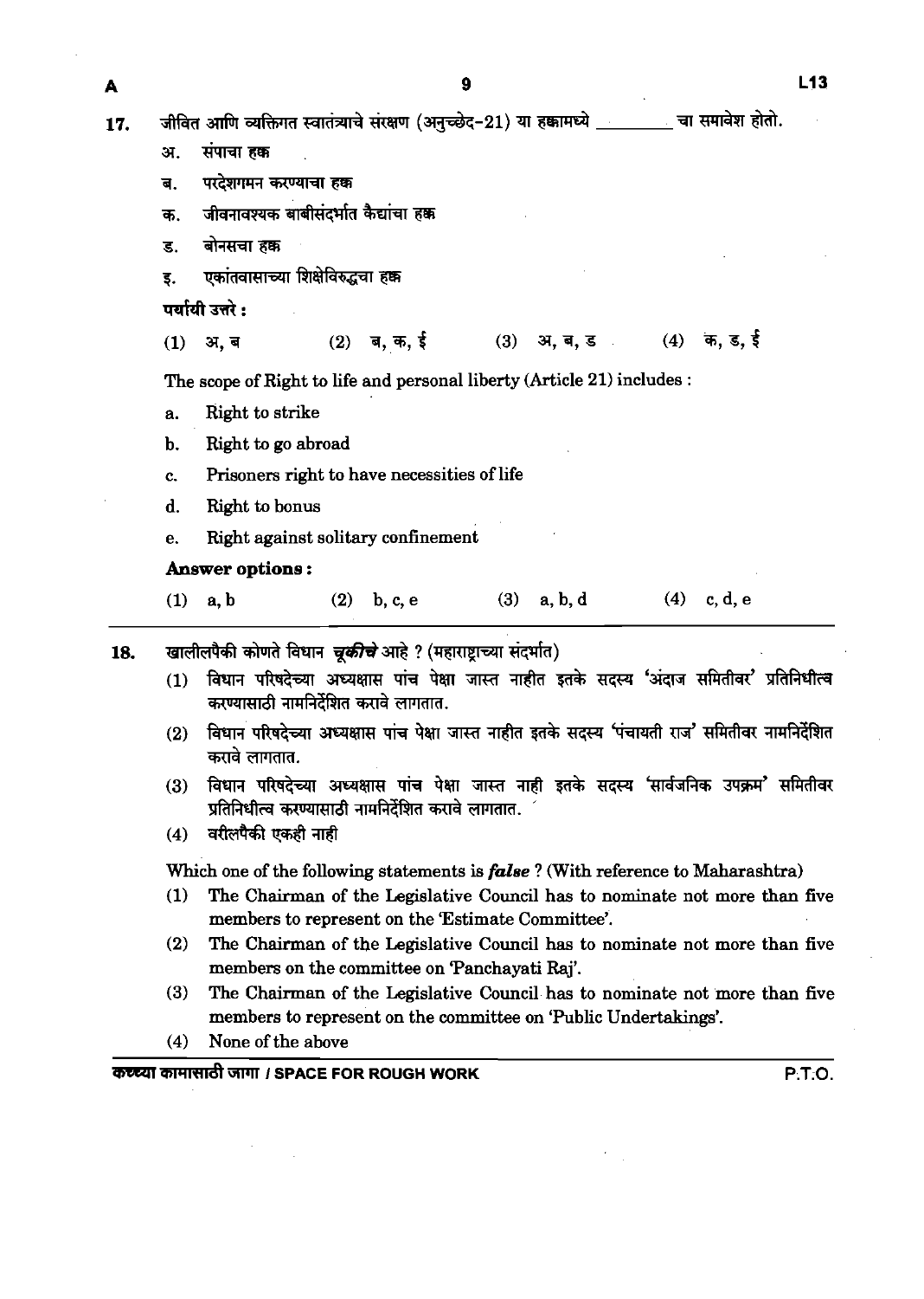17. जीवित आणि व्यक्तिगत स्वातंत्र्याचे संरक्षण (अनुच्छेद-21) या हक्कामध्ये ________ चा समावेश होतो.

अ. संपाचा हक्क

ब. परदेशगमन करण्याचा हक्क

क. जीवनावश्यक बाबीसंदर्भात कैद्यांचा हक्क

ड. बोनसचा हक्क

इ. एकांतवासाच्या शिक्षेविरुद्धचा हक्क

पर्यायी उत्तरे :

(1) अ, ब (2) ब, क, ई (3) अ, ब, ड (4) क, ड, ई

The scope of Right to life and personal liberty (Article 21) includes :

a. Right to strike

b. Right to go abroad

c. Prisoners right to have necessities of life

d. Right to bonus

e. Right against solitary confinement

**Answer options :**

(1) a, b (2) b, c, e (3) a, b, d (4) c, d, e

---

18. खालीलपैकी कोणते विधान ***चूकीचे*** आहे ? (महाराष्ट्राच्या संदर्भात)

(1) विधान परिषदेच्या अध्यक्षास पांच पेक्षा जास्त नाहीत इतके सदस्य 'अंदाज समितीवर' प्रतिनिधीत्व करण्यासाठी नामनिर्देशित करावे लागतात.

(2) विधान परिषदेच्या अध्यक्षास पांच पेक्षा जास्त नाहीत इतके सदस्य 'पंचायती राज' समितीवर नामनिर्देशित करावे लागतात.

(3) विधान परिषदेच्या अध्यक्षास पांच पेक्षा जास्त नाही इतके सदस्य 'सार्वजनिक उपक्रम' समितीवर प्रतिनिधीत्व करण्यासाठी नामनिर्देशित करावे लागतात.

(4) वरीलपैकी एकही नाही

Which one of the following statements is ***false*** ? (With reference to Maharashtra)

(1) The Chairman of the Legislative Council has to nominate not more than five members to represent on the 'Estimate Committee'.

(2) The Chairman of the Legislative Council has to nominate not more than five members on the committee on 'Panchayati Raj'.

(3) The Chairman of the Legislative Council has to nominate not more than five members to represent on the committee on 'Public Undertakings'.

(4) None of the above

**कच्च्या कामासाठी जागा / SPACE FOR ROUGH WORK**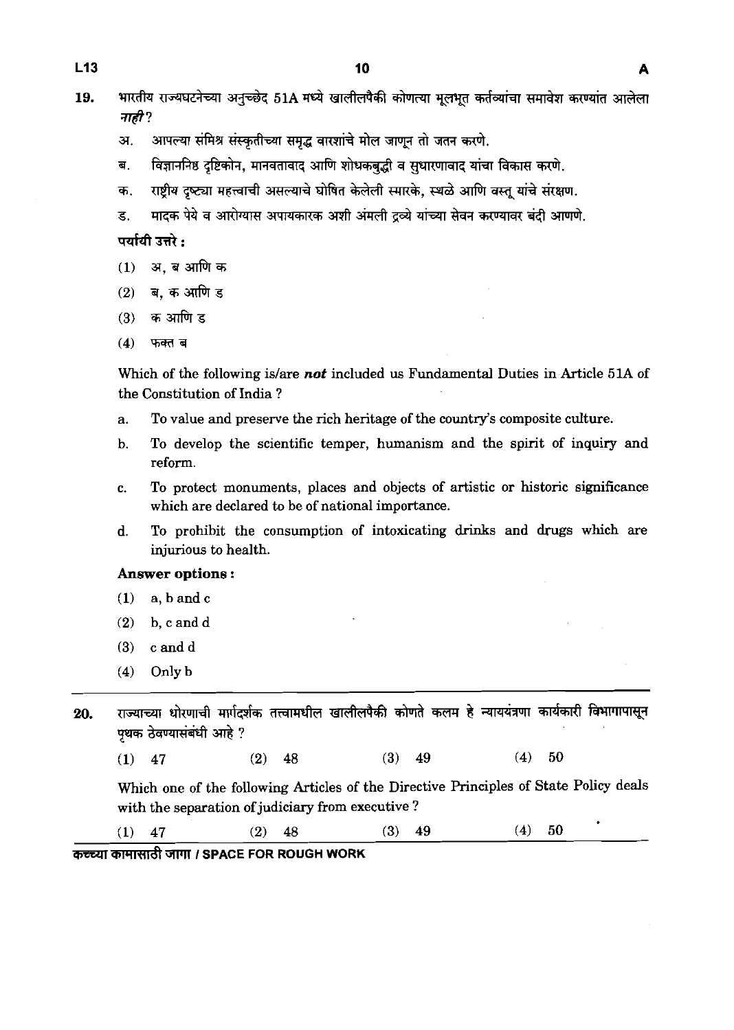19. भारतीय राज्यघटनेच्या अनुच्छेद 51A मध्ये खालीलपैकी कोणत्या मूलभूत कर्तव्यांचा समावेश करण्यांत आलेला ***नाही***?

   अ. आपल्या संमिश्र संस्कृतीच्या समृद्ध वारशांचे मोल जाणून तो जतन करणे.

   ब. विज्ञाननिष्ठ दृष्टिकोन, मानवतावाद आणि शोधकबुद्धी व सुधारणावाद यांचा विकास करणे.

   क. राष्ट्रीय दृष्ट्या महत्त्वाची असल्याचे घोषित केलेली स्मारके, स्थळे आणि वस्तू यांचे संरक्षण.

   ड. मादक पेये व आरोग्यास अपायकारक अशी अंमली द्रव्ये यांच्या सेवन करण्यावर बंदी आणणे.

   **पर्यायी उत्तरे :**

   (1) अ, ब आणि क

   (2) ब, क आणि ड

   (3) क आणि ड

   (4) फक्त ब

   Which of the following is/are ***not*** included us Fundamental Duties in Article 51A of the Constitution of India ?

   a. To value and preserve the rich heritage of the country's composite culture.

   b. To develop the scientific temper, humanism and the spirit of inquiry and reform.

   c. To protect monuments, places and objects of artistic or historic significance which are declared to be of national importance.

   d. To prohibit the consumption of intoxicating drinks and drugs which are injurious to health.

   **Answer options :**

   (1) a, b and c

   (2) b, c and d

   (3) c and d

   (4) Only b

---

20. राज्याच्या धोरणाची मार्गदर्शक तत्त्वामधील खालीलपैकी कोणते कलम हे न्याययंत्रणा कार्यकारी विभागापासून पृथक ठेवण्यासंबंधी आहे ?

   (1) 47 (2) 48 (3) 49 (4) 50

   Which one of the following Articles of the Directive Principles of State Policy deals with the separation of judiciary from executive ?

   (1) 47 (2) 48 (3) 49 (4) 50

कच्च्या कामासाठी जागा / SPACE FOR ROUGH WORK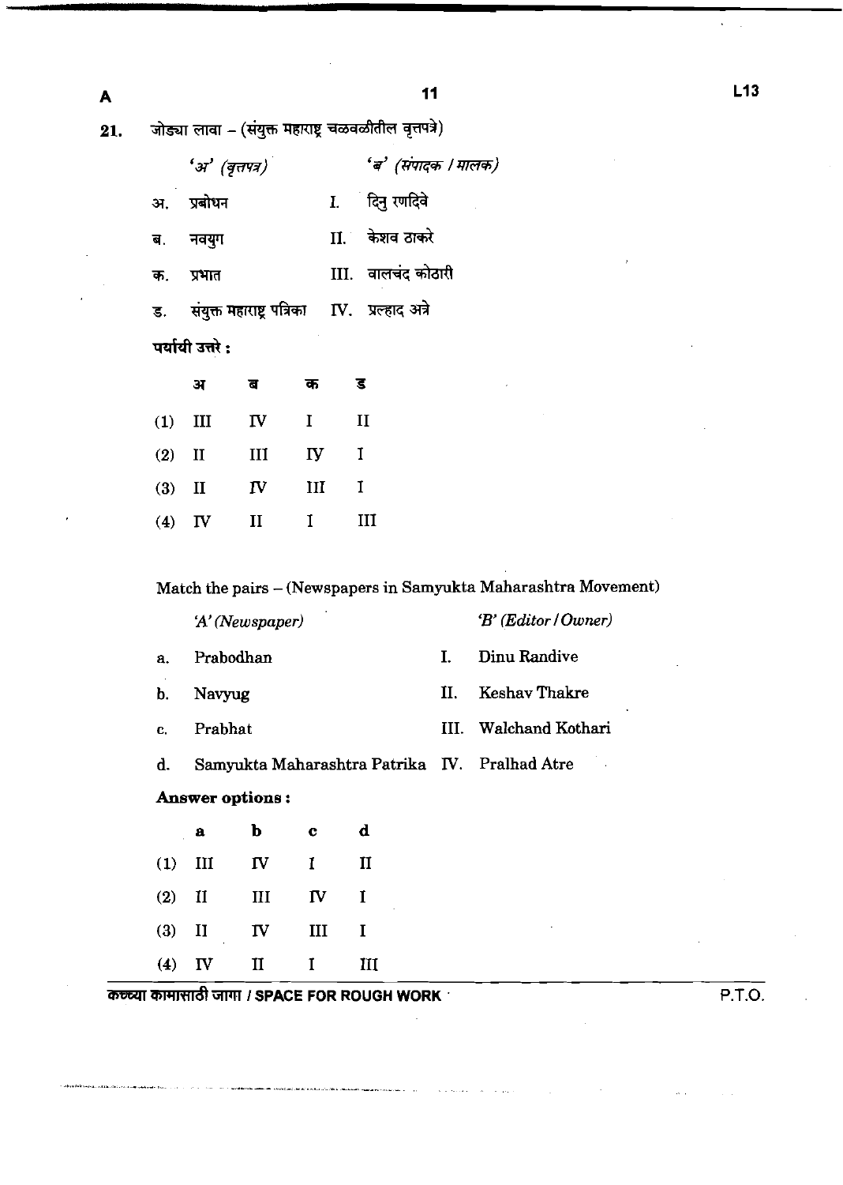21. जोड्या लावा – (संयुक्त महाराष्ट्र चळवळीतील वृत्तपत्रे)

| *'अ' (वृत्तपत्र)* | *'ब' (संपादक / मालक)* |
|---|---|
| अ. प्रबोधन | I. दिनु रणदिवे |
| ब. नवयुग | II. केशव ठाकरे |
| क. प्रभात | III. वालचंद कोठारी |
| ड. संयुक्त महाराष्ट्र पत्रिका | IV. प्रल्हाद अत्रे |

**पर्यायी उत्तरे :**

| | अ | ब | क | ड |
|---|---|---|---|---|
| (1) | III | IV | I | II |
| (2) | II | III | IV | I |
| (3) | II | IV | III | I |
| (4) | IV | II | I | III |

Match the pairs – (Newspapers in Samyukta Maharashtra Movement)

| *'A' (Newspaper)* | *'B' (Editor / Owner)* |
|---|---|
| a. Prabodhan | I. Dinu Randive |
| b. Navyug | II. Keshav Thakre |
| c. Prabhat | III. Walchand Kothari |
| d. Samyukta Maharashtra Patrika | IV. Pralhad Atre |

**Answer options :**

| | a | b | c | d |
|---|---|---|---|---|
| (1) | III | IV | I | II |
| (2) | II | III | IV | I |
| (3) | II | IV | III | I |
| (4) | IV | II | I | III |

कच्च्या कामासाठी जागा / SPACE FOR ROUGH WORK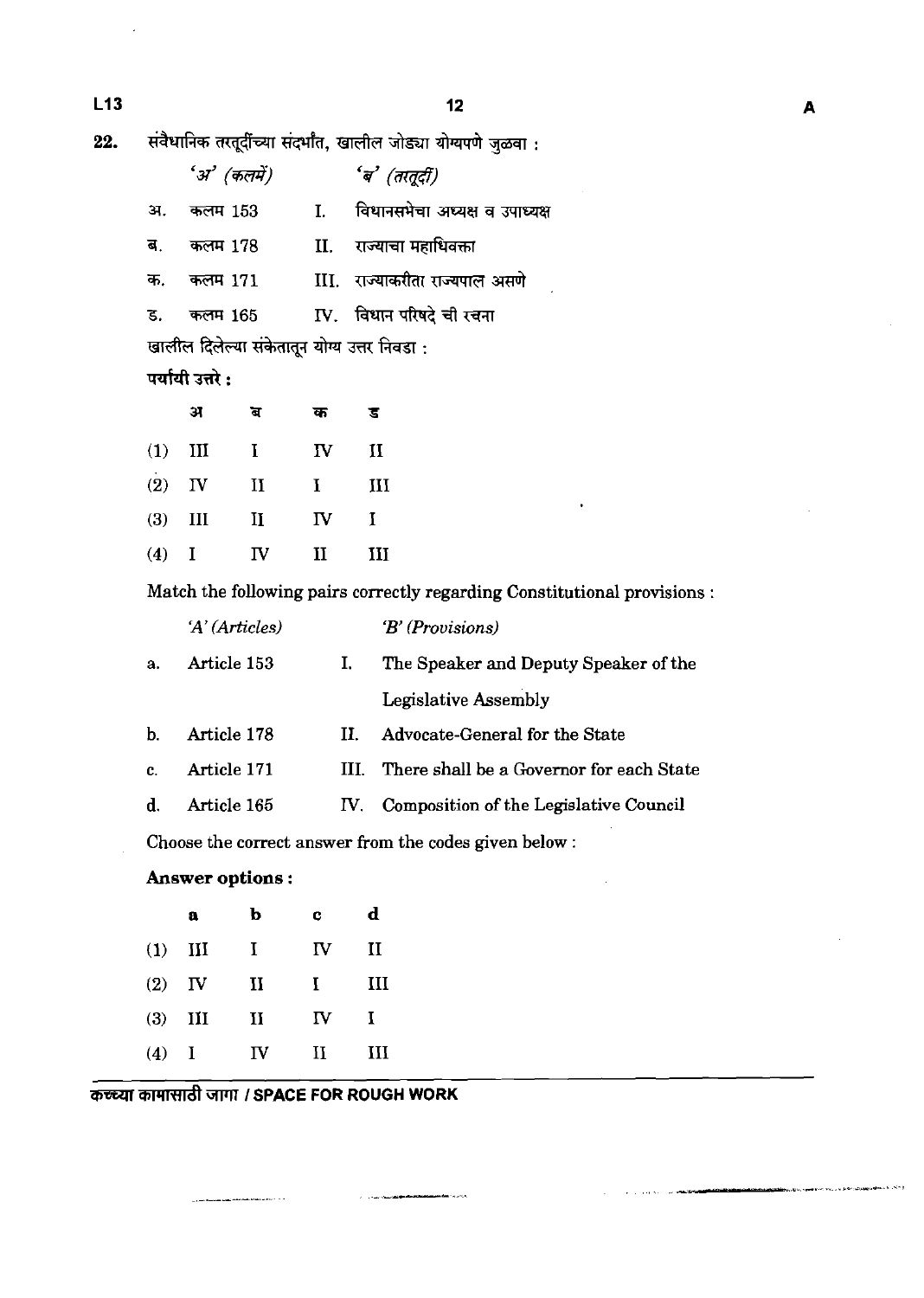22. संवैधानिक तरतूदींच्या संदर्भात, खालील जोड्या योग्यपणे जुळवा :

| | *'अ' (कलमें)* | | *'ब' (तरतूदीं)* |
|---|---|---|---|
| अ. | कलम 153 | I. | विधानसभेचा अध्यक्ष व उपाध्यक्ष |
| ब. | कलम 178 | II. | राज्याचा महाधिवक्ता |
| क. | कलम 171 | III. | राज्याकरीता राज्यपाल असणे |
| ड. | कलम 165 | IV. | विधान परिषदे ची रचना |

खालील दिलेल्या संकेतातून योग्य उत्तर निवडा :

**पर्यायी उत्तरे :**

| | अ | ब | क | ड |
|---|---|---|---|---|
| (1) | III | I | IV | II |
| (2) | IV | II | I | III |
| (3) | III | II | IV | I |
| (4) | I | IV | II | III |

Match the following pairs correctly regarding Constitutional provisions :

| | *'A' (Articles)* | | *'B' (Provisions)* |
|---|---|---|---|
| a. | Article 153 | I. | The Speaker and Deputy Speaker of the Legislative Assembly |
| b. | Article 178 | II. | Advocate-General for the State |
| c. | Article 171 | III. | There shall be a Governor for each State |
| d. | Article 165 | IV. | Composition of the Legislative Council |

Choose the correct answer from the codes given below :

**Answer options :**

| | a | b | c | d |
|---|---|---|---|---|
| (1) | III | I | IV | II |
| (2) | IV | II | I | III |
| (3) | III | II | IV | I |
| (4) | I | IV | II | III |

कच्च्या कामासाठी जागा / SPACE FOR ROUGH WORK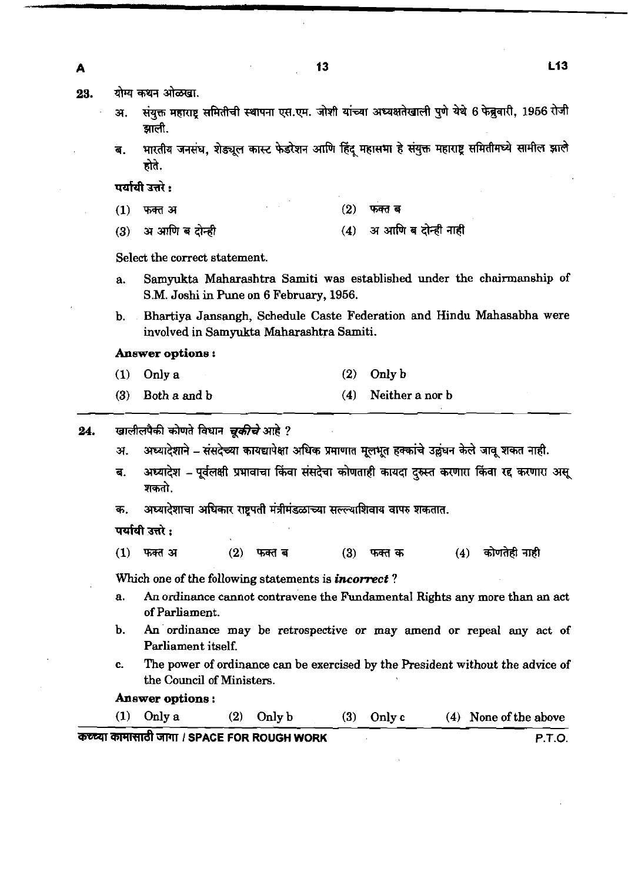23. योग्य कथन ओळखा.

अ. संयुक्त महाराष्ट्र समितीची स्थापना एस.एम. जोशी यांच्या अध्यक्षतेखाली पुणे येथे 6 फेब्रुवारी, 1956 रोजी झाली.

ब. भारतीय जनसंघ, शेड्यूल कास्ट फेडरेशन आणि हिंदू महासभा हे संयुक्त महाराष्ट्र समितीमध्ये सामील झाले होते.

पर्यायी उत्तरे :

(1) फक्त अ
(2) फक्त ब
(3) अ आणि ब दोन्ही
(4) अ आणि ब दोन्ही नाही

Select the correct statement.

a. Samyukta Maharashtra Samiti was established under the chairmanship of S.M. Joshi in Pune on 6 February, 1956.

b. Bhartiya Jansangh, Schedule Caste Federation and Hindu Mahasabha were involved in Samyukta Maharashtra Samiti.

**Answer options :**

(1) Only a
(2) Only b
(3) Both a and b
(4) Neither a nor b

---

24. खालीलपैकी कोणते विधान ***चूकीचे*** आहे ?

अ. अध्यादेशाने – संसदेच्या कायद्यापेक्षा अधिक प्रमाणात मूलभूत हक्कांचे उल्लंघन केले जावू शकत नाही.

ब. अध्यादेश – पूर्वलक्षी प्रभावाचा किंवा संसदेचा कोणताही कायदा दुरुस्त करणारा किंवा रद्द करणारा असू शकतो.

क. अध्यादेशाचा अधिकार राष्ट्रपती मंत्रीमंडळाच्या सल्ल्याशिवाय वापरु शकतात.

पर्यायी उत्तरे :

(1) फक्त अ
(2) फक्त ब
(3) फक्त क
(4) कोणतेही नाही

Which one of the following statements is ***incorrect*** ?

a. An ordinance cannot contravene the Fundamental Rights any more than an act of Parliament.

b. An ordinance may be retrospective or may amend or repeal any act of Parliament itself.

c. The power of ordinance can be exercised by the President without the advice of the Council of Ministers.

**Answer options :**

(1) Only a
(2) Only b
(3) Only c
(4) None of the above

कच्च्या कामासाठी जागा / SPACE FOR ROUGH WORK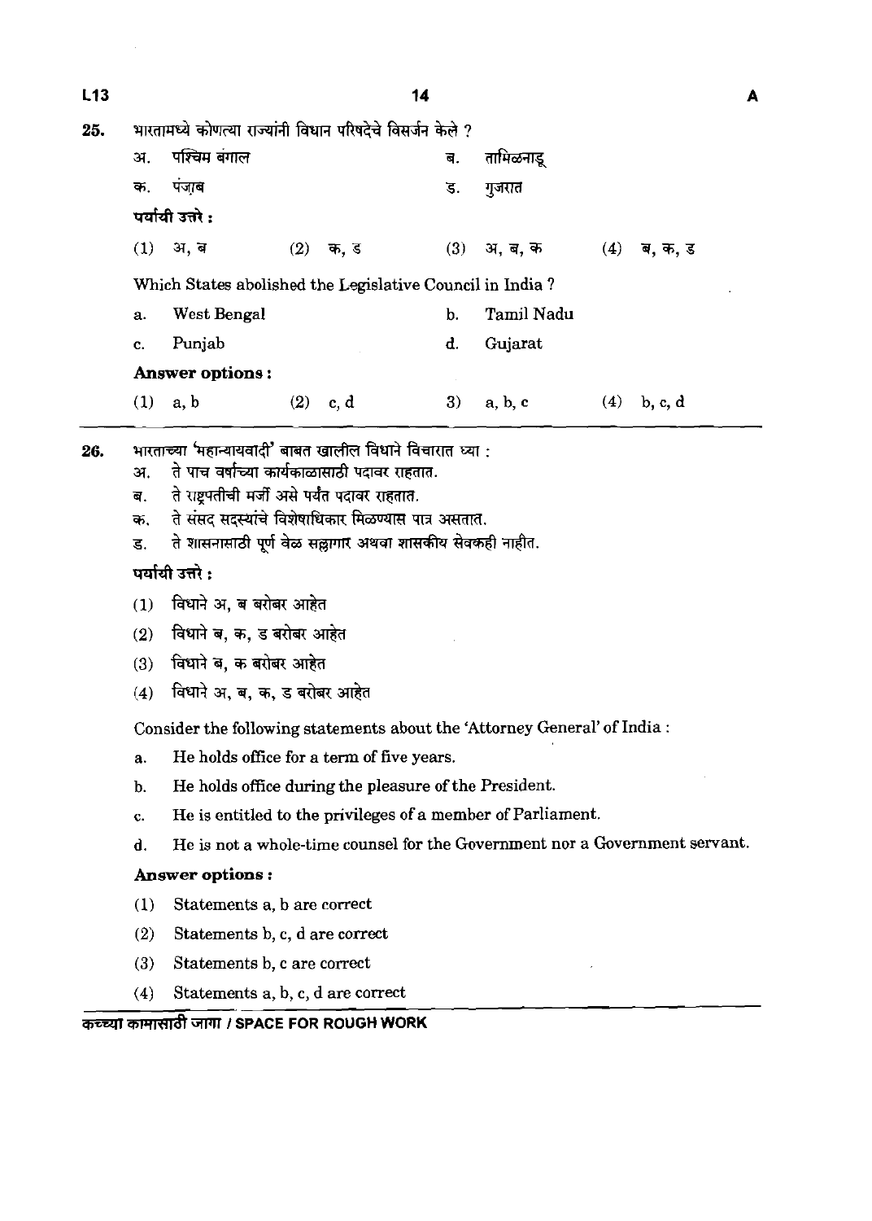**25.** भारतामध्ये कोणत्या राज्यांनी विधान परिषदेचे विसर्जन केले ?

अ. पश्चिम बंगाल

ब. तामिळनाडू

क. पंजाब

ड. गुजरात

**पर्यायी उत्तरे :**

(1) अ, ब (2) क, ड (3) अ, ब, क (4) ब, क, ड

Which States abolished the Legislative Council in India ?

a. West Bengal

b. Tamil Nadu

c. Punjab

d. Gujarat

**Answer options :**

(1) a, b (2) c, d 3) a, b, c (4) b, c, d

---

**26.** भारताच्या 'महान्यायवादी' बाबत खालील विधाने विचारात घ्या :

अ. ते पाच वर्षांच्या कार्यकाळासाठी पदावर राहतात.

ब. ते राष्ट्रपतीची मर्जी असे पर्यंत पदावर राहतात.

क. ते संसद सदस्यांचे विशेषाधिकार मिळण्यास पात्र असतात.

ड. ते शासनासाठी पूर्ण वेळ सल्लागार अथवा शासकीय सेवकही नाहीत.

**पर्यायी उत्तरे :**

(1) विधाने अ, ब बरोबर आहेत

(2) विधाने ब, क, ड बरोबर आहेत

(3) विधाने ब, क बरोबर आहेत

(4) विधाने अ, ब, क, ड बरोबर आहेत

Consider the following statements about the 'Attorney General' of India :

a. He holds office for a term of five years.

b. He holds office during the pleasure of the President.

c. He is entitled to the privileges of a member of Parliament.

d. He is not a whole-time counsel for the Government nor a Government servant.

**Answer options :**

(1) Statements a, b are correct

(2) Statements b, c, d are correct

(3) Statements b, c are correct

(4) Statements a, b, c, d are correct

कच्च्या कामासाठी जागा / SPACE FOR ROUGH WORK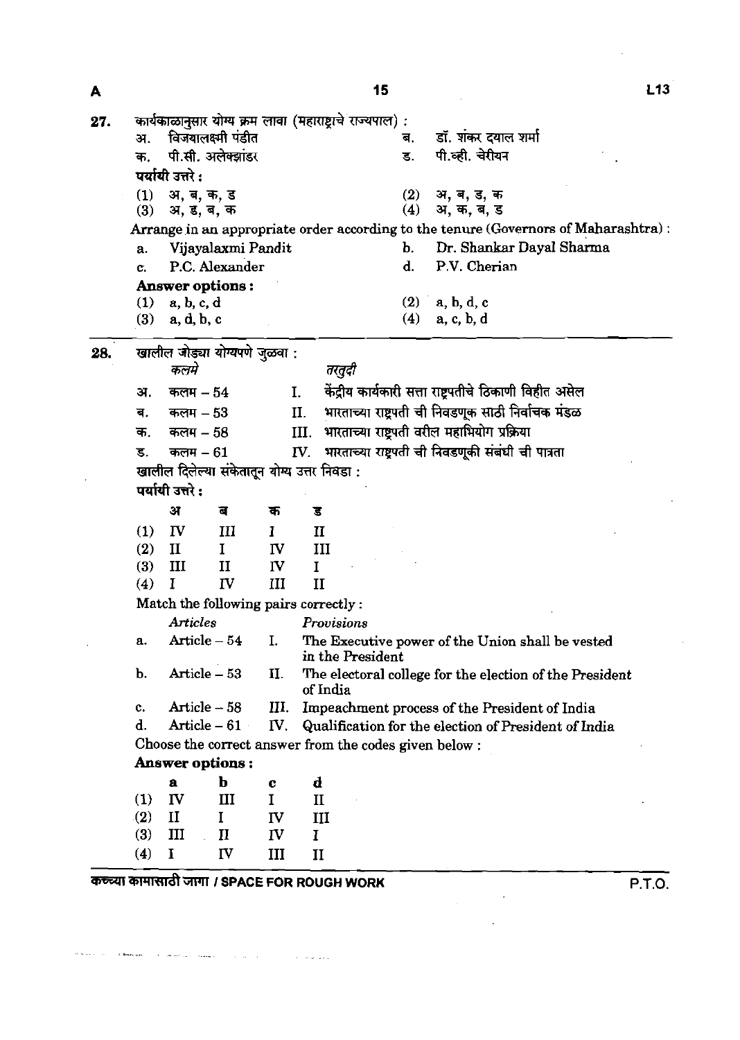27. कार्यकाळानुसार योग्य क्रम लावा (महाराष्ट्राचे राज्यपाल) :

अ. विजयालक्ष्मी पंडीत
ब. डॉ. शंकर दयाल शर्मा
क. पी.सी. अलेक्झांडर
ड. पी.व्ही. चेरीयन

पर्यायी उत्तरे :

(1) अ, ब, क, ड
(2) अ, ब, ड, क
(3) अ, ड, ब, क
(4) अ, क, ब, ड

Arrange in an appropriate order according to the tenure (Governors of Maharashtra) :

a. Vijayalaxmi Pandit
b. Dr. Shankar Dayal Sharma
c. P.C. Alexander
d. P.V. Cherian

**Answer options :**

(1) a, b, c, d
(2) a, b, d, c
(3) a, d, b, c
(4) a, c, b, d

---

28. खालील जोड्या योग्यपणे जुळवा :

| | *कलमे* | | *तरतुदी* |
|---|---|---|---|
| अ. | कलम – 54 | I. | केंद्रीय कार्यकारी सत्ता राष्ट्रपतीचे ठिकाणी विहीत असेल |
| ब. | कलम – 53 | II. | भारताच्या राष्ट्रपती ची निवडणूक साठी निर्वाचक मंडळ |
| क. | कलम – 58 | III. | भारताच्या राष्ट्रपती वरील महाभियोग प्रक्रिया |
| ड. | कलम – 61 | IV. | भारताच्या राष्ट्रपती ची निवडणूकी संबंधी ची पात्रता |

खालील दिलेल्या संकेतातून योग्य उत्तर निवडा :

पर्यायी उत्तरे :

| | अ | ब | क | ड |
|---|---|---|---|---|
| (1) | IV | III | I | II |
| (2) | II | I | IV | III |
| (3) | III | II | IV | I |
| (4) | I | IV | III | II |

Match the following pairs correctly :

| | *Articles* | | *Provisions* |
|---|---|---|---|
| a. | Article – 54 | I. | The Executive power of the Union shall be vested in the President |
| b. | Article – 53 | II. | The electoral college for the election of the President of India |
| c. | Article – 58 | III. | Impeachment process of the President of India |
| d. | Article – 61 | IV. | Qualification for the election of President of India |

Choose the correct answer from the codes given below :

**Answer options :**

| | a | b | c | d |
|---|---|---|---|---|
| (1) | IV | III | I | II |
| (2) | II | I | IV | III |
| (3) | III | II | IV | I |
| (4) | I | IV | III | II |

कच्च्या कामासाठी जागा / SPACE FOR ROUGH WORK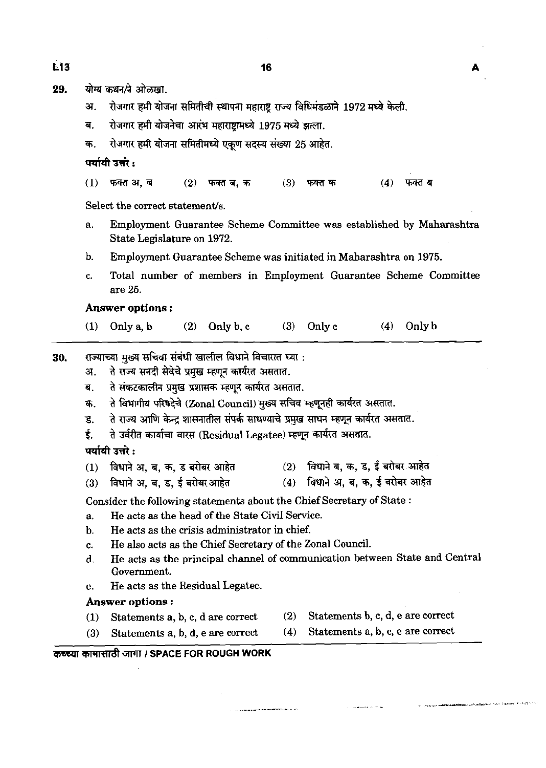29. योग्य कथन/ने ओळखा.

अ. रोजगार हमी योजना समितीची स्थापना महाराष्ट्र राज्य विधिमंडळाने 1972 मध्ये केली.

ब. रोजगार हमी योजनेचा आरंभ महाराष्ट्रामध्ये 1975 मध्ये झाला.

क. रोजगार हमी योजना समितीमध्ये एकूण सदस्य संख्या 25 आहेत.

**पर्यायी उत्तरे :**

(1) फक्त अ, ब (2) फक्त ब, क (3) फक्त क (4) फक्त ब

Select the correct statement/s.

a. Employment Guarantee Scheme Committee was established by Maharashtra State Legislature on 1972.

b. Employment Guarantee Scheme was initiated in Maharashtra on 1975.

c. Total number of members in Employment Guarantee Scheme Committee are 25.

**Answer options :**

(1) Only a, b (2) Only b, c (3) Only c (4) Only b

---

30. राज्याच्या मुख्य सचिवा संबंधी खालील विधाने विचारात घ्या :

अ. ते राज्य सनदी सेवेचे प्रमुख म्हणून कार्यरत असतात.

ब. ते संकटकालीन प्रमुख प्रशासक म्हणून कार्यरत असतात.

क. ते विभागीय परिषदेचे (Zonal Council) मुख्य सचिव म्हणूनही कार्यरत असतात.

ड. ते राज्य आणि केन्द्र शासनातील संपर्क साधण्याचे प्रमुख साधन म्हणून कार्यरत असतात.

ई. ते उर्वरीत कार्याचा वारस (Residual Legatee) म्हणून कार्यरत असतात.

**पर्यायी उत्तरे :**

(1) विधाने अ, ब, क, ड बरोबर आहेत
(2) विधाने ब, क, ड, ई बरोबर आहेत
(3) विधाने अ, ब, ड, ई बरोबर आहेत
(4) विधाने अ, ब, क, ई बरोबर आहेत

Consider the following statements about the Chief Secretary of State :

a. He acts as the head of the State Civil Service.

b. He acts as the crisis administrator in chief.

c. He also acts as the Chief Secretary of the Zonal Council.

d. He acts as the principal channel of communication between State and Central Government.

e. He acts as the Residual Legatee.

**Answer options :**

(1) Statements a, b, c, d are correct
(2) Statements b, c, d, e are correct
(3) Statements a, b, d, e are correct
(4) Statements a, b, c, e are correct

कच्च्या कामासाठी जागा / SPACE FOR ROUGH WORK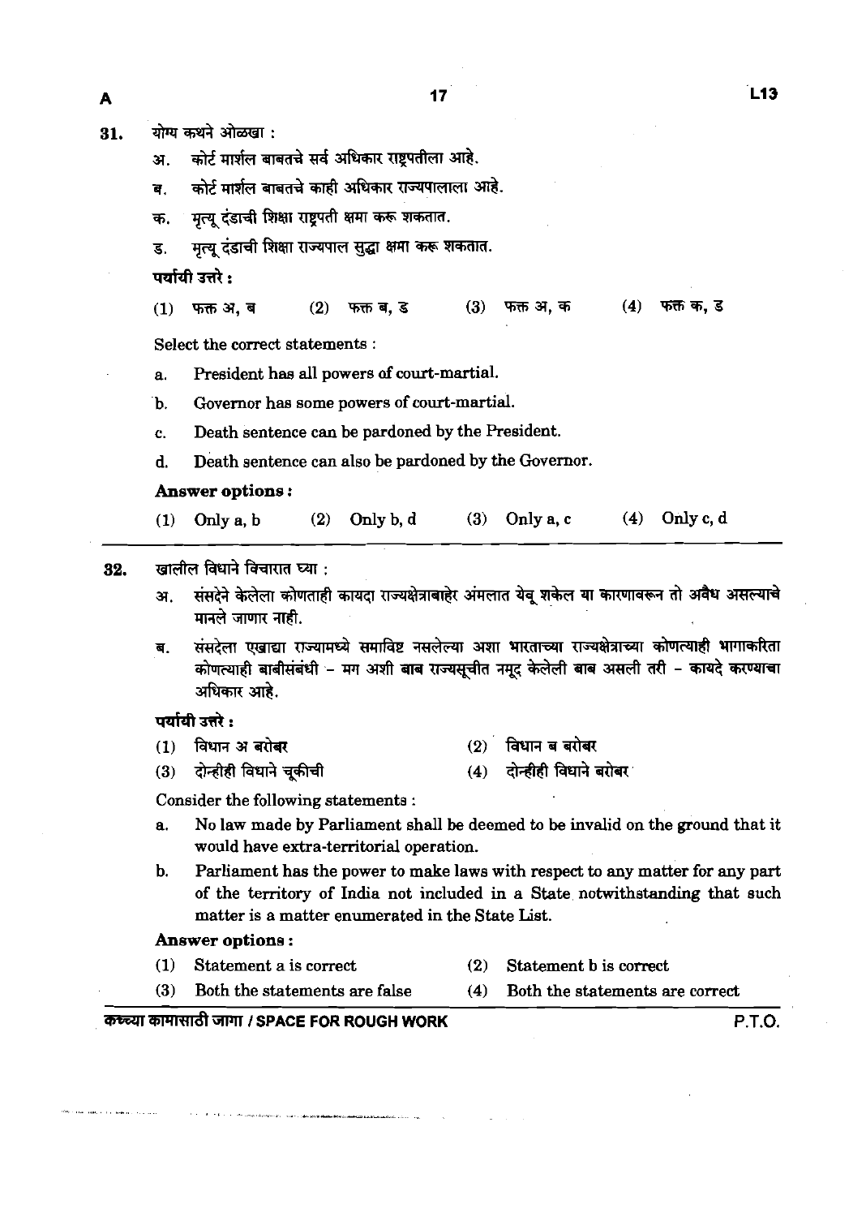31. योग्य कथने ओळखा :

अ. कोर्ट मार्शल बाबतचे सर्व अधिकार राष्ट्रपतीला आहे.

ब. कोर्ट मार्शल बाबतचे काही अधिकार राज्यपालाला आहे.

क. मृत्यू दंडाची शिक्षा राष्ट्रपती क्षमा करू शकतात.

ड. मृत्यू दंडाची शिक्षा राज्यपाल सुद्धा क्षमा करू शकतात.

पर्यायी उत्तरे :

(1) फक्त अ, ब (2) फक्त ब, ड (3) फक्त अ, क (4) फक्त क, ड

Select the correct statements :

a. President has all powers of court-martial.

b. Governor has some powers of court-martial.

c. Death sentence can be pardoned by the President.

d. Death sentence can also be pardoned by the Governor.

**Answer options :**

(1) Only a, b (2) Only b, d (3) Only a, c (4) Only c, d

---

32. खालील विधाने विचारात घ्या :

अ. संसदेने केलेला कोणताही कायदा राज्यक्षेत्राबाहेर अंमलात येवू शकेल या कारणावरून तो अवैध असल्याचे मानले जाणार नाही.

ब. संसदेला एखाद्या राज्यामध्ये समाविष्ट नसलेल्या अशा भारताच्या राज्यक्षेत्राच्या कोणत्याही भागाकरिता कोणत्याही बाबीसंबंधी – मग अशी बाब राज्यसूचीत नमूद केलेली बाब असली तरी – कायदे करण्याचा अधिकार आहे.

पर्यायी उत्तरे :

(1) विधान अ बरोबर (2) विधान ब बरोबर

(3) दोन्हीही विधाने चूकीची (4) दोन्हीही विधाने बरोबर

Consider the following statements :

a. No law made by Parliament shall be deemed to be invalid on the ground that it would have extra-territorial operation.

b. Parliament has the power to make laws with respect to any matter for any part of the territory of India not included in a State notwithstanding that such matter is a matter enumerated in the State List.

**Answer options :**

(1) Statement a is correct (2) Statement b is correct

(3) Both the statements are false (4) Both the statements are correct

कच्च्या कामासाठी जागा / SPACE FOR ROUGH WORK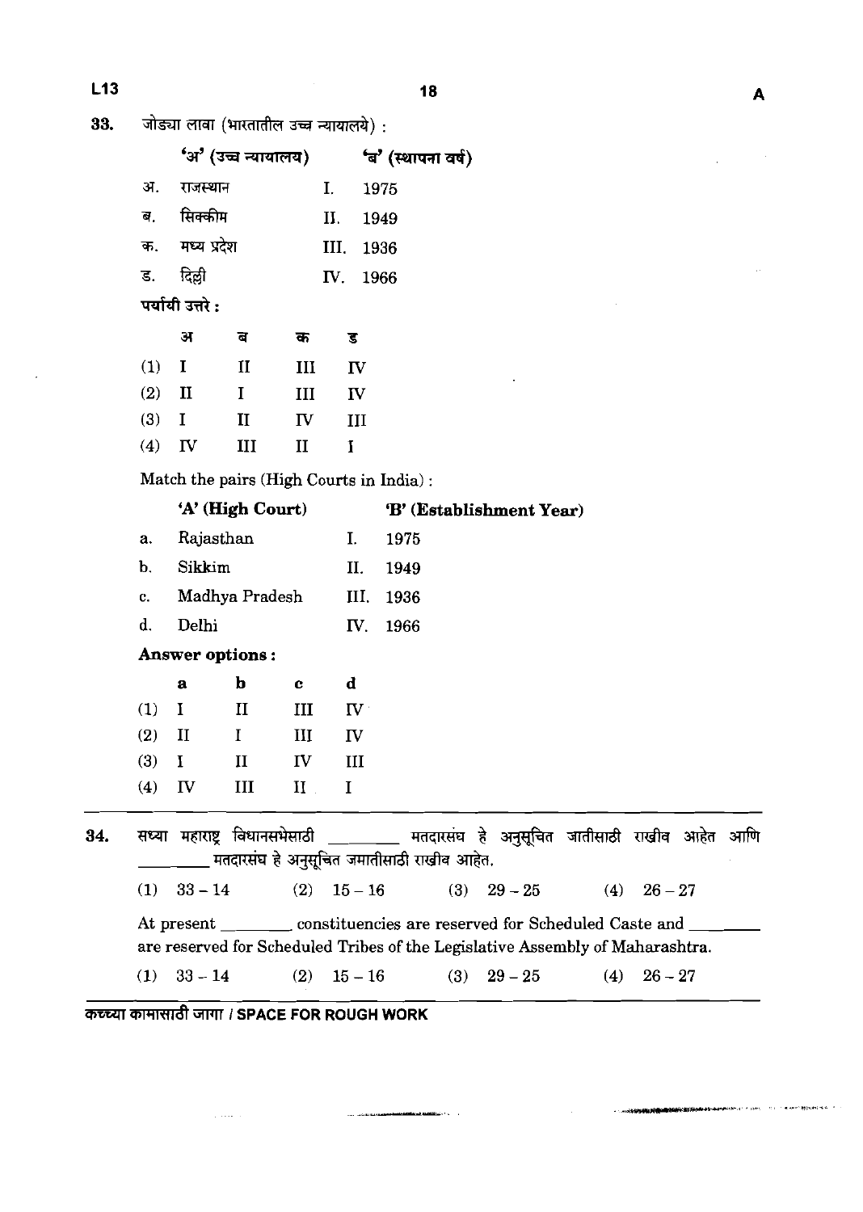33. जोड्या लावा (भारतातील उच्च न्यायालये) :

| | 'अ' (उच्च न्यायालय) | | 'ब' (स्थापना वर्ष) |
|---|---|---|---|
| अ. | राजस्थान | I. | 1975 |
| ब. | सिक्कीम | II. | 1949 |
| क. | मध्य प्रदेश | III. | 1936 |
| ड. | दिल्ली | IV. | 1966 |

पर्यायी उत्तरे :

| | अ | ब | क | ड |
|---|---|---|---|---|
| (1) | I | II | III | IV |
| (2) | II | I | III | IV |
| (3) | I | II | IV | III |
| (4) | IV | III | II | I |

Match the pairs (High Courts in India) :

| | 'A' (High Court) | | 'B' (Establishment Year) |
|---|---|---|---|
| a. | Rajasthan | I. | 1975 |
| b. | Sikkim | II. | 1949 |
| c. | Madhya Pradesh | III. | 1936 |
| d. | Delhi | IV. | 1966 |

**Answer options :**

| | a | b | c | d |
|---|---|---|---|---|
| (1) | I | II | III | IV |
| (2) | II | I | III | IV |
| (3) | I | II | IV | III |
| (4) | IV | III | II | I |

34. सध्या महाराष्ट्र विधानसभेसाठी ________ मतदारसंघ हे अनुसूचित जातीसाठी राखीव आहेत आणि ________ मतदारसंघ हे अनुसूचित जमातीसाठी राखीव आहेत.

(1) 33 – 14 (2) 15 – 16 (3) 29 – 25 (4) 26 – 27

At present ________ constituencies are reserved for Scheduled Caste and ________ are reserved for Scheduled Tribes of the Legislative Assembly of Maharashtra.

(1) 33 – 14 (2) 15 – 16 (3) 29 – 25 (4) 26 – 27

कच्च्या कामासाठी जागा / SPACE FOR ROUGH WORK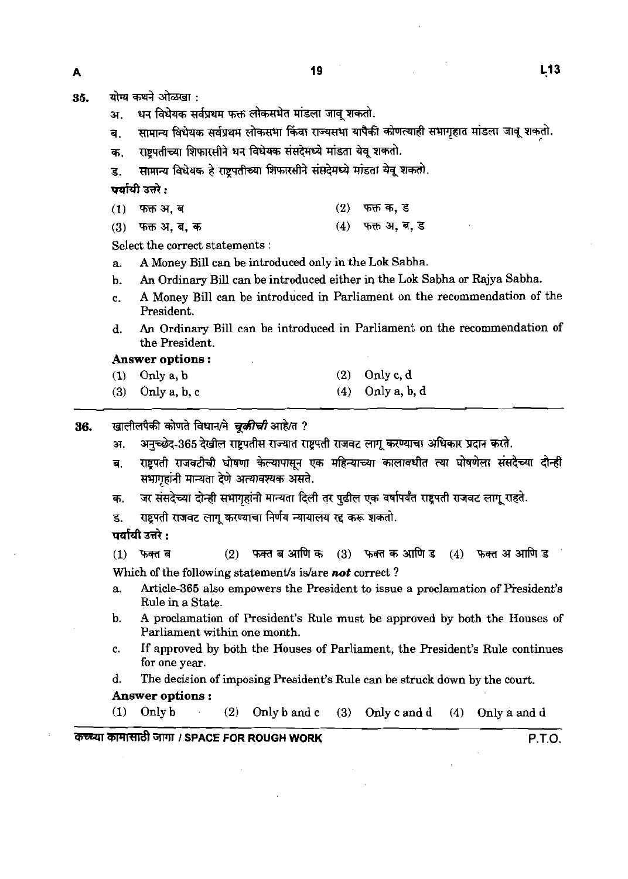35. योग्य कथने ओळखा :

अ. धन विधेयक सर्वप्रथम फक्त लोकसभेत मांडला जावू शकतो.

ब. सामान्य विधेयक सर्वप्रथम लोकसभा किंवा राज्यसभा यापैकी कोणत्याही सभागृहात मांडला जावू शकतो.

क. राष्ट्रपतीच्या शिफारसीने धन विधेयक संसदेमध्ये मांडता येवू शकतो.

ड. सामान्य विधेयक हे राष्ट्रपतीच्या शिफारसीने संसदेमध्ये मांडता येवू शकतो.

**पर्यायी उत्तरे :**

(1) फक्त अ, ब
(2) फक्त क, ड
(3) फक्त अ, ब, क
(4) फक्त अ, ब, ड

Select the correct statements :

a. A Money Bill can be introduced only in the Lok Sabha.

b. An Ordinary Bill can be introduced either in the Lok Sabha or Rajya Sabha.

c. A Money Bill can be introduced in Parliament on the recommendation of the President.

d. An Ordinary Bill can be introduced in Parliament on the recommendation of the President.

**Answer options :**

(1) Only a, b
(2) Only c, d
(3) Only a, b, c
(4) Only a, b, d

---

36. खालीलपैकी कोणते विधान/ने ***चूकीची*** आहे/त ?

अ. अनुच्छेद-365 देखील राष्ट्रपतीस राज्यात राष्ट्रपती राजवट लागू करण्याचा अधिकार प्रदान करते.

ब. राष्ट्रपती राजवटीची घोषणा केल्यापासून एक महिन्याच्या कालावधीत त्या घोषणेला संसदेच्या दोन्ही सभागृहांनी मान्यता देणे अत्यावश्यक असते.

क. जर संसदेच्या दोन्ही सभागृहांनी मान्यता दिली तर पुढील एक वर्षापर्यंत राष्ट्रपती राजवट लागू राहते.

ड. राष्ट्रपती राजवट लागू करण्याचा निर्णय न्यायालय रद्द करू शकतो.

**पर्यायी उत्तरे :**

(1) फक्त ब
(2) फक्त ब आणि क
(3) फक्त क आणि ड
(4) फक्त अ आणि ड

Which of the following statement/s is/are ***not*** correct ?

a. Article-365 also empowers the President to issue a proclamation of President's Rule in a State.

b. A proclamation of President's Rule must be approved by both the Houses of Parliament within one month.

c. If approved by both the Houses of Parliament, the President's Rule continues for one year.

d. The decision of imposing President's Rule can be struck down by the court.

**Answer options :**

(1) Only b
(2) Only b and c
(3) Only c and d
(4) Only a and d

कच्च्या कामासाठी जागा / SPACE FOR ROUGH WORK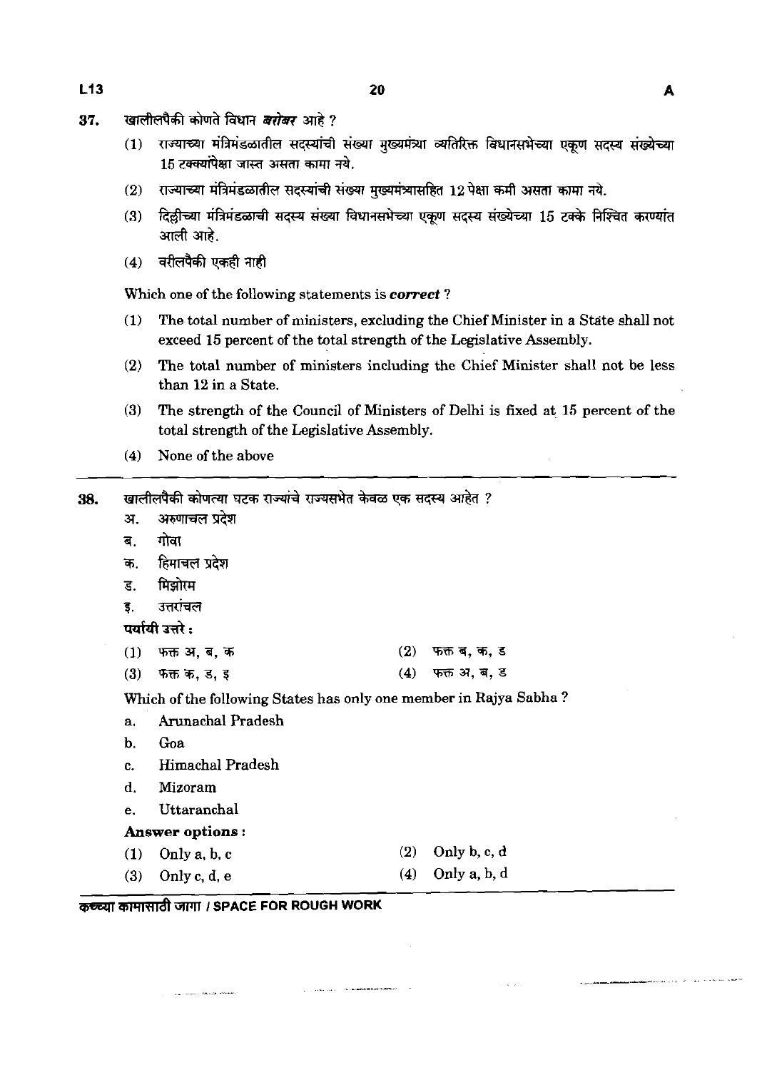37. खालीलपैकी कोणते विधान ***बरोबर*** आहे ?

   (1) राज्याच्या मंत्रिमंडळातील सदस्यांची संख्या मुख्यमंत्र्या व्यतिरिक्त विधानसभेच्या एकूण सदस्य संख्येच्या 15 टक्क्यांपेक्षा जास्त असता कामा नये.

   (2) राज्याच्या मंत्रिमंडळातील सदस्यांची संख्या मुख्यमंत्र्यासहित 12 पेक्षा कमी असता कामा नये.

   (3) दिल्लीच्या मंत्रिमंडळाची सदस्य संख्या विधानसभेच्या एकूण सदस्य संख्येच्या 15 टक्के निश्चित करण्यांत आली आहे.

   (4) वरीलपैकी एकही नाही

   Which one of the following statements is ***correct*** ?

   (1) The total number of ministers, excluding the Chief Minister in a State shall not exceed 15 percent of the total strength of the Legislative Assembly.

   (2) The total number of ministers including the Chief Minister shall not be less than 12 in a State.

   (3) The strength of the Council of Ministers of Delhi is fixed at 15 percent of the total strength of the Legislative Assembly.

   (4) None of the above

---

38. खालीलपैकी कोणत्या घटक राज्यांचे राज्यसभेत केवळ एक सदस्य आहेत ?

   अ. अरुणाचल प्रदेश

   ब. गोवा

   क. हिमाचल प्रदेश

   ड. मिझोरम

   इ. उत्तरांचल

   **पर्यायी उत्तरे :**

   (1) फक्त अ, ब, क  (2) फक्त ब, क, ड

   (3) फक्त क, ड, इ  (4) फक्त अ, ब, ड

   Which of the following States has only one member in Rajya Sabha ?

   a. Arunachal Pradesh

   b. Goa

   c. Himachal Pradesh

   d. Mizoram

   e. Uttaranchal

   **Answer options :**

   (1) Only a, b, c  (2) Only b, c, d

   (3) Only c, d, e  (4) Only a, b, d

**कच्च्या कामासाठी जागा / SPACE FOR ROUGH WORK**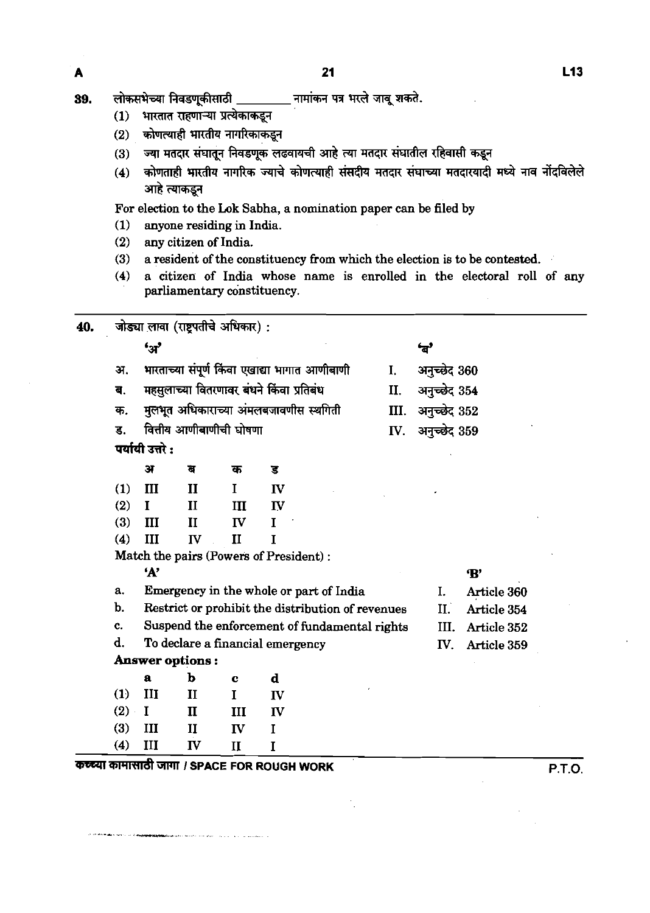39. लोकसभेच्या निवडणूकीसाठी _________ नामांकन पत्र भरले जावू शकते.
   (1) भारतात राहणाऱ्या प्रत्येकाकडून
   (2) कोणत्याही भारतीय नागरिकाकडून
   (3) ज्या मतदार संघातून निवडणूक लढवायची आहे त्या मतदार संघातील रहिवासी कडून
   (4) कोणताही भारतीय नागरिक ज्याचे कोणत्याही संसदीय मतदार संघाच्या मतदारयादी मध्ये नाव नोंदविलेले आहे त्याकडून

   For election to the Lok Sabha, a nomination paper can be filed by
   (1) anyone residing in India.
   (2) any citizen of India.
   (3) a resident of the constituency from which the election is to be contested.
   (4) a citizen of India whose name is enrolled in the electoral roll of any parliamentary constituency.

---

40. जोड्या लावा (राष्ट्रपतीचे अधिकार) :

| | 'अ' | | 'ब' |
|---|---|---|---|
| अ. | भारताच्या संपूर्ण किंवा एखाद्या भागात आणीबाणी | I. | अनुच्छेद 360 |
| ब. | महसुलाच्या वितरणावर बंधने किंवा प्रतिबंध | II. | अनुच्छेद 354 |
| क. | मुलभूत अधिकाराच्या अंमलबजावणीस स्थगिती | III. | अनुच्छेद 352 |
| ड. | वित्तीय आणीबाणीची घोषणा | IV. | अनुच्छेद 359 |

पर्यायी उत्तरे :

| | अ | ब | क | ड |
|---|---|---|---|---|
| (1) | III | II | I | IV |
| (2) | I | II | III | IV |
| (3) | III | II | IV | I |
| (4) | III | IV | II | I |

Match the pairs (Powers of President) :

| | 'A' | | 'B' |
|---|---|---|---|
| a. | Emergency in the whole or part of India | I. | Article 360 |
| b. | Restrict or prohibit the distribution of revenues | II. | Article 354 |
| c. | Suspend the enforcement of fundamental rights | III. | Article 352 |
| d. | To declare a financial emergency | IV. | Article 359 |

**Answer options :**

| | a | b | c | d |
|---|---|---|---|---|
| (1) | III | II | I | IV |
| (2) | I | II | III | IV |
| (3) | III | II | IV | I |
| (4) | III | IV | II | I |

कच्च्या कामासाठी जागा / SPACE FOR ROUGH WORK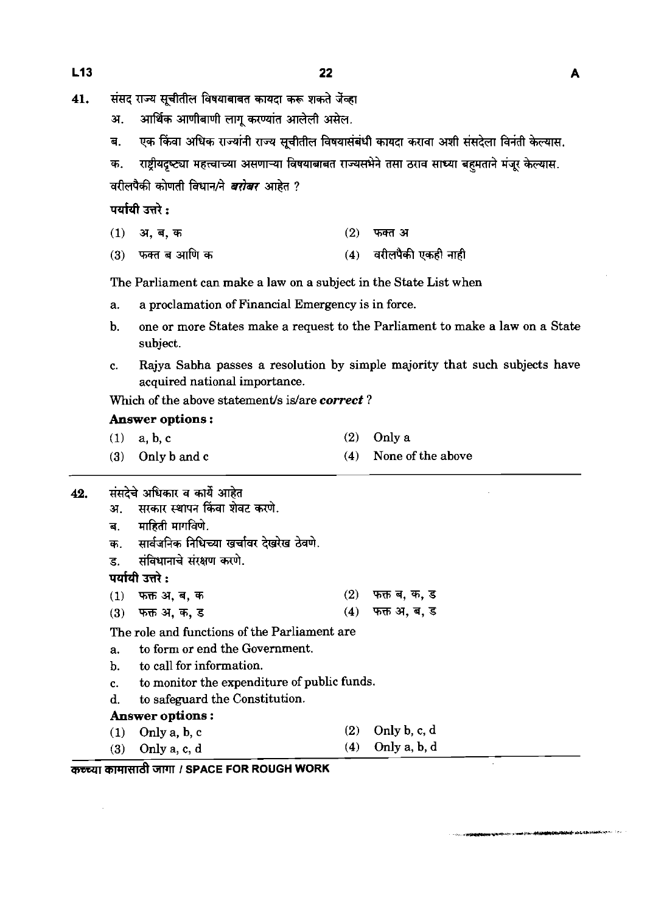41. संसद राज्य सूचीतील विषयाबाबत कायदा करू शकते जेंव्हा

अ. आर्थिक आणीबाणी लागू करण्यांत आलेली असेल.

ब. एक किंवा अधिक राज्यांनी राज्य सूचीतील विषयासंबंधी कायदा करावा अशी संसदेला विनंती केल्यास.

क. राष्ट्रीयदृष्ट्या महत्त्वाच्या असणाऱ्या विषयाबाबत राज्यसभेने तसा ठराव साध्या बहुमताने मंजूर केल्यास.

वरीलपैकी कोणती विधान/ने ***बरोबर*** आहेत ?

**पर्यायी उत्तरे :**

(1) अ, ब, क (2) फक्त अ

(3) फक्त ब आणि क (4) वरीलपैकी एकही नाही

The Parliament can make a law on a subject in the State List when

a. a proclamation of Financial Emergency is in force.

b. one or more States make a request to the Parliament to make a law on a State subject.

c. Rajya Sabha passes a resolution by simple majority that such subjects have acquired national importance.

Which of the above statement/s is/are ***correct*** ?

**Answer options :**

(1) a, b, c (2) Only a

(3) Only b and c (4) None of the above

42. संसदेचे अधिकार व कार्ये आहेत

अ. सरकार स्थापन किंवा शेवट करणे.

ब. माहिती मागविणे.

क. सार्वजनिक निधिच्या खर्चावर देखरेख ठेवणे.

ड. संविधानाचे संरक्षण करणे.

**पर्यायी उत्तरे :**

(1) फक्त अ, ब, क (2) फक्त ब, क, ड

(3) फक्त अ, क, ड (4) फक्त अ, ब, ड

The role and functions of the Parliament are

a. to form or end the Government.

b. to call for information.

c. to monitor the expenditure of public funds.

d. to safeguard the Constitution.

**Answer options :**

(1) Only a, b, c (2) Only b, c, d

(3) Only a, c, d (4) Only a, b, d

कच्च्या कामासाठी जागा / SPACE FOR ROUGH WORK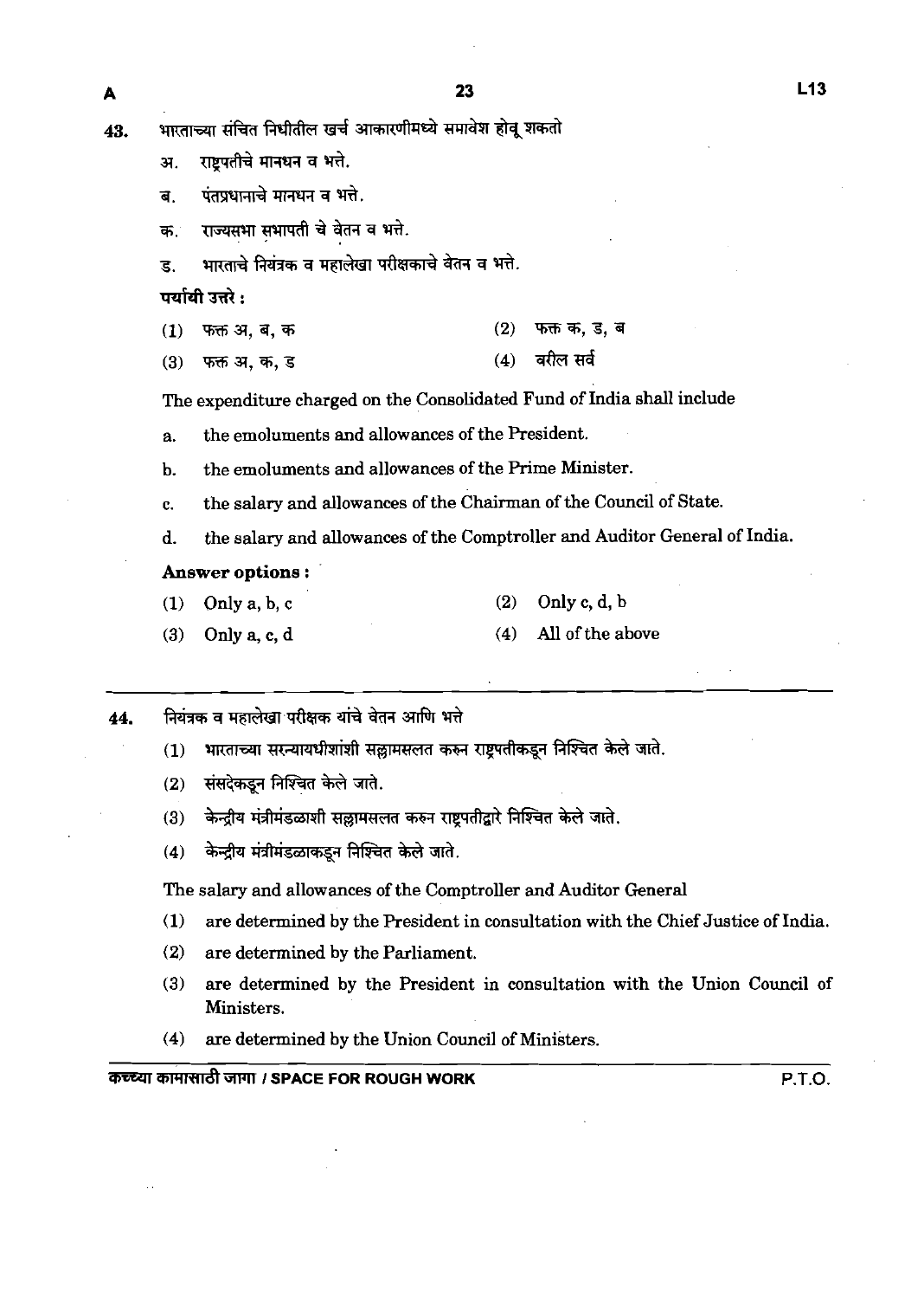43. भारताच्या संचित निधीतील खर्च आकारणीमध्ये समावेश होवू शकतो

अ. राष्ट्रपतीचे मानधन व भत्ते.

ब. पंतप्रधानाचे मानधन व भत्ते.

क. राज्यसभा सभापती चे वेतन व भत्ते.

ड. भारताचे नियंत्रक व महालेखा परीक्षकाचे वेतन व भत्ते.

**पर्यायी उत्तरे :**

(1) फक्त अ, ब, क
(2) फक्त क, ड, ब
(3) फक्त अ, क, ड
(4) वरील सर्व

The expenditure charged on the Consolidated Fund of India shall include

a. the emoluments and allowances of the President.

b. the emoluments and allowances of the Prime Minister.

c. the salary and allowances of the Chairman of the Council of State.

d. the salary and allowances of the Comptroller and Auditor General of India.

**Answer options :**

(1) Only a, b, c
(2) Only c, d, b
(3) Only a, c, d
(4) All of the above

---

44. नियंत्रक व महालेखा परीक्षक यांचे वेतन आणि भत्ते

(1) भारताच्या सरन्यायधीशांशी सल्लामसलत करुन राष्ट्रपतीकडून निश्चित केले जाते.

(2) संसदेकडून निश्चित केले जाते.

(3) केन्द्रीय मंत्रीमंडळाशी सल्लामसलत करुन राष्ट्रपतीद्वारे निश्चित केले जाते.

(4) केन्द्रीय मंत्रीमंडळाकडून निश्चित केले जाते.

The salary and allowances of the Comptroller and Auditor General

(1) are determined by the President in consultation with the Chief Justice of India.

(2) are determined by the Parliament.

(3) are determined by the President in consultation with the Union Council of Ministers.

(4) are determined by the Union Council of Ministers.

कच्च्या कामासाठी जागा / SPACE FOR ROUGH WORK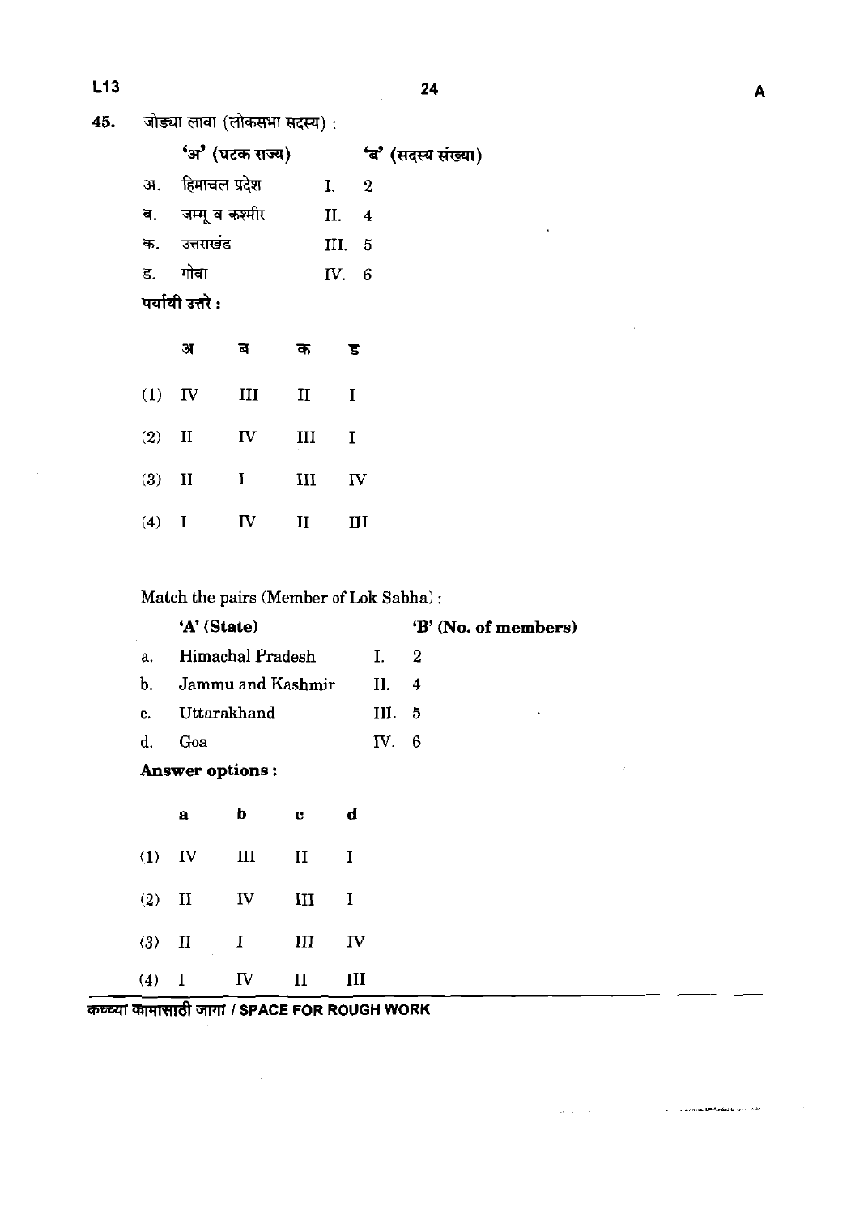**45.** जोड्या लावा (लोकसभा सदस्य) :

| | 'अ' (घटक राज्य) | | 'ब' (सदस्य संख्या) |
|---|---|---|---|
| अ. | हिमाचल प्रदेश | I. | 2 |
| ब. | जम्मू व कश्मीर | II. | 4 |
| क. | उत्तराखंड | III. | 5 |
| ड. | गोवा | IV. | 6 |

**पर्यायी उत्तरे :**

| | अ | ब | क | ड |
|---|---|---|---|---|
| (1) | IV | III | II | I |
| (2) | II | IV | III | I |
| (3) | II | I | III | IV |
| (4) | I | IV | II | III |

Match the pairs (Member of Lok Sabha) :

| | 'A' (State) | | 'B' (No. of members) |
|---|---|---|---|
| a. | Himachal Pradesh | I. | 2 |
| b. | Jammu and Kashmir | II. | 4 |
| c. | Uttarakhand | III. | 5 |
| d. | Goa | IV. | 6 |

**Answer options :**

| | a | b | c | d |
|---|---|---|---|---|
| (1) | IV | III | II | I |
| (2) | II | IV | III | I |
| (3) | II | I | III | IV |
| (4) | I | IV | II | III |

कच्च्या कामासाठी जागा / SPACE FOR ROUGH WORK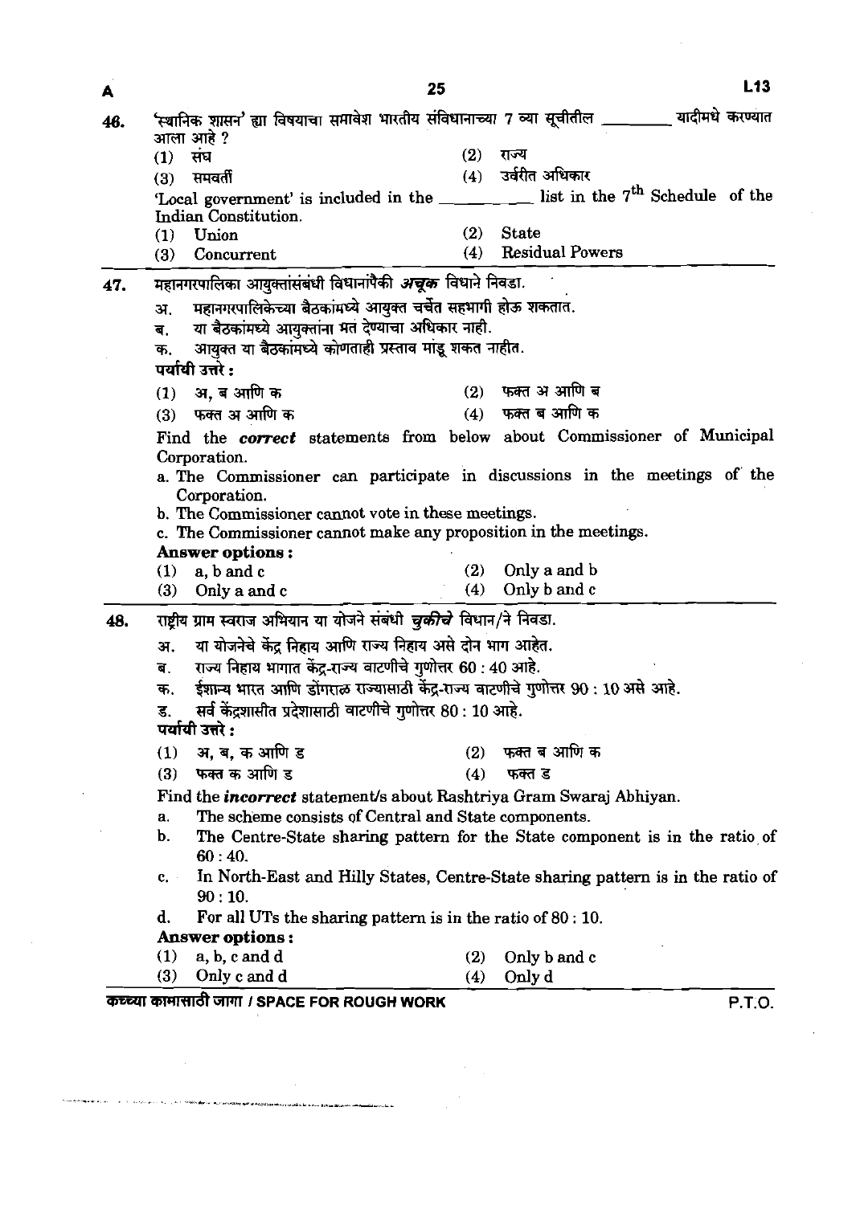46. 'स्थानिक शासन' ह्या विषयाचा समावेश भारतीय संविधानाच्या 7 व्या सूचीतील ________ यादीमधे करण्यात आला आहे ?

(1) संघ (2) राज्य
(3) समवर्ती (4) उर्वरीत अधिकार

'Local government' is included in the ________ list in the 7th Schedule of the Indian Constitution.

(1) Union (2) State
(3) Concurrent (4) Residual Powers

---

47. महानगरपालिका आयुक्तांसंबंधी विधानांपैकी ***अचूक*** विधाने निवडा.

अ. महानगरपालिकेच्या बैठकांमध्ये आयुक्त चर्चेत सहभागी होऊ शकतात.
ब. या बैठकांमध्ये आयुक्तांना मत देण्याचा अधिकार नाही.
क. आयुक्त या बैठकांमध्ये कोणताही प्रस्ताव मांडू शकत नाहीत.

**पर्यायी उत्तरे :**

(1) अ, ब आणि क (2) फक्त अ आणि ब
(3) फक्त अ आणि क (4) फक्त ब आणि क

Find the ***correct*** statements from below about Commissioner of Municipal Corporation.

a. The Commissioner can participate in discussions in the meetings of the Corporation.
b. The Commissioner cannot vote in these meetings.
c. The Commissioner cannot make any proposition in the meetings.

**Answer options :**

(1) a, b and c (2) Only a and b
(3) Only a and c (4) Only b and c

---

48. राष्ट्रीय ग्राम स्वराज अभियान या योजने संबंधी ***चुकीचे*** विधान/ने निवडा.

अ. या योजनेचे केंद्र निहाय आणि राज्य निहाय असे दोन भाग आहेत.
ब. राज्य निहाय भागात केंद्र-राज्य वाटणीचे गुणोत्तर 60 : 40 आहे.
क. ईशान्य भारत आणि डोंगराळ राज्यासाठी केंद्र-राज्य वाटणीचे गुणोत्तर 90 : 10 असे आहे.
ड. सर्व केंद्रशासीत प्रदेशासाठी वाटणीचे गुणोत्तर 80 : 10 आहे.

**पर्यायी उत्तरे :**

(1) अ, ब, क आणि ड (2) फक्त ब आणि क
(3) फक्त क आणि ड (4) फक्त ड

Find the ***incorrect*** statement/s about Rashtriya Gram Swaraj Abhiyan.

a. The scheme consists of Central and State components.
b. The Centre-State sharing pattern for the State component is in the ratio of 60 : 40.
c. In North-East and Hilly States, Centre-State sharing pattern is in the ratio of 90 : 10.
d. For all UTs the sharing pattern is in the ratio of 80 : 10.

**Answer options :**

(1) a, b, c and d (2) Only b and c
(3) Only c and d (4) Only d

कच्च्या कामासाठी जागा / SPACE FOR ROUGH WORK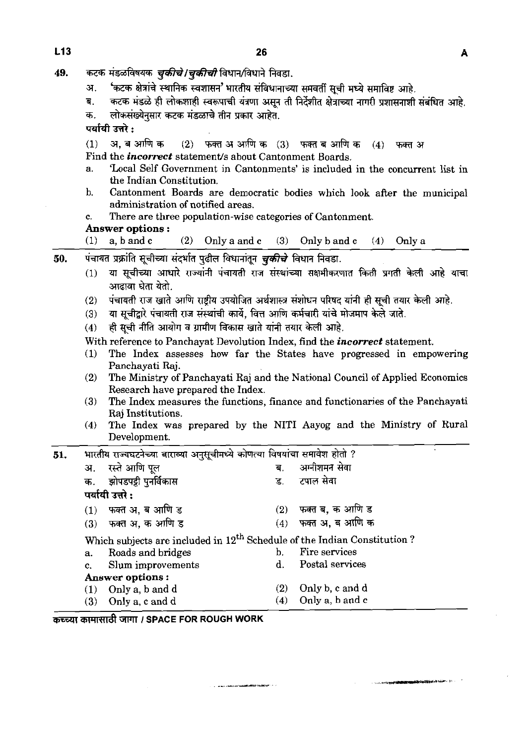49. कटक मंडळविषयक ***चुकीचे/चुकीची*** विधान/विधाने निवडा.

अ. 'कटक क्षेत्रांचे स्थानिक स्वशासन' भारतीय संविधानाच्या समवर्ती सूची मध्ये समाविष्ट आहे.

ब. कटक मंडळे ही लोकशाही स्वरूपाची यंत्रणा असून ती निर्देशीत क्षेत्राच्या नागरी प्रशासनाशी संबंधित आहे.

क. लोकसंख्येनुसार कटक मंडळाचे तीन प्रकार आहेत.

**पर्यायी उत्तरे :**

(1) अ, ब आणि क (2) फक्त अ आणि क (3) फक्त ब आणि क (4) फक्त अ

Find the ***incorrect*** statement/s about Cantonment Boards.

a. 'Local Self Government in Cantonments' is included in the concurrent list in the Indian Constitution.

b. Cantonment Boards are democratic bodies which look after the municipal administration of notified areas.

c. There are three population-wise categories of Cantonment.

**Answer options :**

(1) a, b and c (2) Only a and c (3) Only b and c (4) Only a

50. पंचायत प्रक्रांति सूचीच्या संदर्भात पुढील विधानांतून ***चुकीचे*** विधान निवडा.

(1) या सूचीच्या आधारे राज्यांनी पंचायती राज संस्थांच्या सक्षमीकरणात किती प्रगती केली आहे याचा आढावा घेता येतो.

(2) पंचायती राज खाते आणि राष्ट्रीय उपयोजित अर्थशास्त्र संशोधन परिषद यांनी ही सूची तयार केली आहे.

(3) या सूचीद्वारे पंचायती राज संस्थांची कार्ये, वित्त आणि कर्मचारी यांचे मोजमाप केले जाते.

(4) ही सूची नीति आयोग व ग्रामीण विकास खाते यांनी तयार केली आहे.

With reference to Panchayat Devolution Index, find the ***incorrect*** statement.

(1) The Index assesses how far the States have progressed in empowering Panchayati Raj.

(2) The Ministry of Panchayati Raj and the National Council of Applied Economics Research have prepared the Index.

(3) The Index measures the functions, finance and functionaries of the Panchayati Raj Institutions.

(4) The Index was prepared by the NITI Aayog and the Ministry of Rural Development.

51. भारतीय राज्यघटनेच्या बाराव्या अनुसूचीमध्ये कोणत्या विषयांचा समावेश होतो ?

अ. रस्ते आणि पूल    ब. अग्नीशमन सेवा

क. झोपडपट्टी पुनर्विकास    ड. टपाल सेवा

**पर्यायी उत्तरे :**

(1) फक्त अ, ब आणि ड    (2) फक्त ब, क आणि ड

(3) फक्त अ, क आणि ड    (4) फक्त अ, ब आणि क

Which subjects are included in 12th Schedule of the Indian Constitution ?

a. Roads and bridges    b. Fire services

c. Slum improvements    d. Postal services

**Answer options :**

(1) Only a, b and d    (2) Only b, c and d

(3) Only a, c and d    (4) Only a, b and c

कच्च्या कामासाठी जागा / SPACE FOR ROUGH WORK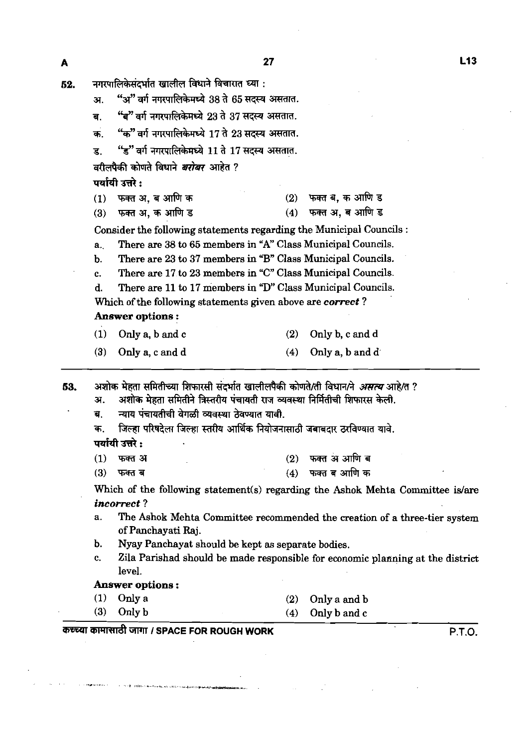52. नगरपालिकेसंदर्भात खालील विधाने विचारात घ्या :

अ. "अ" वर्ग नगरपालिकेमध्ये 38 ते 65 सदस्य असतात.

ब. "ब" वर्ग नगरपालिकेमध्ये 23 ते 37 सदस्य असतात.

क. "क" वर्ग नगरपालिकेमध्ये 17 ते 23 सदस्य असतात.

ड. "ड" वर्ग नगरपालिकेमध्ये 11 ते 17 सदस्य असतात.

वरीलपैकी कोणते विधाने ***बरोबर*** आहेत ?

**पर्यायी उत्तरे :**

(1) फक्त अ, ब आणि क (2) फक्त ब, क आणि ड

(3) फक्त अ, क आणि ड (4) फक्त अ, ब आणि ड

Consider the following statements regarding the Municipal Councils :

a. There are 38 to 65 members in "A" Class Municipal Councils.

b. There are 23 to 37 members in "B" Class Municipal Councils.

c. There are 17 to 23 members in "C" Class Municipal Councils.

d. There are 11 to 17 members in "D" Class Municipal Councils.

Which of the following statements given above are ***correct*** ?

**Answer options :**

(1) Only a, b and c (2) Only b, c and d

(3) Only a, c and d (4) Only a, b and d

---

53. अशोक मेहता समितीच्या शिफारसी संदर्भात खालीलपैकी कोणते/ती विधान/ने ***असत्य*** आहे/त ?

अ. अशोक मेहता समितीने त्रिस्तरीय पंचायती राज व्यवस्था निर्मितीची शिफारस केली.

ब. न्याय पंचायतीची वेगळी व्यवस्था ठेवण्यात यावी.

क. जिल्हा परिषदेला जिल्हा स्तरीय आर्थिक नियोजनासाठी जबाबदार ठरविण्यात यावे.

**पर्यायी उत्तरे :**

(1) फक्त अ (2) फक्त अ आणि ब

(3) फक्त ब (4) फक्त ब आणि क

Which of the following statement(s) regarding the Ashok Mehta Committee is/are ***incorrect*** ?

a. The Ashok Mehta Committee recommended the creation of a three-tier system of Panchayati Raj.

b. Nyay Panchayat should be kept as separate bodies.

c. Zila Parishad should be made responsible for economic planning at the district level.

**Answer options :**

(1) Only a (2) Only a and b

(3) Only b (4) Only b and c

कच्च्या कामासाठी जागा / SPACE FOR ROUGH WORK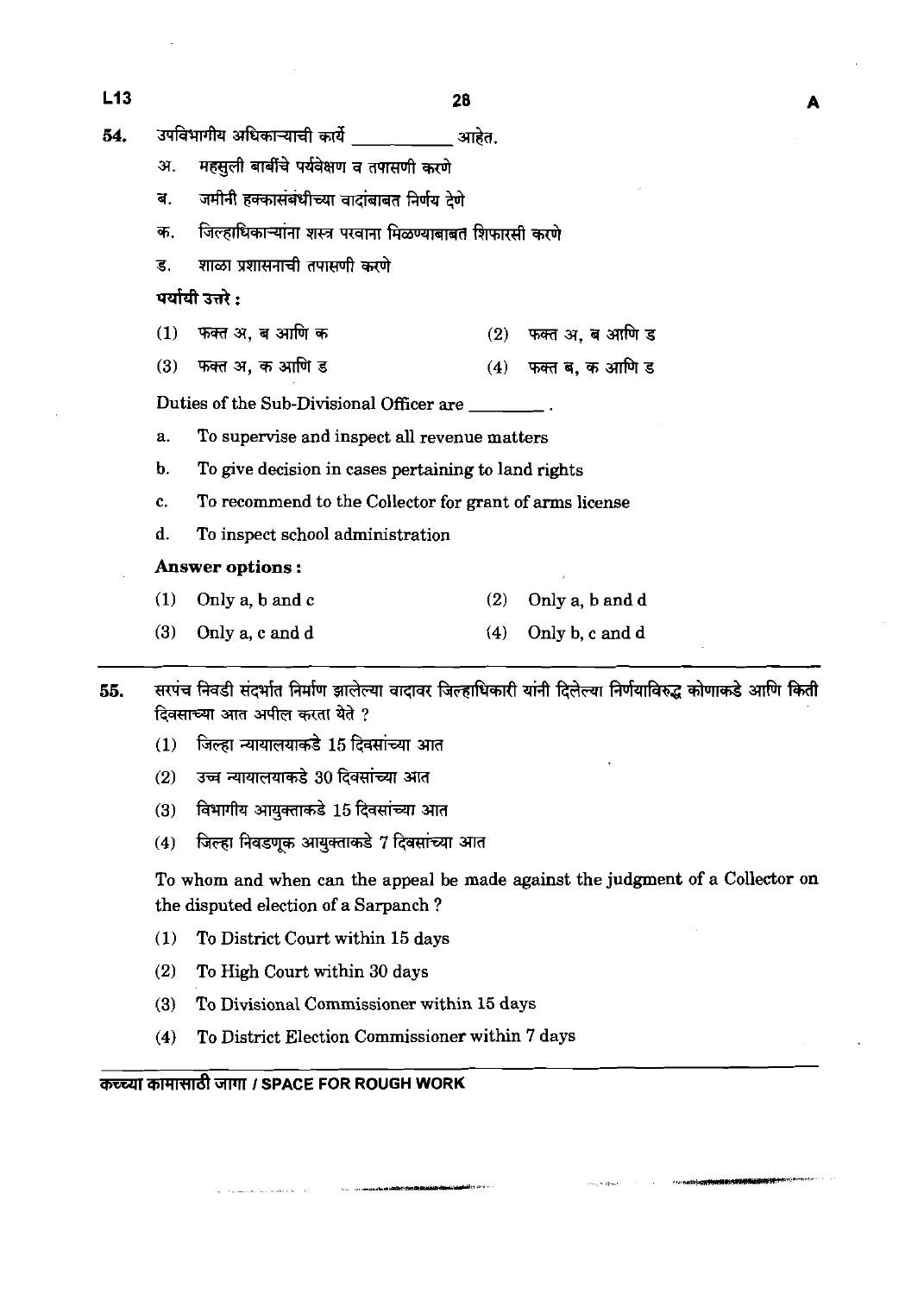54. उपविभागीय अधिकाऱ्याची कार्ये \_\_\_\_\_\_\_\_\_\_ आहेत.

अ. महसुली बाबींचे पर्यवेक्षण व तपासणी करणे

ब. जमीनी हक्कासंबंधीच्या वादांबाबत निर्णय देणे

क. जिल्हाधिकाऱ्यांना शस्त्र परवाना मिळण्याबाबत शिफारसी करणे

ड. शाळा प्रशासनाची तपासणी करणे

**पर्यायी उत्तरे :**

(1) फक्त अ, ब आणि क  
(2) फक्त अ, ब आणि ड  
(3) फक्त अ, क आणि ड  
(4) फक्त ब, क आणि ड

Duties of the Sub-Divisional Officer are \_\_\_\_\_\_\_\_ .

a. To supervise and inspect all revenue matters

b. To give decision in cases pertaining to land rights

c. To recommend to the Collector for grant of arms license

d. To inspect school administration

**Answer options :**

(1) Only a, b and c  
(2) Only a, b and d  
(3) Only a, c and d  
(4) Only b, c and d

---

55. सरपंच निवडी संदर्भात निर्माण झालेल्या वादावर जिल्हाधिकारी यांनी दिलेल्या निर्णयाविरुद्ध कोणाकडे आणि किती दिवसाच्या आत अपील करता येते ?

(1) जिल्हा न्यायालयाकडे 15 दिवसांच्या आत  
(2) उच्च न्यायालयाकडे 30 दिवसांच्या आत  
(3) विभागीय आयुक्ताकडे 15 दिवसांच्या आत  
(4) जिल्हा निवडणूक आयुक्ताकडे 7 दिवसांच्या आत

To whom and when can the appeal be made against the judgment of a Collector on the disputed election of a Sarpanch ?

(1) To District Court within 15 days  
(2) To High Court within 30 days  
(3) To Divisional Commissioner within 15 days  
(4) To District Election Commissioner within 7 days

---

कच्च्या कामासाठी जागा / SPACE FOR ROUGH WORK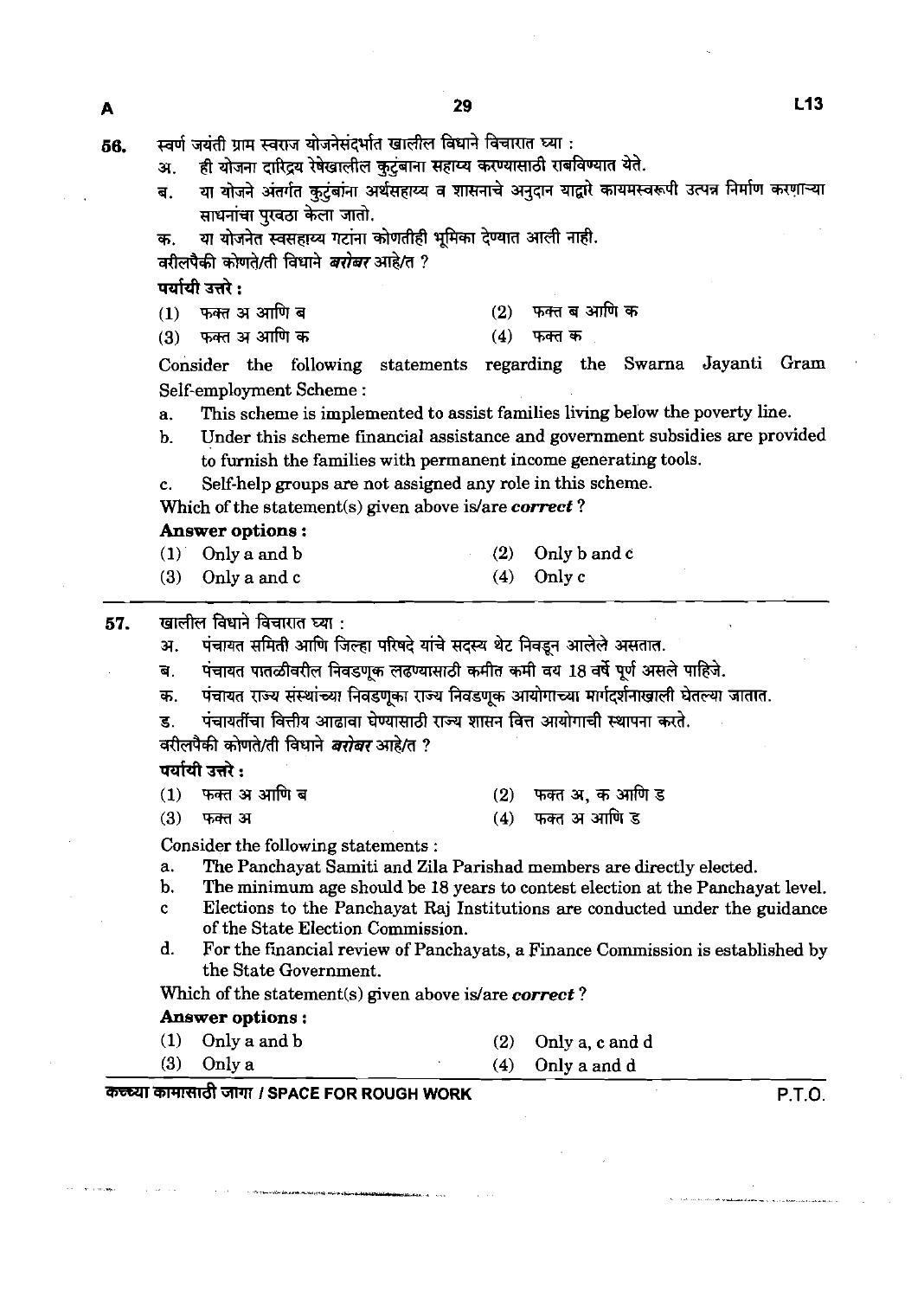56. स्वर्ण जयंती ग्राम स्वराज योजनेसंदर्भात खालील विधाने विचारात घ्या :

अ. ही योजना दारिद्र्य रेषेखालील कुटुंबाना सहाय्य करण्यासाठी राबविण्यात येते.

ब. या योजने अंतर्गत कुटुंबांना अर्थसहाय्य व शासनाचे अनुदान याद्वारे कायमस्वरूपी उत्पन्न निर्माण करणाऱ्या साधनांचा पुरवठा केला जातो.

क. या योजनेत स्वसहाय्य गटांना कोणतीही भूमिका देण्यात आली नाही.

वरीलपैकी कोणते/ती विधाने ***बरोबर*** आहे/त ?

**पर्यायी उत्तरे :**

(1) फक्त अ आणि ब
(2) फक्त ब आणि क
(3) फक्त अ आणि क
(4) फक्त क

Consider the following statements regarding the Swarna Jayanti Gram Self-employment Scheme :

a. This scheme is implemented to assist families living below the poverty line.

b. Under this scheme financial assistance and government subsidies are provided to furnish the families with permanent income generating tools.

c. Self-help groups are not assigned any role in this scheme.

Which of the statement(s) given above is/are ***correct*** ?

**Answer options :**

(1) Only a and b
(2) Only b and c
(3) Only a and c
(4) Only c

---

57. खालील विधाने विचारात घ्या :

अ. पंचायत समिती आणि जिल्हा परिषदे यांचे सदस्य थेट निवडून आलेले असतात.

ब. पंचायत पातळीवरील निवडणूक लढण्यासाठी कमीत कमी वय 18 वर्षे पूर्ण असले पाहिजे.

क. पंचायत राज्य संस्थांच्या निवडणूका राज्य निवडणूक आयोगाच्या मार्गदर्शनाखाली घेतल्या जातात.

ड. पंचायतींचा वित्तीय आढावा घेण्यासाठी राज्य शासन वित्त आयोगाची स्थापना करते.

वरीलपैकी कोणते/ती विधाने ***बरोबर*** आहे/त ?

**पर्यायी उत्तरे :**

(1) फक्त अ आणि ब
(2) फक्त अ, क आणि ड
(3) फक्त अ
(4) फक्त अ आणि ड

Consider the following statements :

a. The Panchayat Samiti and Zila Parishad members are directly elected.

b. The minimum age should be 18 years to contest election at the Panchayat level.

c. Elections to the Panchayat Raj Institutions are conducted under the guidance of the State Election Commission.

d. For the financial review of Panchayats, a Finance Commission is established by the State Government.

Which of the statement(s) given above is/are ***correct*** ?

**Answer options :**

(1) Only a and b
(2) Only a, c and d
(3) Only a
(4) Only a and d

कच्च्या कामासाठी जागा / SPACE FOR ROUGH WORK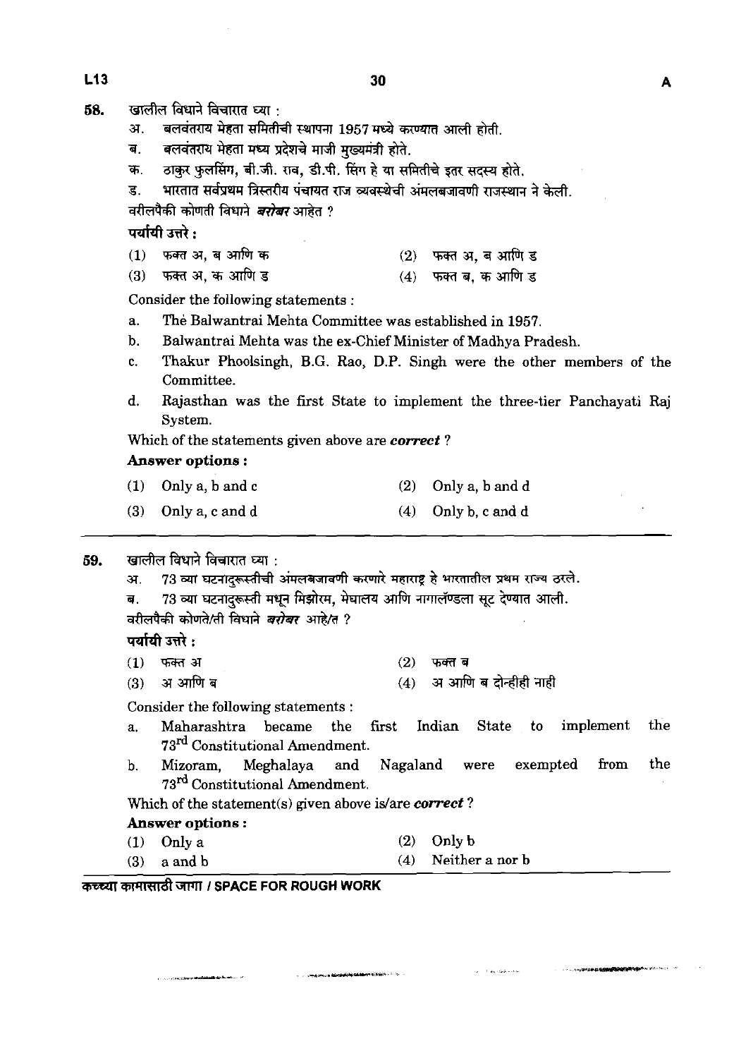58. खालील विधाने विचारात घ्या :

अ. बलवंतराय मेहता समितीची स्थापना 1957 मध्ये करण्यात आली होती.

ब. बलवंतराय मेहता मध्य प्रदेशचे माजी मुख्यमंत्री होते.

क. ठाकुर फुलसिंग, बी.जी. राव, डी.पी. सिंग हे या समितीचे इतर सदस्य होते.

ड. भारतात सर्वप्रथम त्रिस्तरीय पंचायत राज व्यवस्थेची अंमलबजावणी राजस्थान ने केली.

वरीलपैकी कोणती विधाने ***बरोबर*** आहेत ?

**पर्यायी उत्तरे :**

(1) फक्त अ, ब आणि क (2) फक्त अ, ब आणि ड

(3) फक्त अ, क आणि ड (4) फक्त ब, क आणि ड

Consider the following statements :

a. The Balwantrai Mehta Committee was established in 1957.

b. Balwantrai Mehta was the ex-Chief Minister of Madhya Pradesh.

c. Thakur Phoolsingh, B.G. Rao, D.P. Singh were the other members of the Committee.

d. Rajasthan was the first State to implement the three-tier Panchayati Raj System.

Which of the statements given above are ***correct*** ?

**Answer options :**

(1) Only a, b and c (2) Only a, b and d

(3) Only a, c and d (4) Only b, c and d

---

59. खालील विधाने विचारात घ्या :

अ. 73 व्या घटनादुरूस्तीची अंमलबजावणी करणारे महाराष्ट्र हे भारतातील प्रथम राज्य ठरले.

ब. 73 व्या घटनादुरूस्ती मधून मिझोरम, मेघालय आणि नागालॅण्डला सूट देण्यात आली.

वरीलपैकी कोणते/ती विधाने ***बरोबर*** आहे/त ?

**पर्यायी उत्तरे :**

(1) फक्त अ (2) फक्त ब

(3) अ आणि ब (4) अ आणि ब दोन्हीही नाही

Consider the following statements :

a. Maharashtra became the first Indian State to implement the 73rd Constitutional Amendment.

b. Mizoram, Meghalaya and Nagaland were exempted from the 73rd Constitutional Amendment.

Which of the statement(s) given above is/are ***correct*** ?

**Answer options :**

(1) Only a (2) Only b

(3) a and b (4) Neither a nor b

कच्च्या कामासाठी जागा / SPACE FOR ROUGH WORK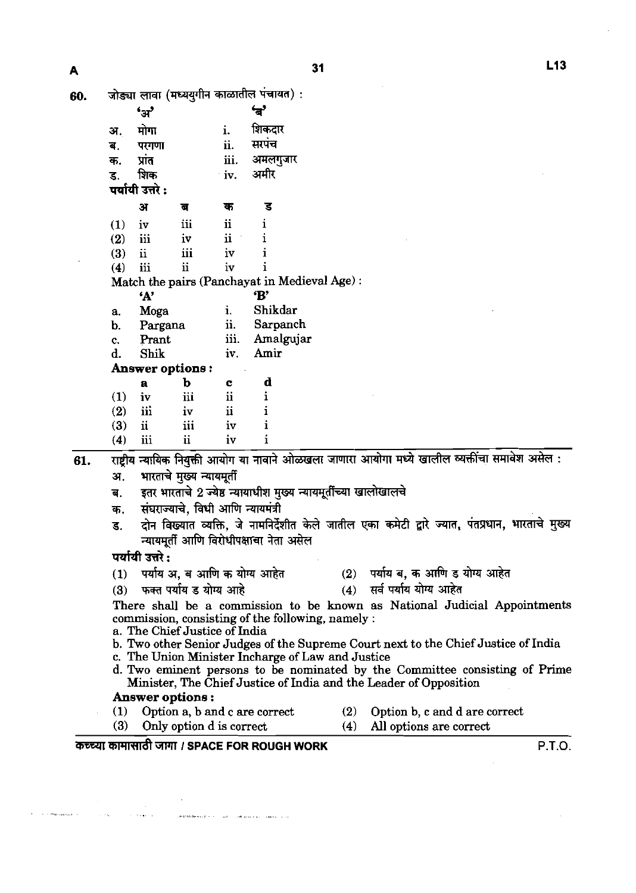**60.** जोड्या लावा (मध्ययुगीन काळातील पंचायत) :

| 'अ' | | 'ब' |
|---|---|---|
| अ. | मोगा | i. शिकदार |
| ब. | परगणा | ii. सरपंच |
| क. | प्रांत | iii. अमलगुजार |
| ड. | शिक | iv. अमीर |

पर्यायी उत्तरे :

| | अ | ब | क | ड |
|---|---|---|---|---|
| (1) | iv | iii | ii | i |
| (2) | iii | iv | ii | i |
| (3) | ii | iii | iv | i |
| (4) | iii | ii | iv | i |

Match the pairs (Panchayat in Medieval Age) :

| 'A' | | 'B' |
|---|---|---|
| a. | Moga | i. Shikdar |
| b. | Pargana | ii. Sarpanch |
| c. | Prant | iii. Amalgujar |
| d. | Shik | iv. Amir |

**Answer options :**

| | a | b | c | d |
|---|---|---|---|---|
| (1) | iv | iii | ii | i |
| (2) | iii | iv | ii | i |
| (3) | ii | iii | iv | i |
| (4) | iii | ii | iv | i |

**61.** राष्ट्रीय न्यायिक नियुक्ती आयोग या नावाने ओळखला जाणारा आयोगा मध्ये खालील व्यक्तींचा समावेश असेल :

अ. भारताचे मुख्य न्यायमूर्ती

ब. इतर भारताचे 2 ज्येष्ठ न्यायाधीश मुख्य न्यायमूर्तींच्या खालोखालचे

क. संघराज्याचे, विधी आणि न्यायमंत्री

ड. दोन विख्यात व्यक्ति, जे नामनिर्देशीत केले जातील एका कमेटी द्वारे ज्यात, पंतप्रधान, भारताचे मुख्य न्यायमूर्ती आणि विरोधीपक्षाचा नेता असेल

पर्यायी उत्तरे :

(1) पर्याय अ, ब आणि क योग्य आहेत
(2) पर्याय ब, क आणि ड योग्य आहेत
(3) फक्त पर्याय ड योग्य आहे
(4) सर्व पर्याय योग्य आहेत

There shall be a commission to be known as National Judicial Appointments commission, consisting of the following, namely :

a. The Chief Justice of India

b. Two other Senior Judges of the Supreme Court next to the Chief Justice of India

c. The Union Minister Incharge of Law and Justice

d. Two eminent persons to be nominated by the Committee consisting of Prime Minister, The Chief Justice of India and the Leader of Opposition

**Answer options :**

(1) Option a, b and c are correct
(2) Option b, c and d are correct
(3) Only option d is correct
(4) All options are correct

कच्च्या कामासाठी जागा / SPACE FOR ROUGH WORK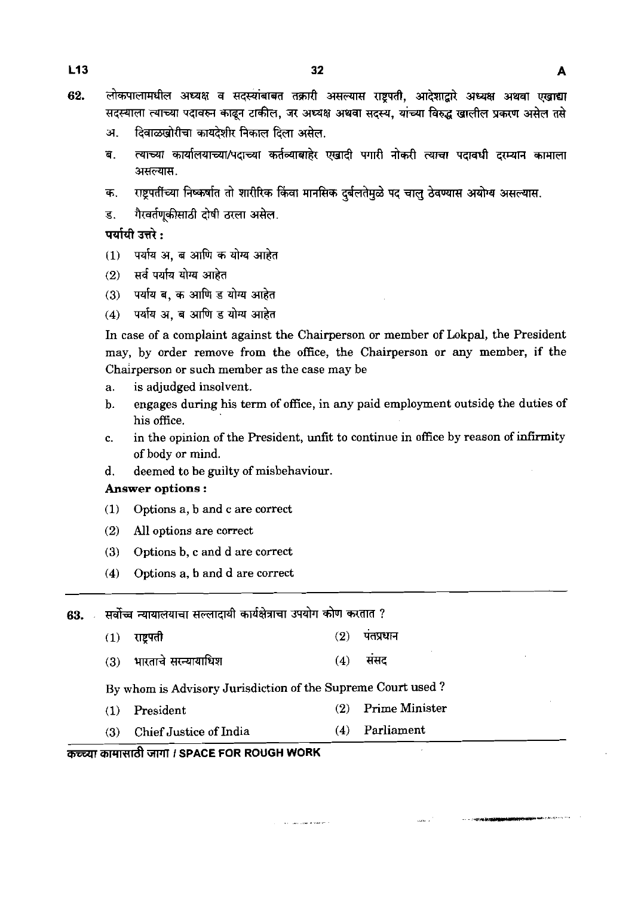62. लोकपालामधील अध्यक्ष व सदस्यांबाबत तक्रारी असल्यास राष्ट्रपती, आदेशाद्वारे अध्यक्ष अथवा एखाद्या सदस्याला त्याच्या पदावरुन काढून टाकील, जर अध्यक्ष अथवा सदस्य, यांच्या विरुद्ध खालील प्रकरण असेल तसे

अ. दिवाळखोरीचा कायदेशीर निकाल दिला असेल.

ब. त्याच्या कार्यालयाच्या/पदाच्या कर्तव्याबाहेर एखादी पगारी नोकरी त्याचा पदावधी दरम्यान कामाला असल्यास.

क. राष्ट्रपतींच्या निष्कर्षात तो शारीरिक किंवा मानसिक दुर्बलतेमुळे पद चालु ठेवण्यास अयोग्य असल्यास.

ड. गैरवर्तणूकीसाठी दोषी ठरला असेल.

**पर्यायी उत्तरे :**

(1) पर्याय अ, ब आणि क योग्य आहेत

(2) सर्व पर्याय योग्य आहेत

(3) पर्याय ब, क आणि ड योग्य आहेत

(4) पर्याय अ, ब आणि ड योग्य आहेत

In case of a complaint against the Chairperson or member of Lokpal, the President may, by order remove from the office, the Chairperson or any member, if the Chairperson or such member as the case may be

a. is adjudged insolvent.

b. engages during his term of office, in any paid employment outside the duties of his office.

c. in the opinion of the President, unfit to continue in office by reason of infirmity of body or mind.

d. deemed to be guilty of misbehaviour.

**Answer options :**

(1) Options a, b and c are correct

(2) All options are correct

(3) Options b, c and d are correct

(4) Options a, b and d are correct

---

63. सर्वोच्च न्यायालयाचा सल्लादायी कार्यक्षेत्राचा उपयोग कोण करतात ?

(1) राष्ट्रपती (2) पंतप्रधान

(3) भारताचे सरन्यायाधिश (4) संसद

By whom is Advisory Jurisdiction of the Supreme Court used ?

(1) President (2) Prime Minister

(3) Chief Justice of India (4) Parliament

**कच्च्या कामासाठी जागा / SPACE FOR ROUGH WORK**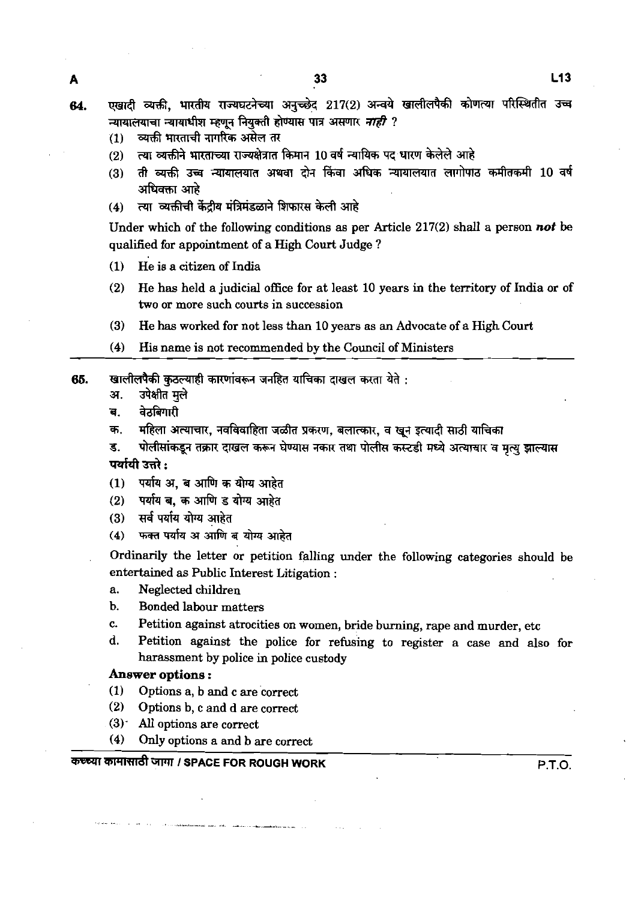64. एखादी व्यक्ती, भारतीय राज्यघटनेच्या अनुच्छेद 217(2) अन्वये खालीलपैकी कोणत्या परिस्थितीत उच्च न्यायालयाचा न्यायाधीश म्हणून नियुक्ती होण्यास पात्र असणार ***नाही*** ?
   (1) व्यक्ती भारताची नागरिक असेल तर
   (2) त्या व्यक्तीने भारताच्या राज्यक्षेत्रात किमान 10 वर्ष न्यायिक पद धारण केलेले आहे
   (3) ती व्यक्ती उच्च न्यायालयात अथवा दोन किंवा अधिक न्यायालयात लागोपाठ कमीतकमी 10 वर्ष अधिवक्ता आहे
   (4) त्या व्यक्तीची केंद्रीय मंत्रिमंडळाने शिफारस केली आहे

   Under which of the following conditions as per Article 217(2) shall a person ***not*** be qualified for appointment of a High Court Judge ?

   (1) He is a citizen of India
   (2) He has held a judicial office for at least 10 years in the territory of India or of two or more such courts in succession
   (3) He has worked for not less than 10 years as an Advocate of a High Court
   (4) His name is not recommended by the Council of Ministers

65. खालीलपैकी कुठल्याही कारणांवरून जनहित याचिका दाखल करता येते :
   अ. उपेक्षीत मुले
   ब. वेठबिगारी
   क. महिला अत्याचार, नवविवाहिता जळीत प्रकरण, बलात्कार, व खून इत्यादी साठी याचिका
   ड. पोलीसांकडून तक्रार दाखल करून घेण्यास नकार तथा पोलीस कस्टडी मध्ये अत्याचार व मृत्यु झाल्यास

   **पर्यायी उत्तरे :**
   (1) पर्याय अ, ब आणि क योग्य आहेत
   (2) पर्याय ब, क आणि ड योग्य आहेत
   (3) सर्व पर्याय योग्य आहेत
   (4) फक्त पर्याय अ आणि ब योग्य आहेत

   Ordinarily the letter or petition falling under the following categories should be entertained as Public Interest Litigation :
   a. Neglected children
   b. Bonded labour matters
   c. Petition against atrocities on women, bride burning, rape and murder, etc
   d. Petition against the police for refusing to register a case and also for harassment by police in police custody

   **Answer options :**
   (1) Options a, b and c are correct
   (2) Options b, c and d are correct
   (3) All options are correct
   (4) Only options a and b are correct

कच्च्या कामासाठी जागा / SPACE FOR ROUGH WORK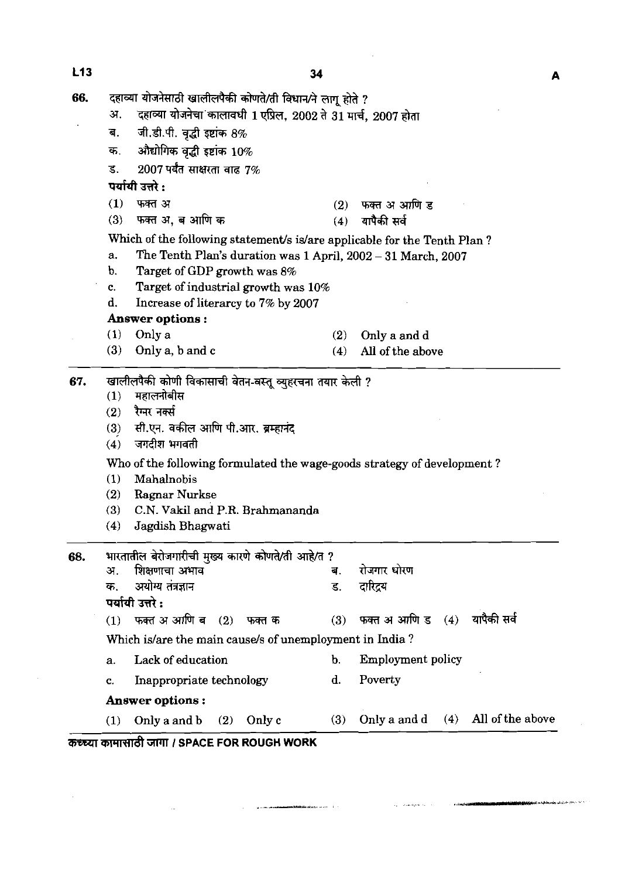66. दहाव्या योजनेसाठी खालीलपैकी कोणते/ती विधान/ने लागू होते ?

अ. दहाव्या योजनेचा कालावधी 1 एप्रिल, 2002 ते 31 मार्च, 2007 होता

ब. जी.डी.पी. वृद्धी इष्टांक 8%

क. औद्योगिक वृद्धी इष्टांक 10%

ड. 2007 पर्यंत साक्षरता वाढ 7%

**पर्यायी उत्तरे :**

(1) फक्त अ  (2) फक्त अ आणि ड

(3) फक्त अ, ब आणि क  (4) यापैकी सर्व

Which of the following statement/s is/are applicable for the Tenth Plan ?

a. The Tenth Plan's duration was 1 April, 2002 – 31 March, 2007

b. Target of GDP growth was 8%

c. Target of industrial growth was 10%

d. Increase of literarcy to 7% by 2007

**Answer options :**

(1) Only a  (2) Only a and d

(3) Only a, b and c  (4) All of the above

---

67. खालीलपैकी कोणी विकासाची वेतन-वस्तू व्युहरचना तयार केली ?

(1) महालनोबीस

(2) रैग्नर नर्क्स

(3) सी.एन. वकील आणि पी.आर. ब्रम्हानंद

(4) जगदीश भगवती

Who of the following formulated the wage-goods strategy of development ?

(1) Mahalnobis

(2) Ragnar Nurkse

(3) C.N. Vakil and P.R. Brahmananda

(4) Jagdish Bhagwati

---

68. भारतातील बेरोजगारीची मुख्य कारणे कोणते/ती आहे/त ?

अ. शिक्षणाचा अभाव  ब. रोजगार धोरण

क. अयोग्य तंत्रज्ञान  ड. दारिद्र्य

**पर्यायी उत्तरे :**

(1) फक्त अ आणि ब  (2) फक्त क  (3) फक्त अ आणि ड  (4) यापैकी सर्व

Which is/are the main cause/s of unemployment in India ?

a. Lack of education  b. Employment policy

c. Inappropriate technology  d. Poverty

**Answer options :**

(1) Only a and b  (2) Only c  (3) Only a and d  (4) All of the above

कच्च्या कामासाठी जागा / SPACE FOR ROUGH WORK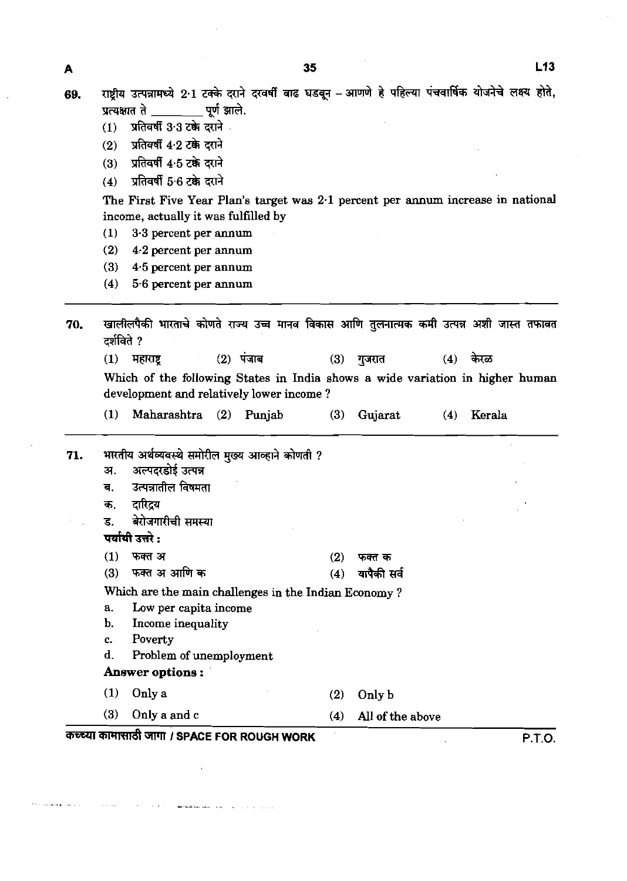69. राष्ट्रीय उत्पन्नामध्ये 2·1 टक्के दराने दरवर्षी वाढ घडवून – आणणे हे पहिल्या पंचवार्षिक योजनेचे लक्ष्य होते, प्रत्यक्षात ते _________ पूर्ण झाले.

(1) प्रतिवर्षी 3·3 टक्के दराने
(2) प्रतिवर्षी 4·2 टक्के दराने
(3) प्रतिवर्षी 4·5 टक्के दराने
(4) प्रतिवर्षी 5·6 टक्के दराने

The First Five Year Plan's target was 2·1 percent per annum increase in national income, actually it was fulfilled by

(1) 3·3 percent per annum
(2) 4·2 percent per annum
(3) 4·5 percent per annum
(4) 5·6 percent per annum

---

70. खालीलपैकी भारताचे कोणते राज्य उच्च मानव विकास आणि तुलनात्मक कमी उत्पन्न अशी जास्त तफावत दर्शविते ?

(1) महाराष्ट्र (2) पंजाब (3) गुजरात (4) केरळ

Which of the following States in India shows a wide variation in higher human development and relatively lower income ?

(1) Maharashtra (2) Punjab (3) Gujarat (4) Kerala

---

71. भारतीय अर्थव्यवस्थे समोरील मुख्य आव्हाने कोणती ?

अ. अल्पदरडोई उत्पन्न
ब. उत्पन्नातील विषमता
क. दारिद्र्य
ड. बेरोजगारीची समस्या

**पर्यायी उत्तरे :**

(1) फक्त अ (2) फक्त क
(3) फक्त अ आणि क (4) यापैकी सर्व

Which are the main challenges in the Indian Economy ?

a. Low per capita income
b. Income inequality
c. Poverty
d. Problem of unemployment

**Answer options :**

(1) Only a (2) Only b
(3) Only a and c (4) All of the above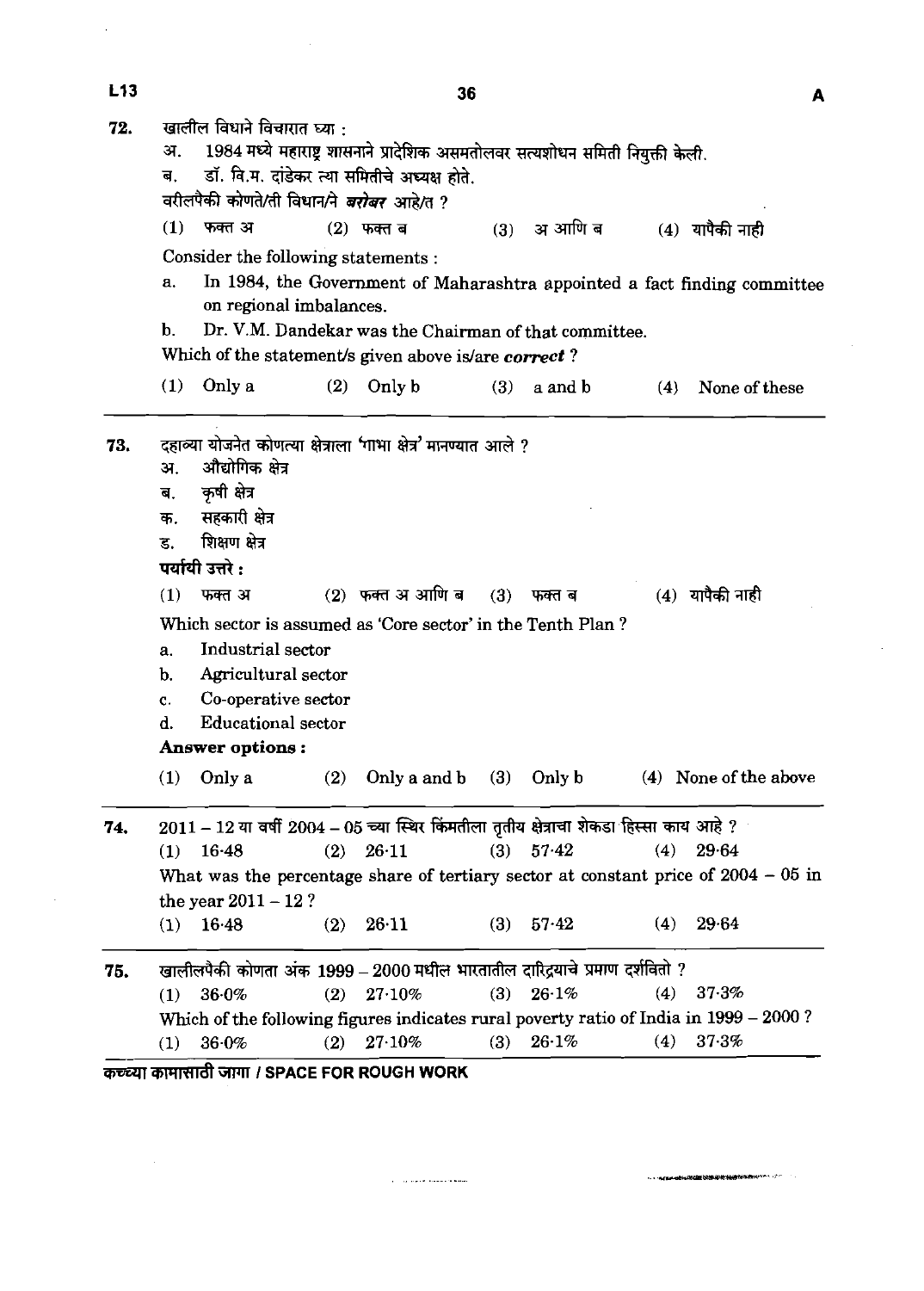72. खालील विधाने विचारात घ्या :

अ. 1984 मध्ये महाराष्ट्र शासनाने प्रादेशिक असमतोलवर सत्यशोधन समिती नियुक्ती केली.

ब. डॉ. वि.म. दांडेकर त्या समितीचे अध्यक्ष होते.

वरीलपैकी कोणते/ती विधान/ने ***बरोबर*** आहे/त ?

(1) फक्त अ (2) फक्त ब (3) अ आणि ब (4) यापैकी नाही

Consider the following statements :

a. In 1984, the Government of Maharashtra appointed a fact finding committee on regional imbalances.

b. Dr. V.M. Dandekar was the Chairman of that committee.

Which of the statement/s given above is/are ***correct*** ?

(1) Only a (2) Only b (3) a and b (4) None of these

---

73. दहाव्या योजनेत कोणत्या क्षेत्राला 'गाभा क्षेत्र' मानण्यात आले ?

अ. औद्योगिक क्षेत्र

ब. कृषी क्षेत्र

क. सहकारी क्षेत्र

ड. शिक्षण क्षेत्र

**पर्यायी उत्तरे :**

(1) फक्त अ (2) फक्त अ आणि ब (3) फक्त ब (4) यापैकी नाही

Which sector is assumed as 'Core sector' in the Tenth Plan ?

a. Industrial sector

b. Agricultural sector

c. Co-operative sector

d. Educational sector

**Answer options :**

(1) Only a (2) Only a and b (3) Only b (4) None of the above

---

74. 2011 – 12 या वर्षी 2004 – 05 च्या स्थिर किंमतीला तृतीय क्षेत्राचा शेकडा हिस्सा काय आहे ?

(1) 16·48 (2) 26·11 (3) 57·42 (4) 29·64

What was the percentage share of tertiary sector at constant price of 2004 – 05 in the year 2011 – 12 ?

(1) 16·48 (2) 26·11 (3) 57·42 (4) 29·64

---

75. खालीलपैकी कोणता अंक 1999 – 2000 मधील भारतातील दारिद्र्याचे प्रमाण दर्शवितो ?

(1) 36·0% (2) 27·10% (3) 26·1% (4) 37·3%

Which of the following figures indicates rural poverty ratio of India in 1999 – 2000 ?

(1) 36·0% (2) 27·10% (3) 26·1% (4) 37·3%

कच्च्या कामासाठी जागा / SPACE FOR ROUGH WORK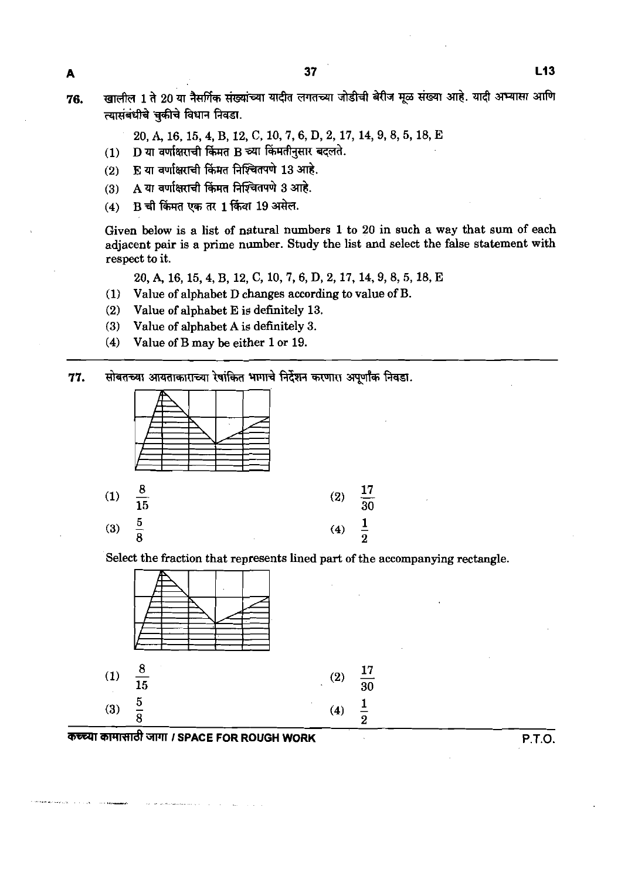76. खालील 1 ते 20 या नैसर्गिक संख्यांच्या यादीत लगतच्या जोडीची बेरीज मूळ संख्या आहे. यादी अभ्यासा आणि त्यासंबंधीचे चुकीचे विधान निवडा.

20, A, 16, 15, 4, B, 12, C, 10, 7, 6, D, 2, 17, 14, 9, 8, 5, 18, E

(1) D या वर्णाक्षराची किंमत B च्या किंमतीनुसार बदलते.

(2) E या वर्णाक्षराची किंमत निश्चितपणे 13 आहे.

(3) A या वर्णाक्षराची किंमत निश्चितपणे 3 आहे.

(4) B ची किंमत एक तर 1 किंवा 19 असेल.

Given below is a list of natural numbers 1 to 20 in such a way that sum of each adjacent pair is a prime number. Study the list and select the false statement with respect to it.

20, A, 16, 15, 4, B, 12, C, 10, 7, 6, D, 2, 17, 14, 9, 8, 5, 18, E

(1) Value of alphabet D changes according to value of B.

(2) Value of alphabet E is definitely 13.

(3) Value of alphabet A is definitely 3.

(4) Value of B may be either 1 or 19.

77. सोबतच्या आयताकाराच्या रेषांकित भागाचे निर्देशन करणारा अपूर्णांक निवडा.

(1) $\frac{8}{15}$

(2) $\frac{17}{30}$

(3) $\frac{5}{8}$

(4) $\frac{1}{2}$

Select the fraction that represents lined part of the accompanying rectangle.

(1) $\frac{8}{15}$

(2) $\frac{17}{30}$

(3) $\frac{5}{8}$

(4) $\frac{1}{2}$

कच्च्या कामासाठी जागा / SPACE FOR ROUGH WORK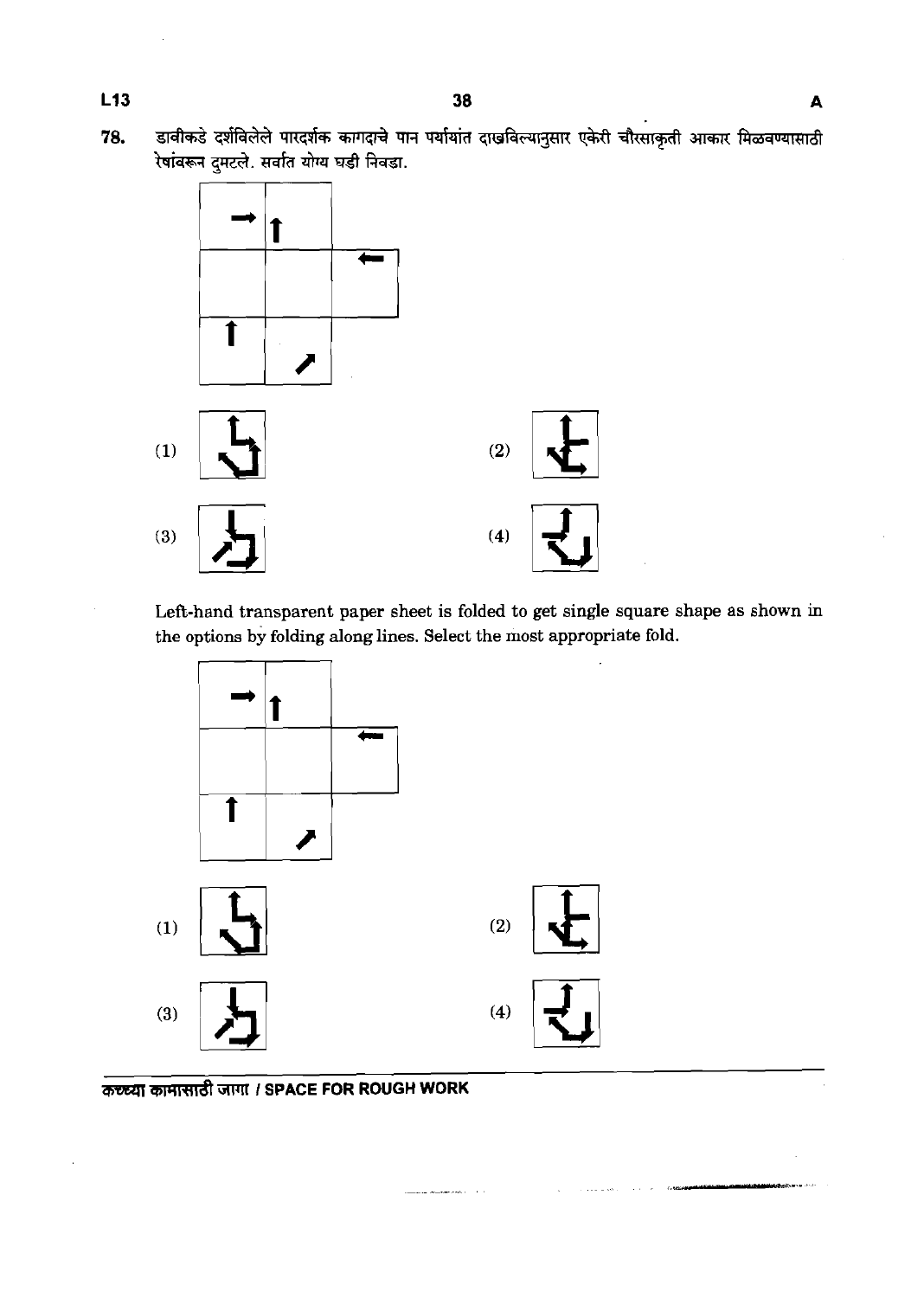78. डावीकडे दर्शविलेले पारदर्शक कागदाचे पान पर्यायांत दाखविल्यानुसार एकेरी चौरसाकृती आकार मिळवण्यासाठी रेषांवरून दुमटले. सर्वांत योग्य घडी निवडा.

(1)

(2)

(3)

(4)

Left-hand transparent paper sheet is folded to get single square shape as shown in the options by folding along lines. Select the most appropriate fold.

(1)

(2)

(3)

(4)

कच्च्या कामासाठी जागा / SPACE FOR ROUGH WORK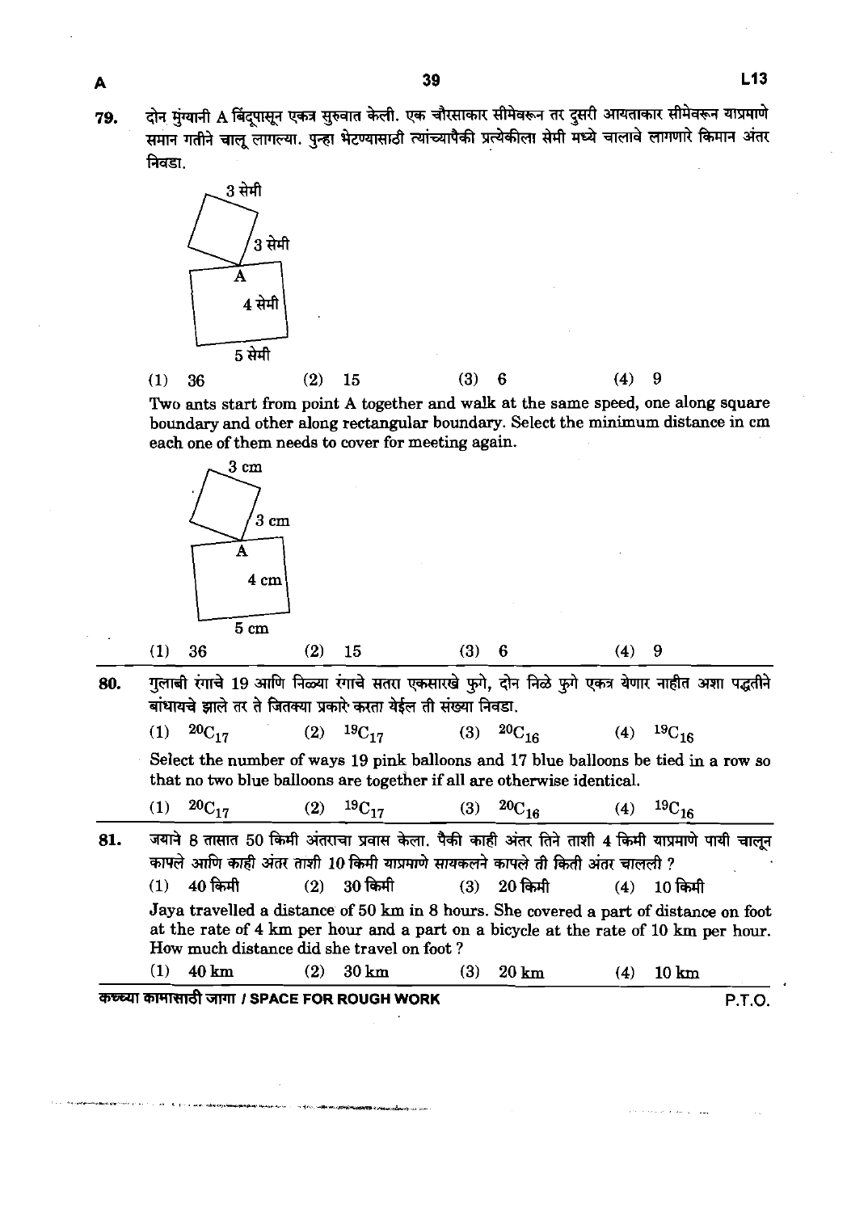**79.** दोन मुंग्यांनी A बिंदूपासून एकत्र सुरुवात केली. एक चौरसाकार सीमेवरून तर दुसरी आयताकार सीमेवरून याप्रमाणे समान गतीने चालू लागल्या. पुन्हा भेटण्यासाठी त्यांच्यापैकी प्रत्येकीला सेमी मध्ये चालावे लागणारे किमान अंतर निवडा.

3 सेमी

3 सेमी

A

4 सेमी

5 सेमी

(1) 36 (2) 15 (3) 6 (4) 9

Two ants start from point A together and walk at the same speed, one along square boundary and other along rectangular boundary. Select the minimum distance in cm each one of them needs to cover for meeting again.

3 cm

3 cm

A

4 cm

5 cm

(1) 36 (2) 15 (3) 6 (4) 9

**80.** गुलाबी रंगाचे 19 आणि निळ्या रंगाचे सतरा एकसारखे फुगे, दोन निळे फुगे एकत्र येणार नाहीत अशा पद्धतीने बांधायचे झाले तर ते जितक्या प्रकारे करता येईल ती संख्या निवडा.

(1) ${}^{20}C_{17}$ (2) ${}^{19}C_{17}$ (3) ${}^{20}C_{16}$ (4) ${}^{19}C_{16}$

Select the number of ways 19 pink balloons and 17 blue balloons be tied in a row so that no two blue balloons are together if all are otherwise identical.

(1) ${}^{20}C_{17}$ (2) ${}^{19}C_{17}$ (3) ${}^{20}C_{16}$ (4) ${}^{19}C_{16}$

**81.** जयाने 8 तासात 50 किमी अंतराचा प्रवास केला. पैकी काही अंतर तिने ताशी 4 किमी याप्रमाणे पायी चालून कापले आणि काही अंतर ताशी 10 किमी याप्रमाणे सायकलने कापले ती किती अंतर चालली ?

(1) 40 किमी (2) 30 किमी (3) 20 किमी (4) 10 किमी

Jaya travelled a distance of 50 km in 8 hours. She covered a part of distance on foot at the rate of 4 km per hour and a part on a bicycle at the rate of 10 km per hour. How much distance did she travel on foot ?

(1) 40 km (2) 30 km (3) 20 km (4) 10 km

कच्च्या कामासाठी जागा / SPACE FOR ROUGH WORK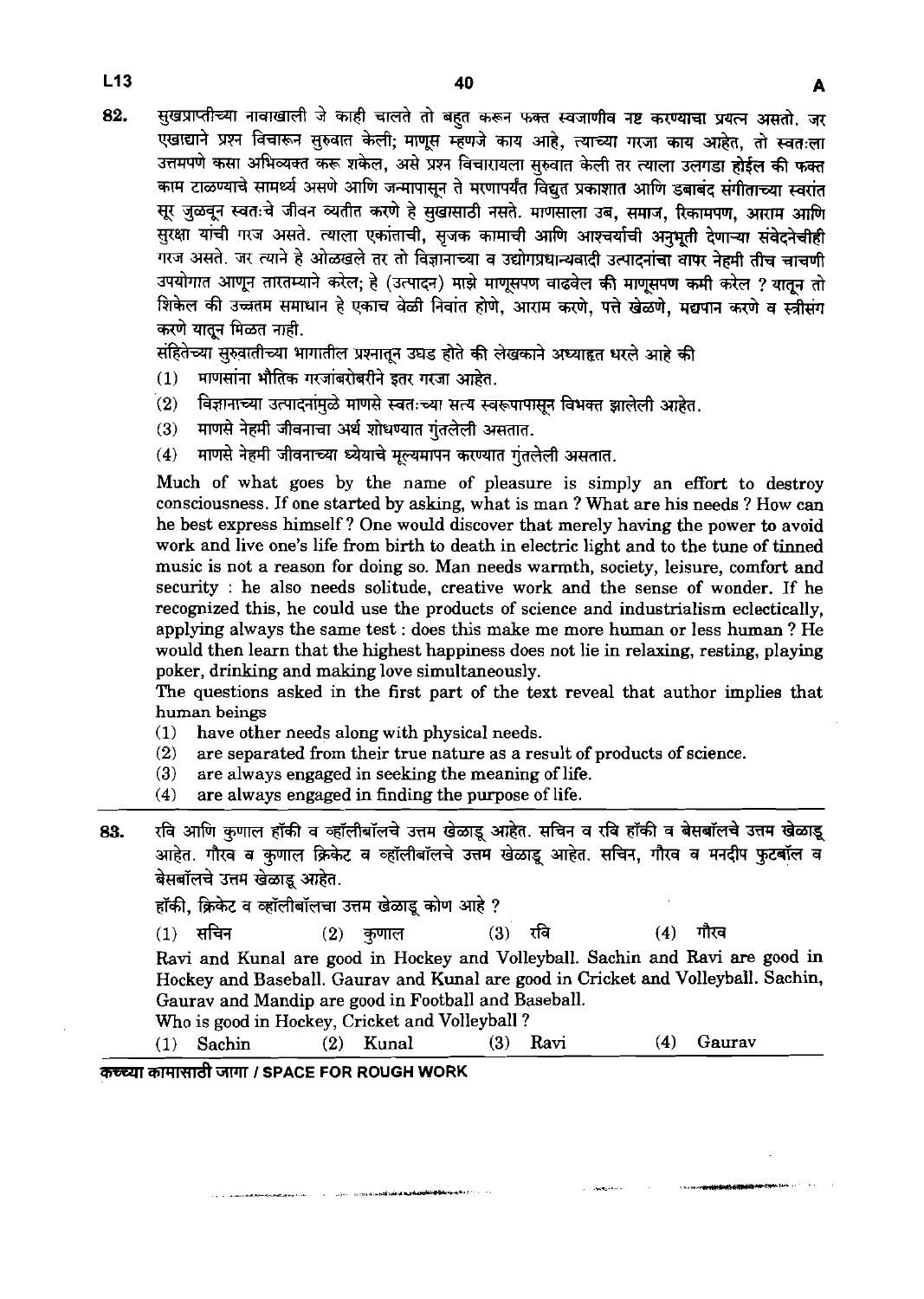82. सुखप्राप्तीच्या नावाखाली जे काही चालते तो बहुत करून फक्त स्वजाणीव नष्ट करण्याचा प्रयत्न असतो. जर एखाद्याने प्रश्न विचारून सुरुवात केली; माणूस म्हणजे काय आहे, त्याच्या गरजा काय आहेत, तो स्वतःला उत्तमपणे कसा अभिव्यक्त करू शकेल, असे प्रश्न विचारायला सुरुवात केली तर त्याला उलगडा होईल की फक्त काम टाळण्याचे सामर्थ्य असणे आणि जन्मापासून ते मरणापर्यंत विद्युत प्रकाशात आणि डबाबंद संगीताच्या स्वरांत सूर जुळवून स्वतःचे जीवन व्यतीत करणे हे सुखासाठी नसते. माणसाला उब, समाज, रिकामपण, आराम आणि सुरक्षा यांची गरज असते. त्याला एकांताची, सृजक कामाची आणि आश्चर्याची अनुभूती देणाऱ्या संवेदनेचीही गरज असते. जर त्याने हे ओळखले तर तो विज्ञानाच्या व उद्योगप्रधान्यवादी उत्पादनांचा वापर नेहमी तीच चाचणी उपयोगात आणून तारतम्याने करेल; हे (उत्पादन) माझे माणूसपण वाढवेल की माणूसपण कमी करेल ? यातून तो शिकेल की उच्चतम समाधान हे एकाच वेळी निवांत होणे, आराम करणे, पत्ते खेळणे, मद्यपान करणे व स्त्रीसंग करणे यातून मिळत नाही.

संहितेच्या सुरुवातीच्या भागातील प्रश्नातून उघड होते की लेखकाने अध्याहृत धरले आहे की

(1) माणसांना भौतिक गरजांबरोबरीने इतर गरजा आहेत.
(2) विज्ञानाच्या उत्पादनांमुळे माणसे स्वतःच्या सत्य स्वरूपापासून विभक्त झालेली आहेत.
(3) माणसे नेहमी जीवनाचा अर्थ शोधण्यात गुंतलेली असतात.
(4) माणसे नेहमी जीवनाच्या ध्येयाचे मूल्यमापन करण्यात गुंतलेली असतात.

Much of what goes by the name of pleasure is simply an effort to destroy consciousness. If one started by asking, what is man ? What are his needs ? How can he best express himself ? One would discover that merely having the power to avoid work and live one's life from birth to death in electric light and to the tune of tinned music is not a reason for doing so. Man needs warmth, society, leisure, comfort and security : he also needs solitude, creative work and the sense of wonder. If he recognized this, he could use the products of science and industrialism eclectically, applying always the same test : does this make me more human or less human ? He would then learn that the highest happiness does not lie in relaxing, resting, playing poker, drinking and making love simultaneously.

The questions asked in the first part of the text reveal that author implies that human beings

(1) have other needs along with physical needs.
(2) are separated from their true nature as a result of products of science.
(3) are always engaged in seeking the meaning of life.
(4) are always engaged in finding the purpose of life.

83. रवि आणि कुणाल हॉकी व व्हॉलीबॉलचे उत्तम खेळाडू आहेत. सचिन व रवि हॉकी व बेसबॉलचे उत्तम खेळाडू आहेत. गौरव व कुणाल क्रिकेट व व्हॉलीबॉलचे उत्तम खेळाडू आहेत. सचिन, गौरव व मनदीप फुटबॉल व बेसबॉलचे उत्तम खेळाडू आहेत.

हॉकी, क्रिकेट व व्हॉलीबॉलचा उत्तम खेळाडू कोण आहे ?

(1) सचिन (2) कुणाल (3) रवि (4) गौरव

Ravi and Kunal are good in Hockey and Volleyball. Sachin and Ravi are good in Hockey and Baseball. Gaurav and Kunal are good in Cricket and Volleyball. Sachin, Gaurav and Mandip are good in Football and Baseball.

Who is good in Hockey, Cricket and Volleyball ?

(1) Sachin (2) Kunal (3) Ravi (4) Gaurav

कच्च्या कामासाठी जागा / SPACE FOR ROUGH WORK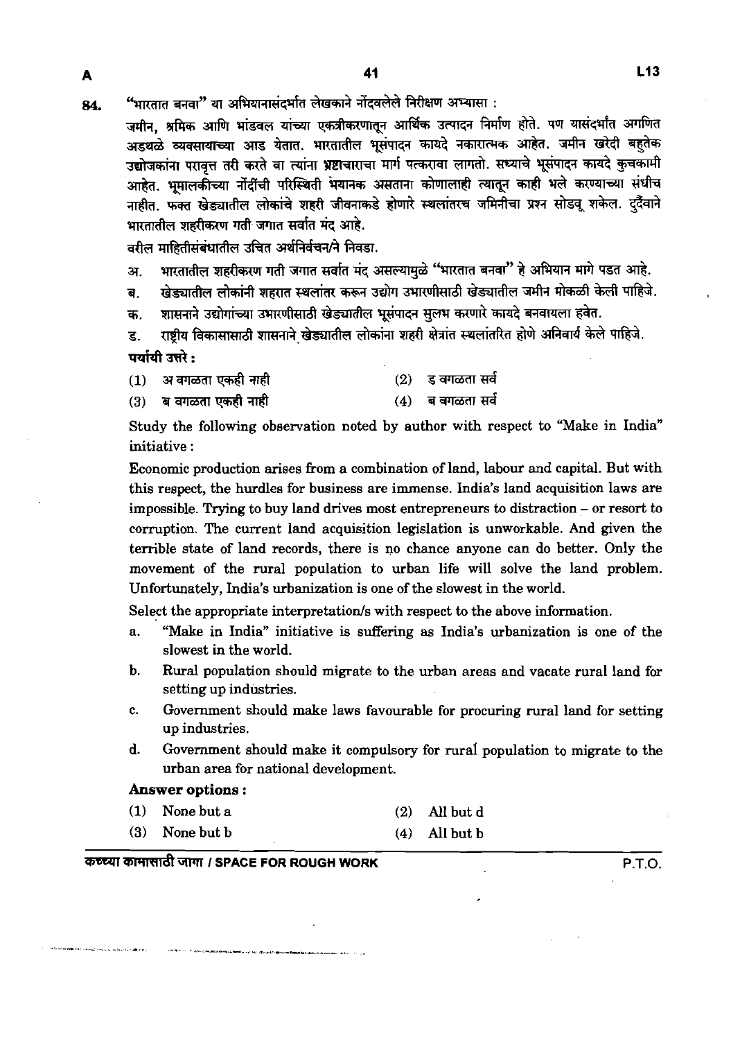84. "भारतात बनवा" या अभियानासंदर्भात लेखकाने नोंदवलेले निरीक्षण अभ्यासा :

जमीन, श्रमिक आणि भांडवल यांच्या एकत्रीकरणातून आर्थिक उत्पादन निर्माण होते. पण यासंदर्भात अगणित अडथळे व्यवसायाच्या आड येतात. भारतातील भूसंपादन कायदे नकारात्मक आहेत. जमीन खरेदी बहुतेक उद्योजकांना परावृत्त तरी करते वा त्यांना भ्रष्टाचाराचा मार्ग पत्करावा लागतो. सध्याचे भूसंपादन कायदे कुचकामी आहेत. भूमालकीच्या नोंदींची परिस्थिती भयानक असताना कोणालाही त्यातून काही भले करण्याच्या संधीच नाहीत. फक्त खेड्यातील लोकांचे शहरी जीवनाकडे होणारे स्थलांतरच जमिनीचा प्रश्न सोडवू शकेल. दुर्दैवाने भारतातील शहरीकरण गती जगात सर्वात मंद आहे.

वरील माहितीसंबंधातील उचित अर्थनिर्वचन/ने निवडा.

अ. भारतातील शहरीकरण गती जगात सर्वात मंद असल्यामुळे "भारतात बनवा" हे अभियान मागे पडत आहे.

ब. खेड्यातील लोकांनी शहरात स्थलांतर करून उद्योग उभारणीसाठी खेड्यातील जमीन मोकळी केली पाहिजे.

क. शासनाने उद्योगांच्या उभारणीसाठी खेड्यातील भूसंपादन सुलभ करणारे कायदे बनवायला हवेत.

ड. राष्ट्रीय विकासासाठी शासनाने खेड्यातील लोकांना शहरी क्षेत्रांत स्थलांतरित होणे अनिवार्य केले पाहिजे.

**पर्यायी उत्तरे :**

(1) अ वगळता एकही नाही (2) ड वगळता सर्व
(3) ब वगळता एकही नाही (4) ब वगळता सर्व

Study the following observation noted by author with respect to "Make in India" initiative :

Economic production arises from a combination of land, labour and capital. But with this respect, the hurdles for business are immense. India's land acquisition laws are impossible. Trying to buy land drives most entrepreneurs to distraction – or resort to corruption. The current land acquisition legislation is unworkable. And given the terrible state of land records, there is no chance anyone can do better. Only the movement of the rural population to urban life will solve the land problem. Unfortunately, India's urbanization is one of the slowest in the world.

Select the appropriate interpretation/s with respect to the above information.

a. "Make in India" initiative is suffering as India's urbanization is one of the slowest in the world.

b. Rural population should migrate to the urban areas and vacate rural land for setting up industries.

c. Government should make laws favourable for procuring rural land for setting up industries.

d. Government should make it compulsory for rural population to migrate to the urban area for national development.

**Answer options :**

(1) None but a (2) All but d
(3) None but b (4) All but b

कच्च्या कामासाठी जागा / SPACE FOR ROUGH WORK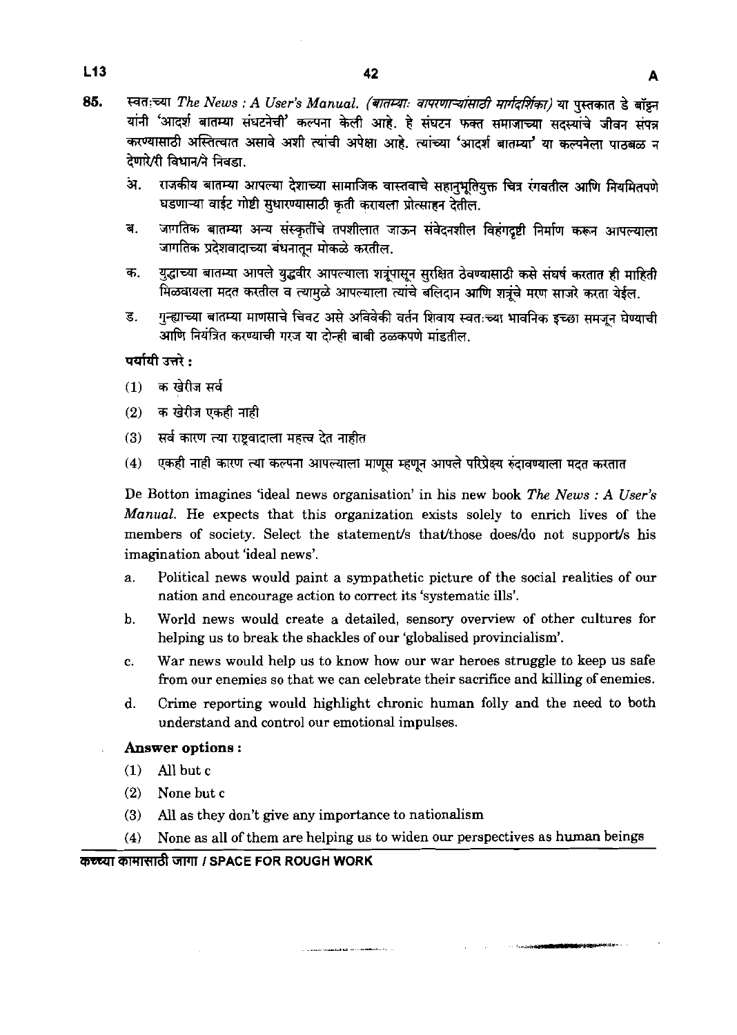85. स्वतःच्या *The News : A User's Manual.* *(बातम्याः वापरणाऱ्यांसाठी मार्गदर्शिका)* या पुस्तकात डे बॉट्न यांनी 'आदर्श बातम्या संघटनेची' कल्पना केली आहे. हे संघटन फक्त समाजाच्या सदस्यांचे जीवन संपन्न करण्यासाठी अस्तित्वात असावे अशी त्यांची अपेक्षा आहे. त्यांच्या 'आदर्श बातम्या' या कल्पनेला पाठबळ न देणारे/री विधान/ने निवडा.

अ. राजकीय बातम्या आपल्या देशाच्या सामाजिक वास्तवाचे सहानुभूतियुक्त चित्र रंगवतील आणि नियमितपणे घडणाऱ्या वाईट गोष्टी सुधारण्यासाठी कृती करायला प्रोत्साहन देतील.

ब. जागतिक बातम्या अन्य संस्कृतींचे तपशीलात जाऊन संवेदनशील विहंगदृष्टी निर्माण करून आपल्याला जागतिक प्रदेशवादाच्या बंधनातून मोकळे करतील.

क. युद्धाच्या बातम्या आपले युद्धवीर आपल्याला शत्रूंपासून सुरक्षित ठेवण्यासाठी कसे संघर्ष करतात ही माहिती मिळवायला मदत करतील व त्यामुळे आपल्याला त्यांचे बलिदान आणि शत्रूंचे मरण साजरे करता येईल.

ड. गुन्ह्याच्या बातम्या माणसाचे चिवट असे अविवेकी वर्तन शिवाय स्वतःच्या भावनिक इच्छा समजून घेण्याची आणि नियंत्रित करण्याची गरज या दोन्ही बाबी ठळकपणे मांडतील.

**पर्यायी उत्तरे :**

(1) क खेरीज सर्व

(2) क खेरीज एकही नाही

(3) सर्व कारण त्या राष्ट्रवादाला महत्त्व देत नाहीत

(4) एकही नाही कारण त्या कल्पना आपल्याला माणूस म्हणून आपले परिप्रेक्ष्य रुंदावण्याला मदत करतात

De Botton imagines 'ideal news organisation' in his new book *The News : A User's Manual.* He expects that this organization exists solely to enrich lives of the members of society. Select the statement/s that/those does/do not support/s his imagination about 'ideal news'.

a. Political news would paint a sympathetic picture of the social realities of our nation and encourage action to correct its 'systematic ills'.

b. World news would create a detailed, sensory overview of other cultures for helping us to break the shackles of our 'globalised provincialism'.

c. War news would help us to know how our war heroes struggle to keep us safe from our enemies so that we can celebrate their sacrifice and killing of enemies.

d. Crime reporting would highlight chronic human folly and the need to both understand and control our emotional impulses.

**Answer options :**

(1) All but c

(2) None but c

(3) All as they don't give any importance to nationalism

(4) None as all of them are helping us to widen our perspectives as human beings

कच्च्या कामासाठी जागा / SPACE FOR ROUGH WORK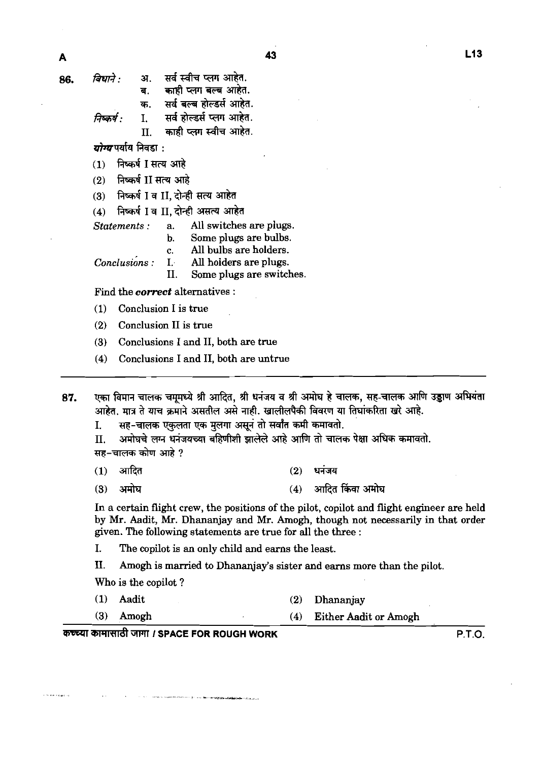86. *विधाने :* अ. सर्व स्वीच प्लग आहेत.
ब. काही प्लग बल्ब आहेत.
क. सर्व बल्ब होल्डर्स आहेत.

*निष्कर्ष :* I. सर्व होल्डर्स प्लग आहेत.
II. काही प्लग स्वीच आहेत.

***योग्य*** पर्याय निवडा :

(1) निष्कर्ष I सत्य आहे
(2) निष्कर्ष II सत्य आहे
(3) निष्कर्ष I व II, दोन्ही सत्य आहेत
(4) निष्कर्ष I व II, दोन्ही असत्य आहेत

*Statements :* a. All switches are plugs.
b. Some plugs are bulbs.
c. All bulbs are holders.

*Conclusions :* I. All holders are plugs.
II. Some plugs are switches.

Find the ***correct*** alternatives :

(1) Conclusion I is true
(2) Conclusion II is true
(3) Conclusions I and II, both are true
(4) Conclusions I and II, both are untrue

---

87. एका विमान चालक चमूमध्ये श्री आदित, श्री धनंजय व श्री अमोघ हे चालक, सह-चालक आणि उड्डाण अभियंता आहेत. मात्र ते याच क्रमाने असतील असे नाही. खालीलपैकी विवरण या तिघांकरिता खरे आहे.

I. सह-चालक एकुलता एक मुलगा असून तो सर्वात कमी कमावतो.
II. अमोघचे लग्न धनंजयच्या बहिणीशी झालेले आहे आणि तो चालक पेक्षा अधिक कमावतो.

सह-चालक कोण आहे ?

(1) आदित
(2) धनंजय
(3) अमोघ
(4) आदित किंवा अमोघ

In a certain flight crew, the positions of the pilot, copilot and flight engineer are held by Mr. Aadit, Mr. Dhananjay and Mr. Amogh, though not necessarily in that order given. The following statements are true for all the three :

I. The copilot is an only child and earns the least.
II. Amogh is married to Dhananjay's sister and earns more than the pilot.

Who is the copilot ?

(1) Aadit
(2) Dhananjay
(3) Amogh
(4) Either Aadit or Amogh

कच्च्या कामासाठी जागा / SPACE FOR ROUGH WORK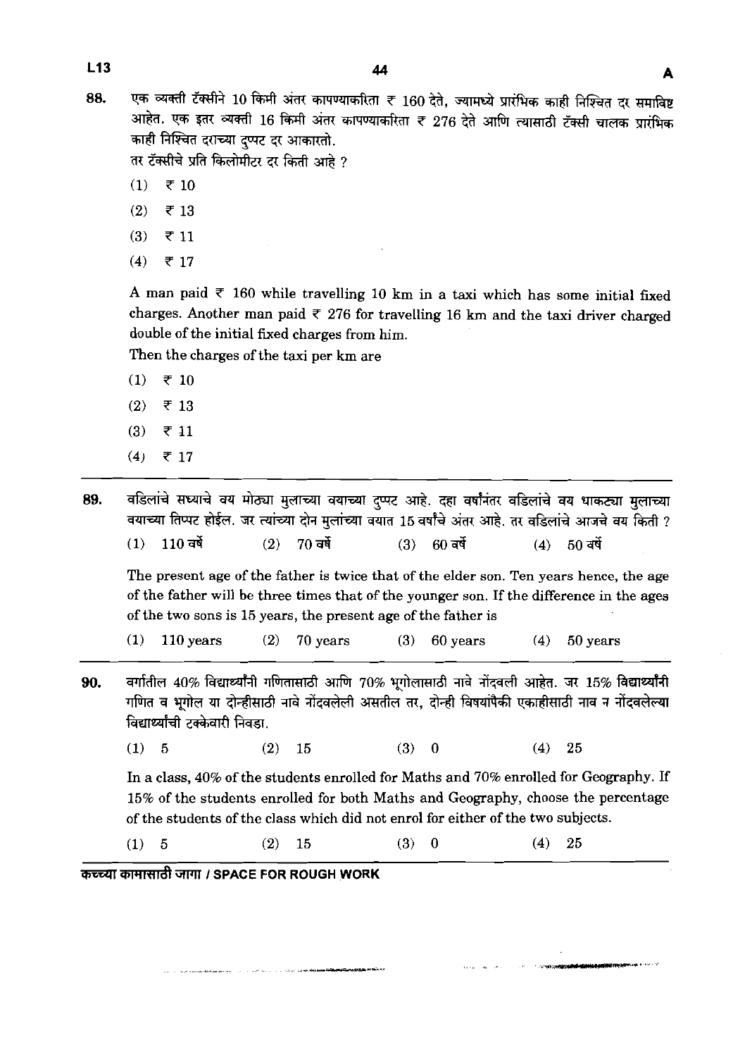88. एक व्यक्ती टॅक्सीने 10 किमी अंतर कापण्याकरिता ₹ 160 देते, ज्यामध्ये प्रारंभिक काही निश्चित दर समाविष्ट आहेत. एक इतर व्यक्ती 16 किमी अंतर कापण्याकरिता ₹ 276 देते आणि त्यासाठी टॅक्सी चालक प्रारंभिक काही निश्चित दराच्या दुप्पट दर आकारतो.
तर टॅक्सीचे प्रति किलोमीटर दर किती आहे ?

(1) ₹ 10
(2) ₹ 13
(3) ₹ 11
(4) ₹ 17

A man paid ₹ 160 while travelling 10 km in a taxi which has some initial fixed charges. Another man paid ₹ 276 for travelling 16 km and the taxi driver charged double of the initial fixed charges from him.
Then the charges of the taxi per km are

(1) ₹ 10
(2) ₹ 13
(3) ₹ 11
(4) ₹ 17

---

89. वडिलांचे सध्याचे वय मोठ्या मुलाच्या वयाच्या दुप्पट आहे. दहा वर्षांनंतर वडिलांचे वय धाकट्या मुलाच्या वयाच्या तिप्पट होईल. जर त्यांच्या दोन मुलांच्या वयात 15 वर्षांचे अंतर आहे. तर वडिलांचे आजचे वय किती ?

(1) 110 वर्षे (2) 70 वर्षे (3) 60 वर्षे (4) 50 वर्षे

The present age of the father is twice that of the elder son. Ten years hence, the age of the father will be three times that of the younger son. If the difference in the ages of the two sons is 15 years, the present age of the father is

(1) 110 years (2) 70 years (3) 60 years (4) 50 years

---

90. वर्गातील 40% विद्यार्थ्यांनी गणितासाठी आणि 70% भूगोलासाठी नावे नोंदवली आहेत. जर 15% विद्यार्थ्यांनी गणित व भूगोल या दोन्हींसाठी नावे नोंदवलेली असतील तर, दोन्ही विषयांपैकी एकाहीसाठी नाव न नोंदवलेल्या विद्यार्थ्यांची टक्केवारी निवडा.

(1) 5 (2) 15 (3) 0 (4) 25

In a class, 40% of the students enrolled for Maths and 70% enrolled for Geography. If 15% of the students enrolled for both Maths and Geography, choose the percentage of the students of the class which did not enrol for either of the two subjects.

(1) 5 (2) 15 (3) 0 (4) 25

---

कच्च्या कामासाठी जागा / SPACE FOR ROUGH WORK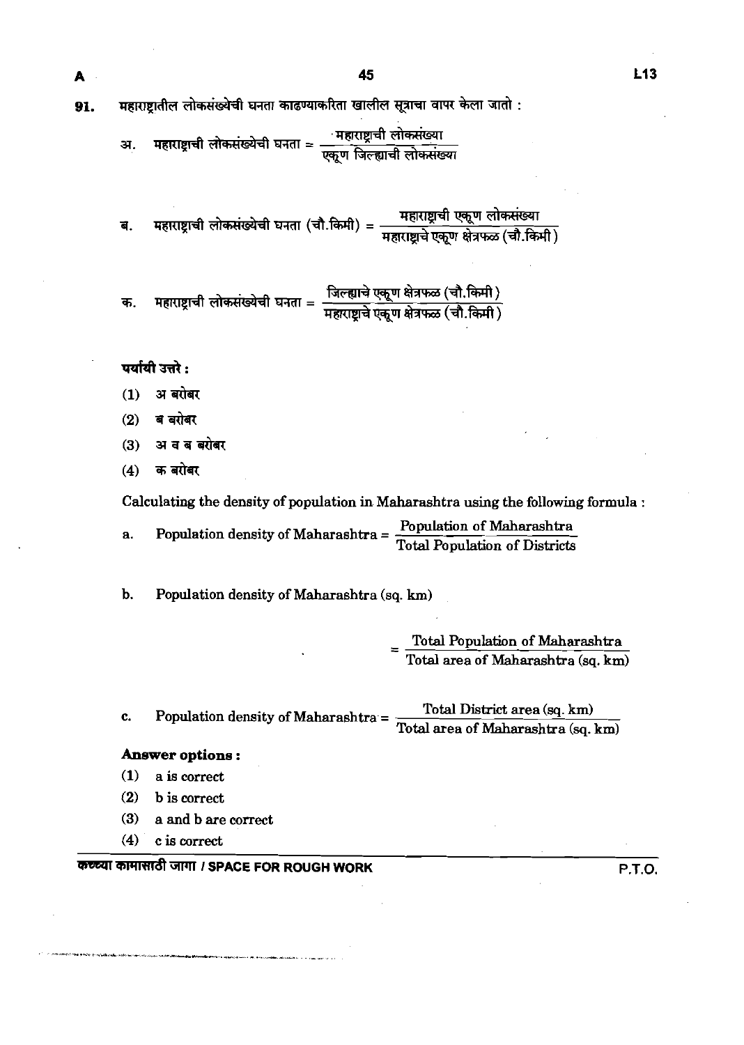91. महाराष्ट्रातील लोकसंख्येची घनता काढण्याकरिता खालील सूत्राचा वापर केला जातो :

अ. $\text{महाराष्ट्राची लोकसंख्येची घनता} = \dfrac{\text{महाराष्ट्राची लोकसंख्या}}{\text{एकूण जिल्ह्याची लोकसंख्या}}$

ब. $\text{महाराष्ट्राची लोकसंख्येची घनता (चौ.किमी)} = \dfrac{\text{महाराष्ट्राची एकूण लोकसंख्या}}{\text{महाराष्ट्राचे एकूण क्षेत्रफळ (चौ.किमी)}}$

क. $\text{महाराष्ट्राची लोकसंख्येची घनता} = \dfrac{\text{जिल्ह्याचे एकूण क्षेत्रफळ (चौ.किमी)}}{\text{महाराष्ट्राचे एकूण क्षेत्रफळ (चौ.किमी)}}$

**पर्यायी उत्तरे :**

(1) अ बरोबर

(2) ब बरोबर

(3) अ व ब बरोबर

(4) क बरोबर

Calculating the density of population in Maharashtra using the following formula :

a. $\text{Population density of Maharashtra} = \dfrac{\text{Population of Maharashtra}}{\text{Total Population of Districts}}$

b. $\text{Population density of Maharashtra (sq. km)} = \dfrac{\text{Total Population of Maharashtra}}{\text{Total area of Maharashtra (sq. km)}}$

c. $\text{Population density of Maharashtra} = \dfrac{\text{Total District area (sq. km)}}{\text{Total area of Maharashtra (sq. km)}}$

**Answer options :**

(1) a is correct

(2) b is correct

(3) a and b are correct

(4) c is correct

कच्च्या कामासाठी जागा / SPACE FOR ROUGH WORK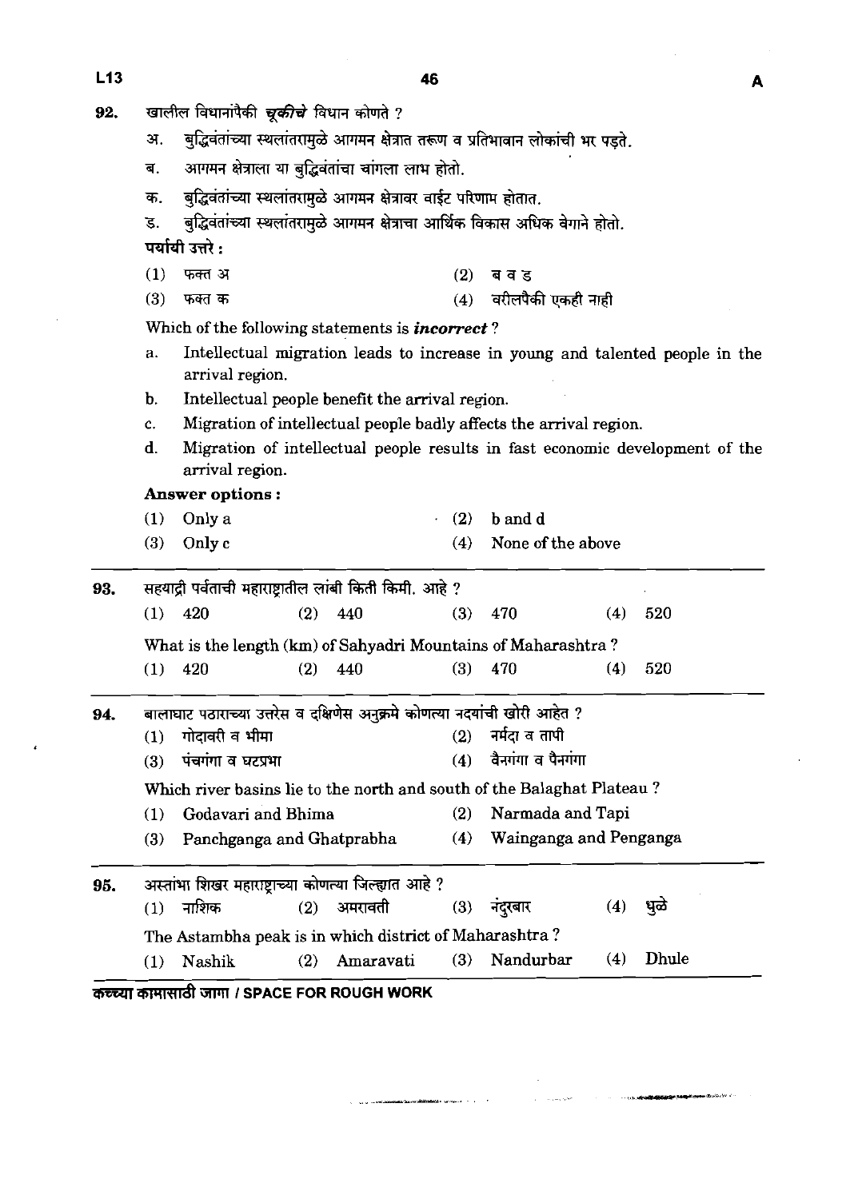92. खालील विधानांपैकी ***चूकीचे*** विधान कोणते ?

   अ. बुद्धिवंतांच्या स्थलांतरामुळे आगमन क्षेत्रात तरूण व प्रतिभावान लोकांची भर पडते.

   ब. आगमन क्षेत्राला या बुद्धिवंतांचा चांगला लाभ होतो.

   क. बुद्धिवंतांच्या स्थलांतरामुळे आगमन क्षेत्रावर वाईट परिणाम होतात.

   ड. बुद्धिवंतांच्या स्थलांतरामुळे आगमन क्षेत्राचा आर्थिक विकास अधिक वेगाने होतो.

   **पर्यायी उत्तरे :**

   (1) फक्त अ (2) ब व ड

   (3) फक्त क (4) वरीलपैकी एकही नाही

   Which of the following statements is ***incorrect*** ?

   a. Intellectual migration leads to increase in young and talented people in the arrival region.

   b. Intellectual people benefit the arrival region.

   c. Migration of intellectual people badly affects the arrival region.

   d. Migration of intellectual people results in fast economic development of the arrival region.

   **Answer options :**

   (1) Only a (2) b and d

   (3) Only c (4) None of the above

---

93. सह्याद्री पर्वताची महाराष्ट्रातील लांबी किती किमी. आहे ?

   (1) 420 (2) 440 (3) 470 (4) 520

   What is the length (km) of Sahyadri Mountains of Maharashtra ?

   (1) 420 (2) 440 (3) 470 (4) 520

---

94. बालाघाट पठाराच्या उत्तरेस व दक्षिणेस अनुक्रमे कोणत्या नदयांची खोरी आहेत ?

   (1) गोदावरी व भीमा (2) नर्मदा व तापी

   (3) पंचगंगा व घटप्रभा (4) वैनगंगा व पैनगंगा

   Which river basins lie to the north and south of the Balaghat Plateau ?

   (1) Godavari and Bhima (2) Narmada and Tapi

   (3) Panchganga and Ghatprabha (4) Wainganga and Penganga

---

95. अस्तांभा शिखर महाराष्ट्राच्या कोणत्या जिल्ह्यात आहे ?

   (1) नाशिक (2) अमरावती (3) नंदुरबार (4) धुळे

   The Astambha peak is in which district of Maharashtra ?

   (1) Nashik (2) Amaravati (3) Nandurbar (4) Dhule

कच्च्या कामासाठी जागा / SPACE FOR ROUGH WORK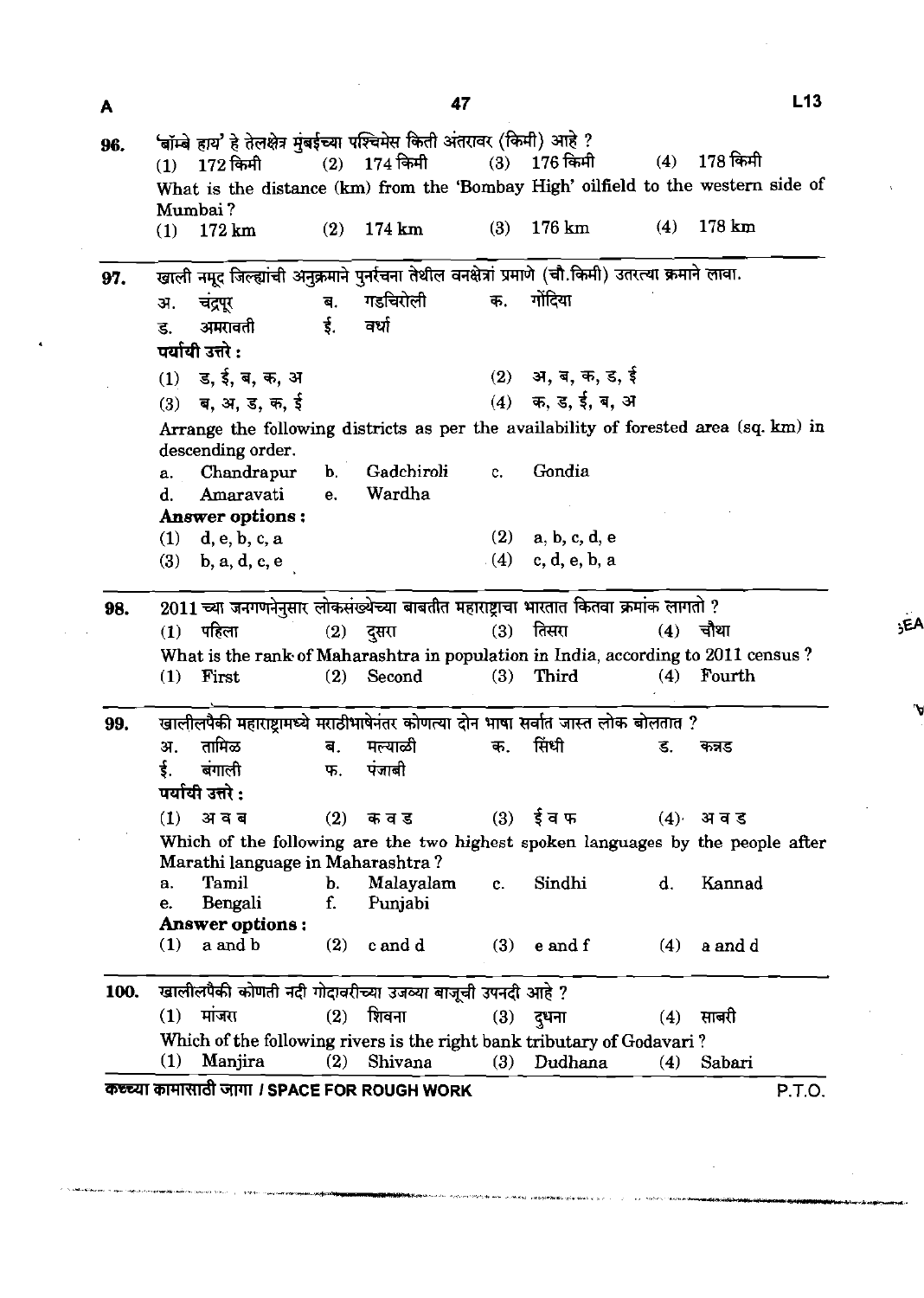96. 'बॉम्बे हाय' हे तेलक्षेत्र मुंबईच्या पश्चिमेस किती अंतरावर (किमी) आहे ?
(1) 172 किमी (2) 174 किमी (3) 176 किमी (4) 178 किमी

What is the distance (km) from the 'Bombay High' oilfield to the western side of Mumbai ?
(1) 172 km (2) 174 km (3) 176 km (4) 178 km

---

97. खाली नमूद जिल्ह्यांची अनुक्रमाने पुनर्रचना तेथील वनक्षेत्रां प्रमाणे (चौ.किमी) उतरत्या क्रमाने लावा.

अ. चंद्रपूर ब. गडचिरोली क. गोंदिया
ड. अमरावती ई. वर्धा

**पर्यायी उत्तरे :**
(1) ड, ई, ब, क, अ (2) अ, ब, क, ड, ई
(3) ब, अ, ड, क, ई (4) क, ड, ई, ब, अ

Arrange the following districts as per the availability of forested area (sq. km) in descending order.

a. Chandrapur b. Gadchiroli c. Gondia
d. Amaravati e. Wardha

**Answer options :**
(1) d, e, b, c, a (2) a, b, c, d, e
(3) b, a, d, c, e (4) c, d, e, b, a

---

98. 2011 च्या जनगणनेनुसार लोकसंख्येच्या बाबतीत महाराष्ट्राचा भारतात कितवा क्रमांक लागतो ?
(1) पहिला (2) दुसरा (3) तिसरा (4) चौथा

What is the rank of Maharashtra in population in India, according to 2011 census ?
(1) First (2) Second (3) Third (4) Fourth

---

99. खालीलपैकी महाराष्ट्रामध्ये मराठीभाषेनंतर कोणत्या दोन भाषा सर्वात जास्त लोक बोलतात ?

अ. तामिळ ब. मल्याळी क. सिंधी ड. कन्नड
ई. बंगाली फ. पंजाबी

**पर्यायी उत्तरे :**
(1) अ व ब (2) क व ड (3) ई व फ (4) अ व ड

Which of the following are the two highest spoken languages by the people after Marathi language in Maharashtra ?

a. Tamil b. Malayalam c. Sindhi d. Kannad
e. Bengali f. Punjabi

**Answer options :**
(1) a and b (2) c and d (3) e and f (4) a and d

---

100. खालीलपैकी कोणती नदी गोदावरीच्या उजव्या बाजूची उपनदी आहे ?
(1) मांजरा (2) शिवना (3) दुधना (4) साबरी

Which of the following rivers is the right bank tributary of Godavari ?
(1) Manjira (2) Shivana (3) Dudhana (4) Sabari

कच्च्या कामासाठी जागा / SPACE FOR ROUGH WORK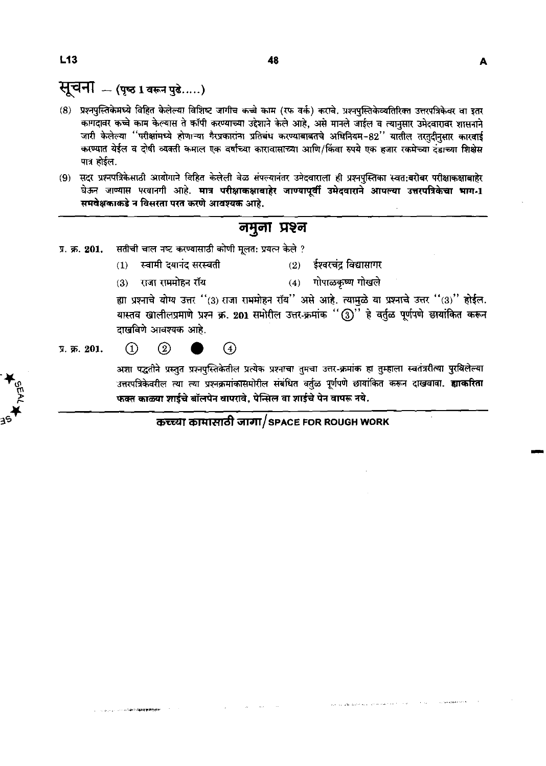# सूचना — (पृष्ठ 1 वरून पुढे.....)

(8) प्रश्नपुस्तिकेमध्ये विहित केलेल्या विशिष्ट जागीच कच्चे काम (रफ वर्क) करावे. प्रश्नपुस्तिकेव्यतिरिक्त उत्तरपत्रिकेवर वा इतर कागदावर कच्चे काम केल्यास ते कॉपी करण्याच्या उद्देशाने केले आहे, असे मानले जाईल व त्यानुसार उमेदवारावर शासनाने जारी केलेल्या "परीक्षांमध्ये होणाऱ्या गैरप्रकारांना प्रतिबंध करण्याबाबतचे अधिनियम-82" यातील तरतुदीनुसार कारवाई करण्यात येईल व दोषी व्यक्ती कमाल एक वर्षाच्या कारावासाच्या आणि/किंवा रुपये एक हजार रकमेच्या दंडाच्या शिक्षेस पात्र होईल.

(9) सदर प्रश्नपत्रिकेसाठी आयोगाने विहित केलेली वेळ संपल्यानंतर उमेदवाराला ही प्रश्नपुस्तिका स्वत:बरोबर परीक्षाकक्षाबाहेर घेऊन जाण्यास परवानगी आहे. **मात्र परीक्षाकक्षाबाहेर जाण्यापूर्वी उमेदवाराने आपल्या उत्तरपत्रिकेचा भाग-1 समवेक्षकाकडे न विसरता परत करणे आवश्यक आहे.**

## नमुना प्रश्न

प्र. क्र. 201. सतीची चाल नष्ट करण्यासाठी कोणी मूलत: प्रयत्न केले ?

(1) स्वामी दयानंद सरस्वती  
(2) ईश्वरचंद्र विद्यासागर  
(3) राजा राममोहन रॉय  
(4) गोपाळकृष्ण गोखले

ह्या प्रश्नाचे योग्य उत्तर "(3) राजा राममोहन रॉय" असे आहे. त्यामुळे या प्रश्नाचे उत्तर "(3)" होईल. यास्तव खालीलप्रमाणे प्रश्न क्र. 201 समोरील उत्तर-क्रमांक "③" हे वर्तुळ पूर्णपणे छायांकित करून दाखविणे आवश्यक आहे.

प्र. क्र. 201. ① ② ● ④

अशा पद्धतीने प्रस्तुत प्रश्नपुस्तिकेतील प्रत्येक प्रश्नाचा तुमचा उत्तर-क्रमांक हा तुम्हाला स्वतंत्ररीत्या पुरविलेल्या उत्तरपत्रिकेवरील त्या त्या प्रश्नक्रमांकासमोरील संबंधित वर्तुळ पूर्णपणे छायांकित करून दाखवावा. **ह्याकरिता फक्त काळ्या शाईचे बॉलपेन वापरावे, पेन्सिल वा शाईचे पेन वापरू नये.**

**कच्च्या कामासाठी जागा/SPACE FOR ROUGH WORK**